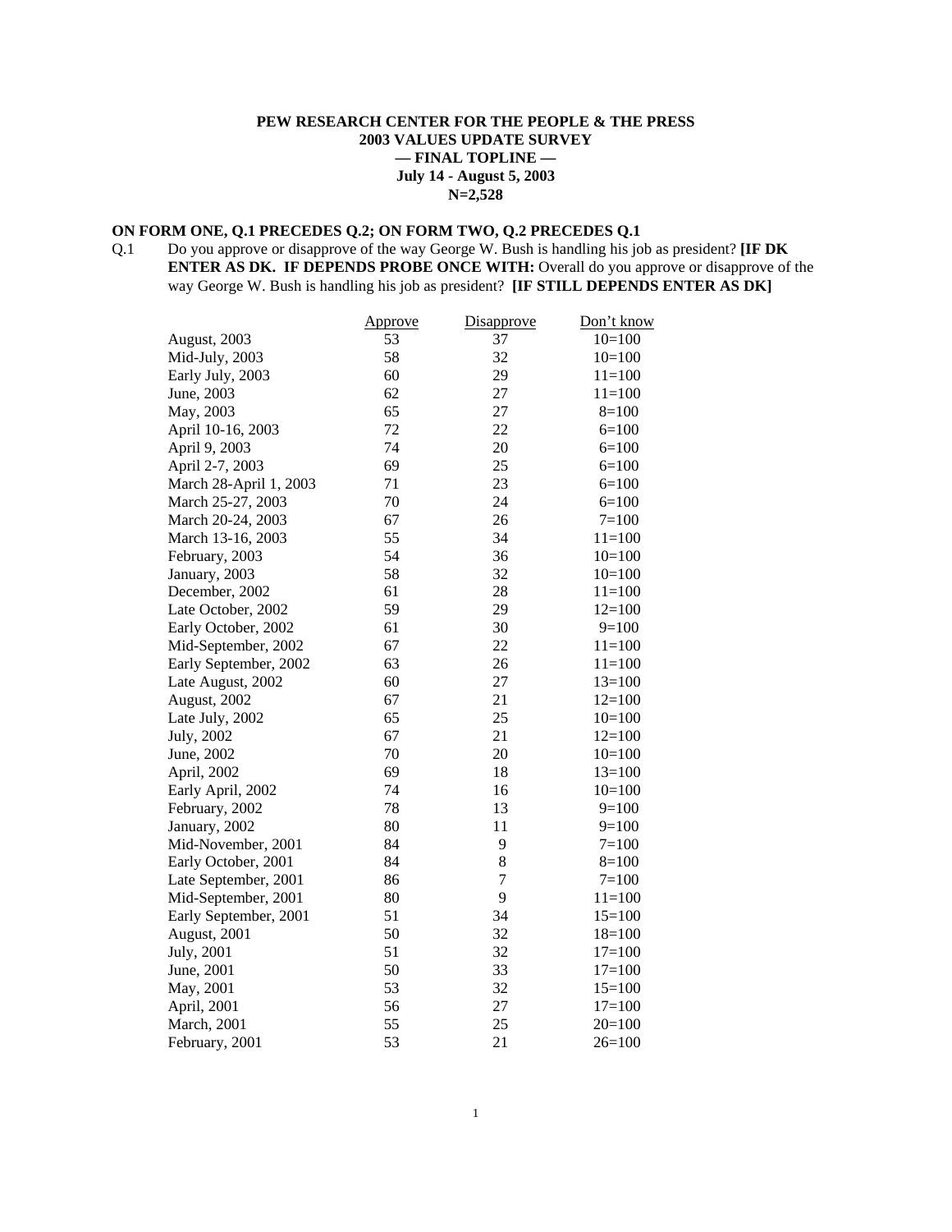**PEW RESEARCH CENTER FOR THE PEOPLE & THE PRESS**
**2003 VALUES UPDATE SURVEY**
**— FINAL TOPLINE —**
**July 14 - August 5, 2003**
**N=2,528**

**ON FORM ONE, Q.1 PRECEDES Q.2; ON FORM TWO, Q.2 PRECEDES Q.1**

Q.1 Do you approve or disapprove of the way George W. Bush is handling his job as president? **[IF DK ENTER AS DK. IF DEPENDS PROBE ONCE WITH:** Overall do you approve or disapprove of the way George W. Bush is handling his job as president? **[IF STILL DEPENDS ENTER AS DK]**

| | Approve | Disapprove | Don't know |
|---|---|---|---|
| August, 2003 | 53 | 37 | 10=100 |
| Mid-July, 2003 | 58 | 32 | 10=100 |
| Early July, 2003 | 60 | 29 | 11=100 |
| June, 2003 | 62 | 27 | 11=100 |
| May, 2003 | 65 | 27 | 8=100 |
| April 10-16, 2003 | 72 | 22 | 6=100 |
| April 9, 2003 | 74 | 20 | 6=100 |
| April 2-7, 2003 | 69 | 25 | 6=100 |
| March 28-April 1, 2003 | 71 | 23 | 6=100 |
| March 25-27, 2003 | 70 | 24 | 6=100 |
| March 20-24, 2003 | 67 | 26 | 7=100 |
| March 13-16, 2003 | 55 | 34 | 11=100 |
| February, 2003 | 54 | 36 | 10=100 |
| January, 2003 | 58 | 32 | 10=100 |
| December, 2002 | 61 | 28 | 11=100 |
| Late October, 2002 | 59 | 29 | 12=100 |
| Early October, 2002 | 61 | 30 | 9=100 |
| Mid-September, 2002 | 67 | 22 | 11=100 |
| Early September, 2002 | 63 | 26 | 11=100 |
| Late August, 2002 | 60 | 27 | 13=100 |
| August, 2002 | 67 | 21 | 12=100 |
| Late July, 2002 | 65 | 25 | 10=100 |
| July, 2002 | 67 | 21 | 12=100 |
| June, 2002 | 70 | 20 | 10=100 |
| April, 2002 | 69 | 18 | 13=100 |
| Early April, 2002 | 74 | 16 | 10=100 |
| February, 2002 | 78 | 13 | 9=100 |
| January, 2002 | 80 | 11 | 9=100 |
| Mid-November, 2001 | 84 | 9 | 7=100 |
| Early October, 2001 | 84 | 8 | 8=100 |
| Late September, 2001 | 86 | 7 | 7=100 |
| Mid-September, 2001 | 80 | 9 | 11=100 |
| Early September, 2001 | 51 | 34 | 15=100 |
| August, 2001 | 50 | 32 | 18=100 |
| July, 2001 | 51 | 32 | 17=100 |
| June, 2001 | 50 | 33 | 17=100 |
| May, 2001 | 53 | 32 | 15=100 |
| April, 2001 | 56 | 27 | 17=100 |
| March, 2001 | 55 | 25 | 20=100 |
| February, 2001 | 53 | 21 | 26=100 |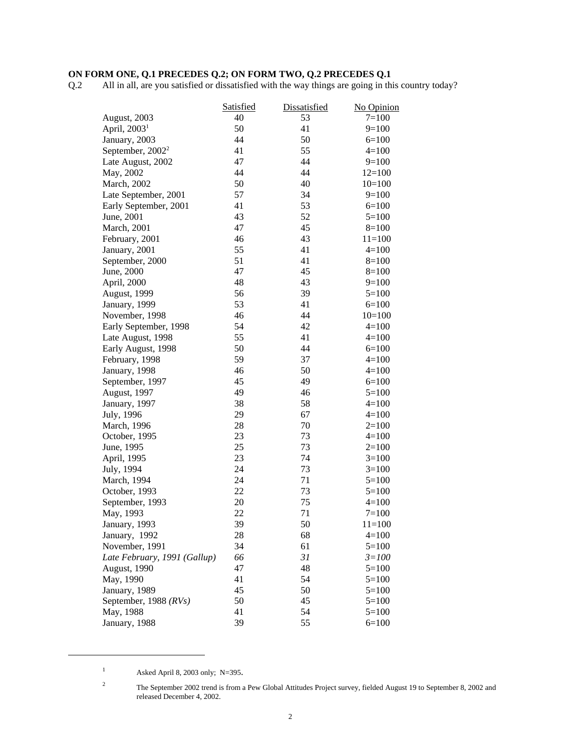**ON FORM ONE, Q.1 PRECEDES Q.2; ON FORM TWO, Q.2 PRECEDES Q.1**

Q.2 All in all, are you satisfied or dissatisfied with the way things are going in this country today?

| | Satisfied | Dissatisfied | No Opinion |
|---|---|---|---|
| August, 2003 | 40 | 53 | 7=100 |
| April, 2003[1] | 50 | 41 | 9=100 |
| January, 2003 | 44 | 50 | 6=100 |
| September, 2002[2] | 41 | 55 | 4=100 |
| Late August, 2002 | 47 | 44 | 9=100 |
| May, 2002 | 44 | 44 | 12=100 |
| March, 2002 | 50 | 40 | 10=100 |
| Late September, 2001 | 57 | 34 | 9=100 |
| Early September, 2001 | 41 | 53 | 6=100 |
| June, 2001 | 43 | 52 | 5=100 |
| March, 2001 | 47 | 45 | 8=100 |
| February, 2001 | 46 | 43 | 11=100 |
| January, 2001 | 55 | 41 | 4=100 |
| September, 2000 | 51 | 41 | 8=100 |
| June, 2000 | 47 | 45 | 8=100 |
| April, 2000 | 48 | 43 | 9=100 |
| August, 1999 | 56 | 39 | 5=100 |
| January, 1999 | 53 | 41 | 6=100 |
| November, 1998 | 46 | 44 | 10=100 |
| Early September, 1998 | 54 | 42 | 4=100 |
| Late August, 1998 | 55 | 41 | 4=100 |
| Early August, 1998 | 50 | 44 | 6=100 |
| February, 1998 | 59 | 37 | 4=100 |
| January, 1998 | 46 | 50 | 4=100 |
| September, 1997 | 45 | 49 | 6=100 |
| August, 1997 | 49 | 46 | 5=100 |
| January, 1997 | 38 | 58 | 4=100 |
| July, 1996 | 29 | 67 | 4=100 |
| March, 1996 | 28 | 70 | 2=100 |
| October, 1995 | 23 | 73 | 4=100 |
| June, 1995 | 25 | 73 | 2=100 |
| April, 1995 | 23 | 74 | 3=100 |
| July, 1994 | 24 | 73 | 3=100 |
| March, 1994 | 24 | 71 | 5=100 |
| October, 1993 | 22 | 73 | 5=100 |
| September, 1993 | 20 | 75 | 4=100 |
| May, 1993 | 22 | 71 | 7=100 |
| January, 1993 | 39 | 50 | 11=100 |
| January, 1992 | 28 | 68 | 4=100 |
| November, 1991 | 34 | 61 | 5=100 |
| *Late February, 1991 (Gallup)* | *66* | *31* | *3=100* |
| August, 1990 | 47 | 48 | 5=100 |
| May, 1990 | 41 | 54 | 5=100 |
| January, 1989 | 45 | 50 | 5=100 |
| September, 1988 *(RVs)* | 50 | 45 | 5=100 |
| May, 1988 | 41 | 54 | 5=100 |
| January, 1988 | 39 | 55 | 6=100 |

---

[1] Asked April 8, 2003 only; N=395.

[2] The September 2002 trend is from a Pew Global Attitudes Project survey, fielded August 19 to September 8, 2002 and released December 4, 2002.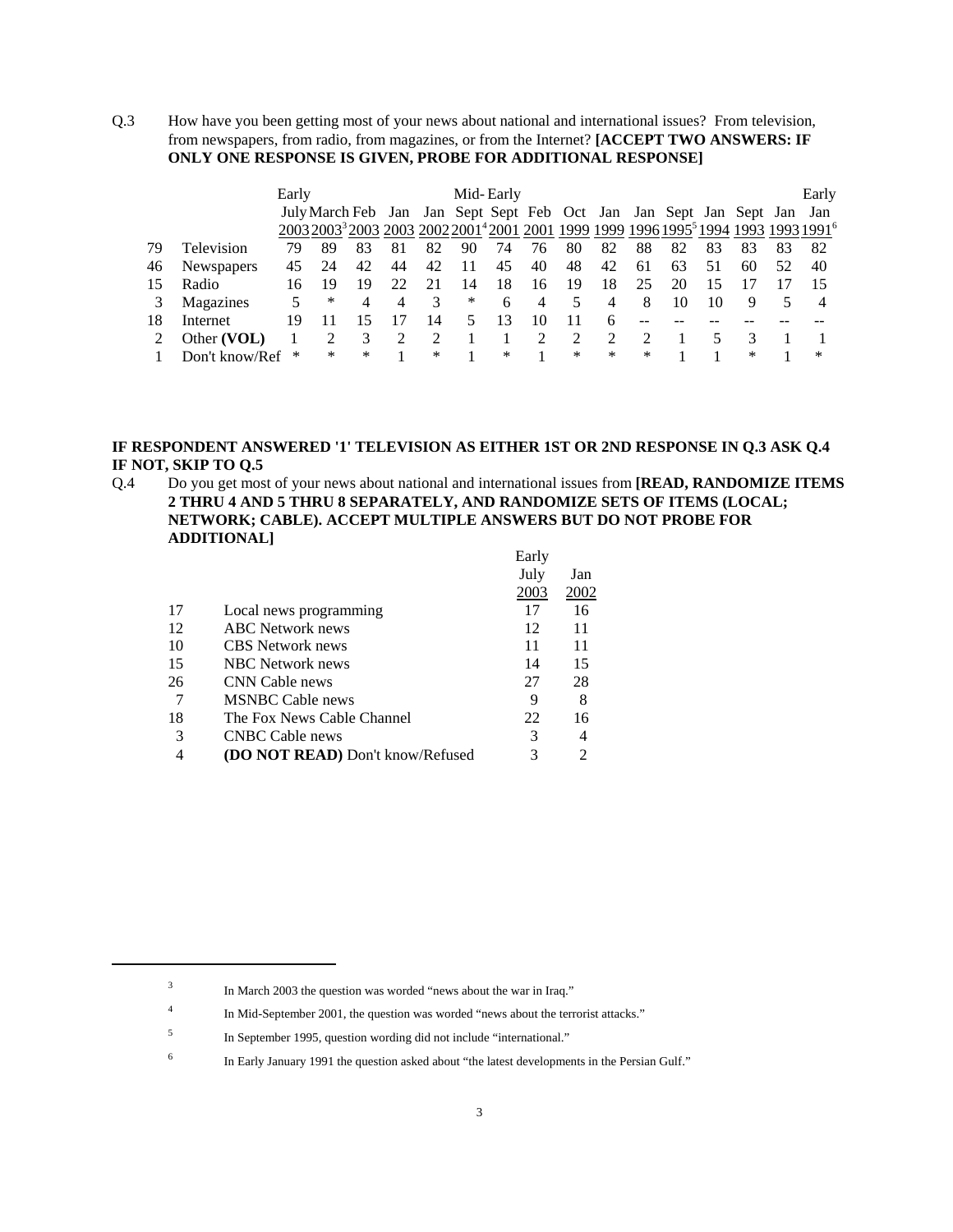Q.3 How have you been getting most of your news about national and international issues? From television, from newspapers, from radio, from magazines, or from the Internet? **[ACCEPT TWO ANSWERS: IF ONLY ONE RESPONSE IS GIVEN, PROBE FOR ADDITIONAL RESPONSE]**

| | | Early July 2003 | March 2003[3] | Feb 2003 | Jan 2003 | Jan 2002 | Mid-Sept 2001[4] | Early Sept 2001 | Feb 2001 | Oct 1999 | Jan 1999 | Jan 1996 | Sept 1995[5] | Jan 1994 | Sept 1993 | Jan 1993 | Early Jan 1991[6] |
|---|---|---|---|---|---|---|---|---|---|---|---|---|---|---|---|---|---|
| 79 | Television | 79 | 89 | 83 | 81 | 82 | 90 | 74 | 76 | 80 | 82 | 88 | 82 | 83 | 83 | 83 | 82 |
| 46 | Newspapers | 45 | 24 | 42 | 44 | 42 | 11 | 45 | 40 | 48 | 42 | 61 | 63 | 51 | 60 | 52 | 40 |
| 15 | Radio | 16 | 19 | 19 | 22 | 21 | 14 | 18 | 16 | 19 | 18 | 25 | 20 | 15 | 17 | 17 | 15 |
| 3 | Magazines | 5 | * | 4 | 4 | 3 | * | 6 | 4 | 5 | 4 | 8 | 10 | 10 | 9 | 5 | 4 |
| 18 | Internet | 19 | 11 | 15 | 17 | 14 | 5 | 13 | 10 | 11 | 6 | -- | -- | -- | -- | -- | -- |
| 2 | Other **(VOL)** | 1 | 2 | 3 | 2 | 2 | 1 | 1 | 2 | 2 | 2 | 2 | 1 | 5 | 3 | 1 | 1 |
| 1 | Don't know/Ref | * | * | * | 1 | * | 1 | * | 1 | * | * | * | 1 | 1 | * | 1 | * |

**IF RESPONDENT ANSWERED '1' TELEVISION AS EITHER 1ST OR 2ND RESPONSE IN Q.3 ASK Q.4 IF NOT, SKIP TO Q.5**

Q.4 Do you get most of your news about national and international issues from **[READ, RANDOMIZE ITEMS 2 THRU 4 AND 5 THRU 8 SEPARATELY, AND RANDOMIZE SETS OF ITEMS (LOCAL; NETWORK; CABLE). ACCEPT MULTIPLE ANSWERS BUT DO NOT PROBE FOR ADDITIONAL]**

| | | Early July 2003 | Jan 2002 |
|---|---|---|---|
| 17 | Local news programming | 17 | 16 |
| 12 | ABC Network news | 12 | 11 |
| 10 | CBS Network news | 11 | 11 |
| 15 | NBC Network news | 14 | 15 |
| 26 | CNN Cable news | 27 | 28 |
| 7 | MSNBC Cable news | 9 | 8 |
| 18 | The Fox News Cable Channel | 22 | 16 |
| 3 | CNBC Cable news | 3 | 4 |
| 4 | **(DO NOT READ)** Don't know/Refused | 3 | 2 |

---

[3] In March 2003 the question was worded "news about the war in Iraq."

[4] In Mid-September 2001, the question was worded "news about the terrorist attacks."

[5] In September 1995, question wording did not include "international."

[6] In Early January 1991 the question asked about "the latest developments in the Persian Gulf."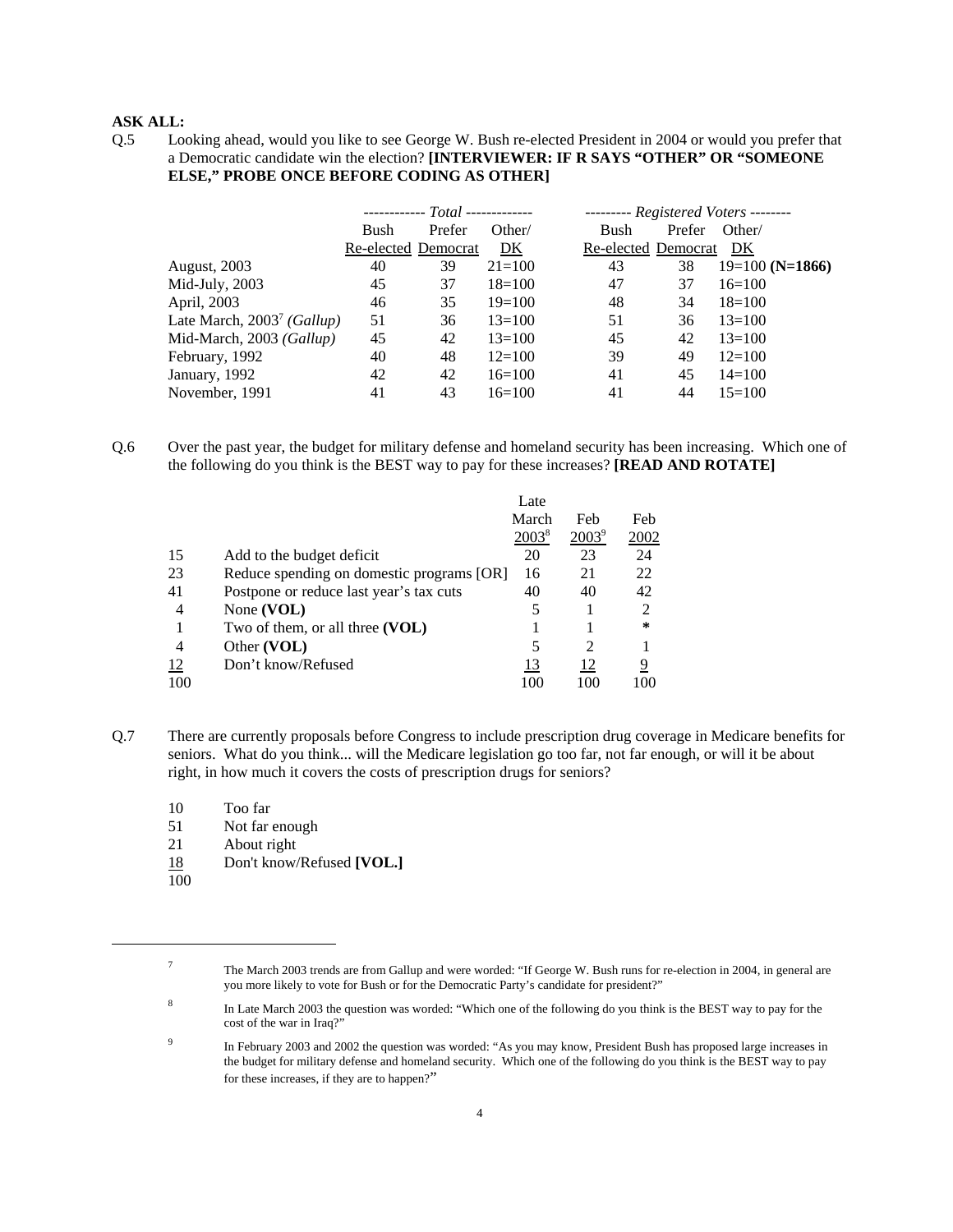**ASK ALL:**

Q.5 Looking ahead, would you like to see George W. Bush re-elected President in 2004 or would you prefer that a Democratic candidate win the election? **[INTERVIEWER: IF R SAYS "OTHER" OR "SOMEONE ELSE," PROBE ONCE BEFORE CODING AS OTHER]**

| | *Total* | | | *Registered Voters* | | |
|---|---|---|---|---|---|---|
| | Bush Re-elected | Prefer Democrat | Other/ DK | Bush Re-elected | Prefer Democrat | Other/ DK |
| August, 2003 | 40 | 39 | 21=100 | 43 | 38 | 19=100 **(N=1866)** |
| Mid-July, 2003 | 45 | 37 | 18=100 | 47 | 37 | 16=100 |
| April, 2003 | 46 | 35 | 19=100 | 48 | 34 | 18=100 |
| Late March, 2003[7] *(Gallup)* | 51 | 36 | 13=100 | 51 | 36 | 13=100 |
| Mid-March, 2003 *(Gallup)* | 45 | 42 | 13=100 | 45 | 42 | 13=100 |
| February, 1992 | 40 | 48 | 12=100 | 39 | 49 | 12=100 |
| January, 1992 | 42 | 42 | 16=100 | 41 | 45 | 14=100 |
| November, 1991 | 41 | 43 | 16=100 | 41 | 44 | 15=100 |

Q.6 Over the past year, the budget for military defense and homeland security has been increasing. Which one of the following do you think is the BEST way to pay for these increases? **[READ AND ROTATE]**

| | | Late March 2003[8] | Feb 2003[9] | Feb 2002 |
|---|---|---|---|---|
| 15 | Add to the budget deficit | 20 | 23 | 24 |
| 23 | Reduce spending on domestic programs [OR] | 16 | 21 | 22 |
| 41 | Postpone or reduce last year's tax cuts | 40 | 40 | 42 |
| 4 | None **(VOL)** | 5 | 1 | 2 |
| 1 | Two of them, or all three **(VOL)** | 1 | 1 | * |
| 4 | Other **(VOL)** | 5 | 2 | 1 |
| 12 | Don't know/Refused | 13 | 12 | 9 |
| 100 | | 100 | 100 | 100 |

Q.7 There are currently proposals before Congress to include prescription drug coverage in Medicare benefits for seniors. What do you think... will the Medicare legislation go too far, not far enough, or will it be about right, in how much it covers the costs of prescription drugs for seniors?

| | |
|---|---|
| 10 | Too far |
| 51 | Not far enough |
| 21 | About right |
| 18 | Don't know/Refused **[VOL.]** |
| 100 | |

---

[7] The March 2003 trends are from Gallup and were worded: "If George W. Bush runs for re-election in 2004, in general are you more likely to vote for Bush or for the Democratic Party's candidate for president?"

[8] In Late March 2003 the question was worded: "Which one of the following do you think is the BEST way to pay for the cost of the war in Iraq?"

[9] In February 2003 and 2002 the question was worded: "As you may know, President Bush has proposed large increases in the budget for military defense and homeland security. Which one of the following do you think is the BEST way to pay for these increases, if they are to happen?"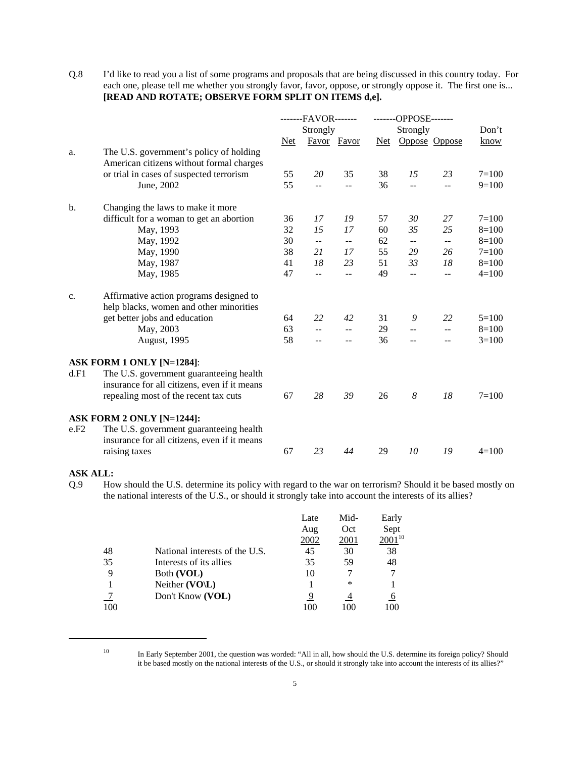Q.8 I'd like to read you a list of some programs and proposals that are being discussed in this country today. For each one, please tell me whether you strongly favor, favor, oppose, or strongly oppose it. The first one is... **[READ AND ROTATE; OBSERVE FORM SPLIT ON ITEMS d,e].**

| | | -------FAVOR------- | | | -------OPPOSE------- | | | |
|---|---|---|---|---|---|---|---|---|
| | | Net | Strongly Favor | Favor | Net | Strongly Oppose | Oppose | Don't know |
| a. | The U.S. government's policy of holding American citizens without formal charges or trial in cases of suspected terrorism | 55 | *20* | 35 | 38 | *15* | *23* | 7=100 |
| | June, 2002 | 55 | -- | -- | 36 | -- | -- | 9=100 |
| b. | Changing the laws to make it more difficult for a woman to get an abortion | 36 | *17* | *19* | 57 | *30* | *27* | 7=100 |
| | May, 1993 | 32 | *15* | *17* | 60 | *35* | *25* | 8=100 |
| | May, 1992 | 30 | -- | -- | 62 | -- | -- | 8=100 |
| | May, 1990 | 38 | *21* | *17* | 55 | *29* | *26* | 7=100 |
| | May, 1987 | 41 | *18* | *23* | 51 | *33* | *18* | 8=100 |
| | May, 1985 | 47 | -- | -- | 49 | -- | -- | 4=100 |
| c. | Affirmative action programs designed to help blacks, women and other minorities get better jobs and education | 64 | *22* | *42* | 31 | *9* | *22* | 5=100 |
| | May, 2003 | 63 | -- | -- | 29 | -- | -- | 8=100 |
| | August, 1995 | 58 | -- | -- | 36 | -- | -- | 3=100 |
| | **ASK FORM 1 ONLY [N=1284]**: | | | | | | | |
| d.F1 | The U.S. government guaranteeing health insurance for all citizens, even if it means repealing most of the recent tax cuts | 67 | *28* | *39* | 26 | *8* | *18* | 7=100 |
| | **ASK FORM 2 ONLY [N=1244]:** | | | | | | | |
| e.F2 | The U.S. government guaranteeing health insurance for all citizens, even if it means raising taxes | 67 | *23* | *44* | 29 | *10* | *19* | 4=100 |

**ASK ALL:**

Q.9 How should the U.S. determine its policy with regard to the war on terrorism? Should it be based mostly on the national interests of the U.S., or should it strongly take into account the interests of its allies?

| | | Late Aug 2002 | Mid-Oct 2001 | Early Sept 2001[10] |
|---|---|---|---|---|
| 48 | National interests of the U.S. | 45 | 30 | 38 |
| 35 | Interests of its allies | 35 | 59 | 48 |
| 9 | Both **(VOL)** | 10 | 7 | 7 |
| 1 | Neither **(VO\L)** | 1 | * | 1 |
| 7 | Don't Know **(VOL)** | 9 | 4 | 6 |
| 100 | | 100 | 100 | 100 |

[10] In Early September 2001, the question was worded: "All in all, how should the U.S. determine its foreign policy? Should it be based mostly on the national interests of the U.S., or should it strongly take into account the interests of its allies?"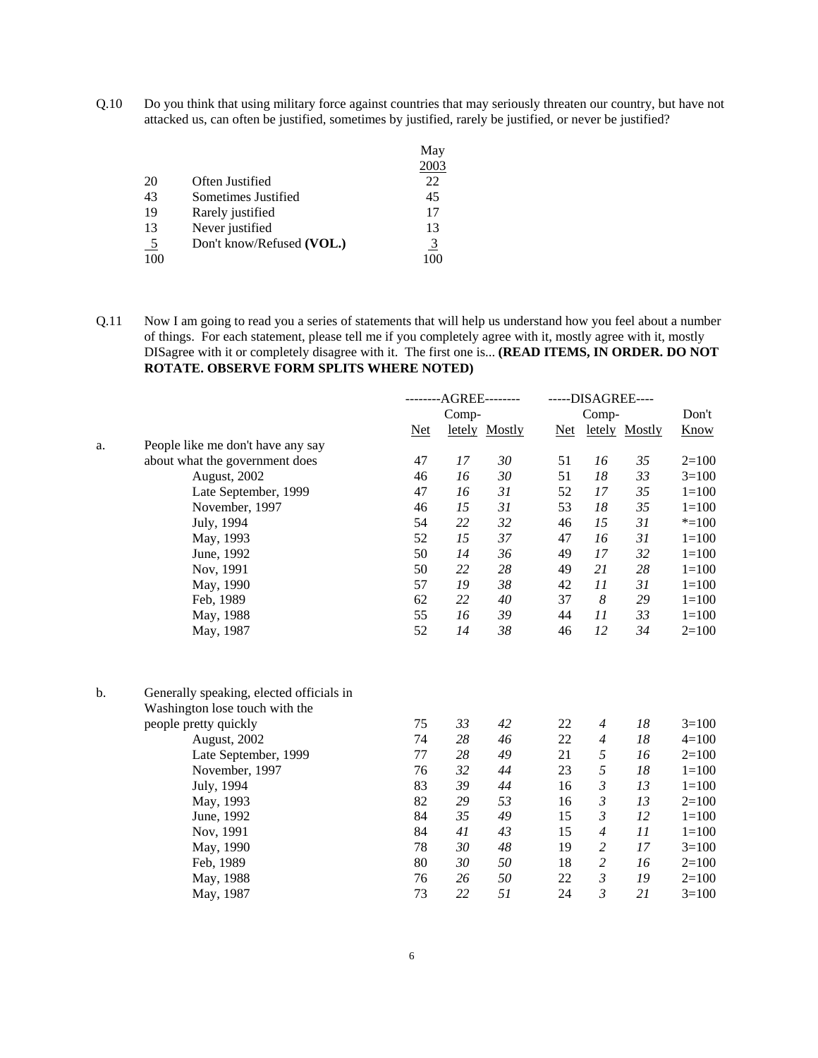Q.10 Do you think that using military force against countries that may seriously threaten our country, but have not attacked us, can often be justified, sometimes by justified, rarely be justified, or never be justified?

| | | May 2003 |
|---|---|---|
| 20 | Often Justified | 22 |
| 43 | Sometimes Justified | 45 |
| 19 | Rarely justified | 17 |
| 13 | Never justified | 13 |
| 5 | Don't know/Refused **(VOL.)** | 3 |
| 100 | | 100 |

Q.11 Now I am going to read you a series of statements that will help us understand how you feel about a number of things. For each statement, please tell me if you completely agree with it, mostly agree with it, mostly DISagree with it or completely disagree with it. The first one is... **(READ ITEMS, IN ORDER. DO NOT ROTATE. OBSERVE FORM SPLITS WHERE NOTED)**

| | | --------AGREE-------- | | | -----DISAGREE---- | | | |
|---|---|---|---|---|---|---|---|---|
| | | Net | Completely | Mostly | Net | Completely | Mostly | Don't Know |
| a. | People like me don't have any say about what the government does | 47 | *17* | *30* | 51 | *16* | *35* | 2=100 |
| | August, 2002 | 46 | *16* | *30* | 51 | *18* | *33* | 3=100 |
| | Late September, 1999 | 47 | *16* | *31* | 52 | *17* | *35* | 1=100 |
| | November, 1997 | 46 | *15* | *31* | 53 | *18* | *35* | 1=100 |
| | July, 1994 | 54 | *22* | *32* | 46 | *15* | *31* | *=100 |
| | May, 1993 | 52 | *15* | *37* | 47 | *16* | *31* | 1=100 |
| | June, 1992 | 50 | *14* | *36* | 49 | *17* | *32* | 1=100 |
| | Nov, 1991 | 50 | *22* | *28* | 49 | *21* | *28* | 1=100 |
| | May, 1990 | 57 | *19* | *38* | 42 | *11* | *31* | 1=100 |
| | Feb, 1989 | 62 | *22* | *40* | 37 | *8* | *29* | 1=100 |
| | May, 1988 | 55 | *16* | *39* | 44 | *11* | *33* | 1=100 |
| | May, 1987 | 52 | *14* | *38* | 46 | *12* | *34* | 2=100 |
| b. | Generally speaking, elected officials in Washington lose touch with the people pretty quickly | 75 | *33* | *42* | 22 | *4* | *18* | 3=100 |
| | August, 2002 | 74 | *28* | *46* | 22 | *4* | *18* | 4=100 |
| | Late September, 1999 | 77 | *28* | *49* | 21 | *5* | *16* | 2=100 |
| | November, 1997 | 76 | *32* | *44* | 23 | *5* | *18* | 1=100 |
| | July, 1994 | 83 | *39* | *44* | 16 | *3* | *13* | 1=100 |
| | May, 1993 | 82 | *29* | *53* | 16 | *3* | *13* | 2=100 |
| | June, 1992 | 84 | *35* | *49* | 15 | *3* | *12* | 1=100 |
| | Nov, 1991 | 84 | *41* | *43* | 15 | *4* | *11* | 1=100 |
| | May, 1990 | 78 | *30* | *48* | 19 | *2* | *17* | 3=100 |
| | Feb, 1989 | 80 | *30* | *50* | 18 | *2* | *16* | 2=100 |
| | May, 1988 | 76 | *26* | *50* | 22 | *3* | *19* | 2=100 |
| | May, 1987 | 73 | *22* | *51* | 24 | *3* | *21* | 3=100 |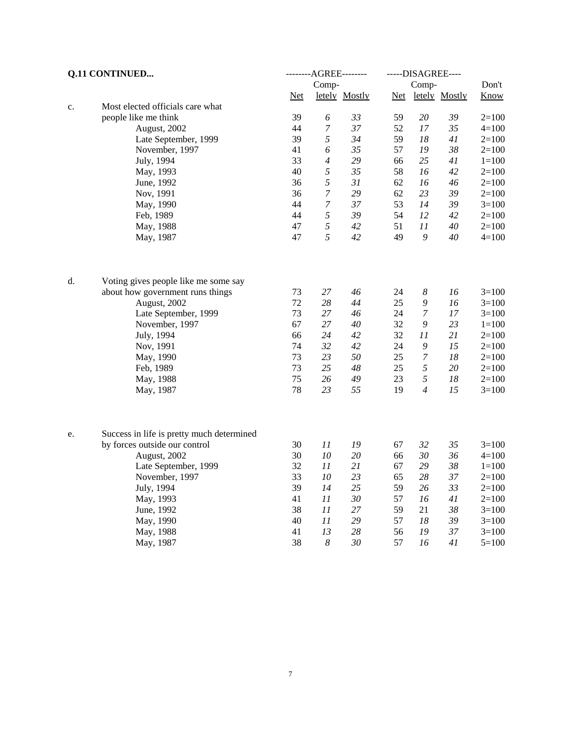**Q.11 CONTINUED...**

| | AGREE Net | AGREE Completely | AGREE Mostly | DISAGREE Net | DISAGREE Completely | DISAGREE Mostly | Don't Know |
|---|---|---|---|---|---|---|---|
| c. Most elected officials care what people like me think | 39 | *6* | *33* | 59 | *20* | *39* | 2=100 |
| August, 2002 | 44 | *7* | *37* | 52 | *17* | *35* | 4=100 |
| Late September, 1999 | 39 | *5* | *34* | 59 | *18* | *41* | 2=100 |
| November, 1997 | 41 | *6* | *35* | 57 | *19* | *38* | 2=100 |
| July, 1994 | 33 | *4* | *29* | 66 | *25* | *41* | 1=100 |
| May, 1993 | 40 | *5* | *35* | 58 | *16* | *42* | 2=100 |
| June, 1992 | 36 | *5* | *31* | 62 | *16* | *46* | 2=100 |
| Nov, 1991 | 36 | *7* | *29* | 62 | *23* | *39* | 2=100 |
| May, 1990 | 44 | *7* | *37* | 53 | *14* | *39* | 3=100 |
| Feb, 1989 | 44 | *5* | *39* | 54 | *12* | *42* | 2=100 |
| May, 1988 | 47 | *5* | *42* | 51 | *11* | *40* | 2=100 |
| May, 1987 | 47 | *5* | *42* | 49 | *9* | *40* | 4=100 |
| d. Voting gives people like me some say about how government runs things | 73 | *27* | *46* | 24 | *8* | *16* | 3=100 |
| August, 2002 | 72 | *28* | *44* | 25 | *9* | *16* | 3=100 |
| Late September, 1999 | 73 | *27* | *46* | 24 | *7* | *17* | 3=100 |
| November, 1997 | 67 | *27* | *40* | 32 | *9* | *23* | 1=100 |
| July, 1994 | 66 | *24* | *42* | 32 | *11* | *21* | 2=100 |
| Nov, 1991 | 74 | *32* | *42* | 24 | *9* | *15* | 2=100 |
| May, 1990 | 73 | *23* | *50* | 25 | *7* | *18* | 2=100 |
| Feb, 1989 | 73 | *25* | *48* | 25 | *5* | *20* | 2=100 |
| May, 1988 | 75 | *26* | *49* | 23 | *5* | *18* | 2=100 |
| May, 1987 | 78 | *23* | *55* | 19 | *4* | *15* | 3=100 |
| e. Success in life is pretty much determined by forces outside our control | 30 | *11* | *19* | 67 | *32* | *35* | 3=100 |
| August, 2002 | 30 | *10* | *20* | 66 | *30* | *36* | 4=100 |
| Late September, 1999 | 32 | *11* | *21* | 67 | *29* | *38* | 1=100 |
| November, 1997 | 33 | *10* | *23* | 65 | *28* | *37* | 2=100 |
| July, 1994 | 39 | *14* | *25* | 59 | *26* | *33* | 2=100 |
| May, 1993 | 41 | *11* | *30* | 57 | *16* | *41* | 2=100 |
| June, 1992 | 38 | *11* | *27* | 59 | 21 | *38* | 3=100 |
| May, 1990 | 40 | *11* | *29* | 57 | *18* | *39* | 3=100 |
| May, 1988 | 41 | *13* | *28* | 56 | *19* | *37* | 3=100 |
| May, 1987 | 38 | *8* | *30* | 57 | *16* | *41* | 5=100 |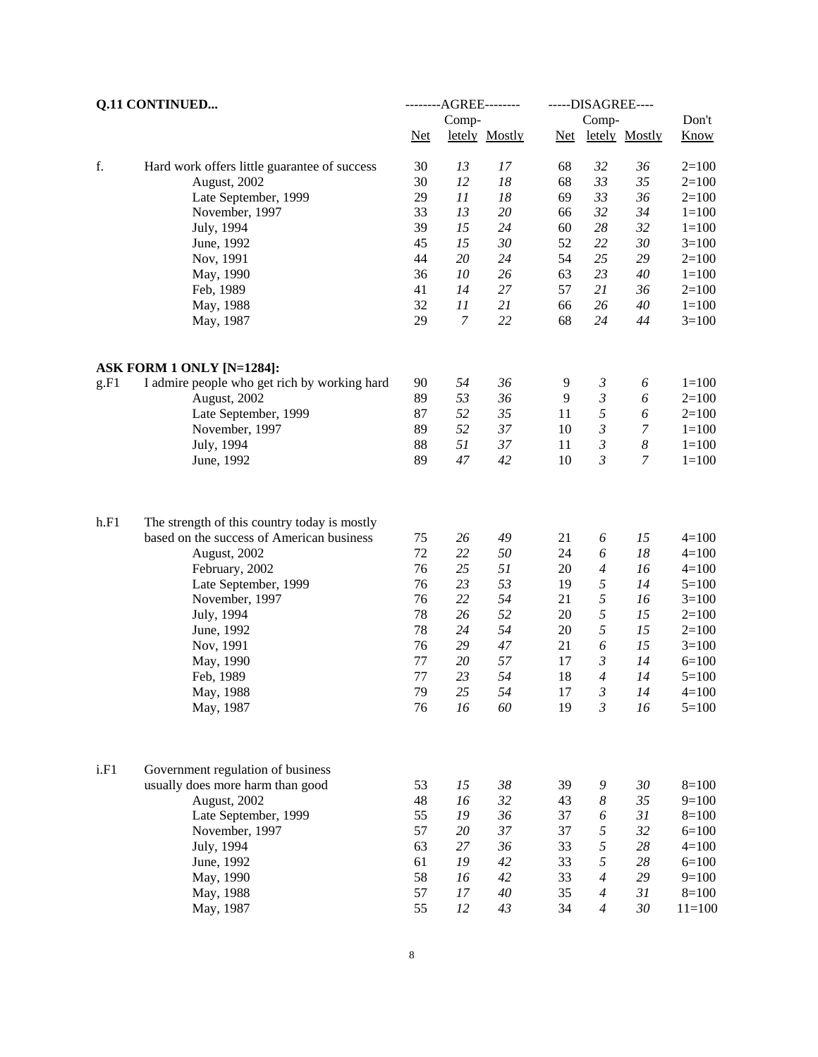**Q.11 CONTINUED...**

| | | --------AGREE-------- | | | -----DISAGREE---- | | | |
|---|---|---|---|---|---|---|---|---|
| | | Net | Comp-letely | Mostly | Net | Comp-letely | Mostly | Don't Know |
| f. | Hard work offers little guarantee of success | 30 | *13* | *17* | 68 | *32* | *36* | 2=100 |
| | August, 2002 | 30 | *12* | *18* | 68 | *33* | *35* | 2=100 |
| | Late September, 1999 | 29 | *11* | *18* | 69 | *33* | *36* | 2=100 |
| | November, 1997 | 33 | *13* | *20* | 66 | *32* | *34* | 1=100 |
| | July, 1994 | 39 | *15* | *24* | 60 | *28* | *32* | 1=100 |
| | June, 1992 | 45 | *15* | *30* | 52 | *22* | *30* | 3=100 |
| | Nov, 1991 | 44 | *20* | *24* | 54 | *25* | *29* | 2=100 |
| | May, 1990 | 36 | *10* | *26* | 63 | *23* | *40* | 1=100 |
| | Feb, 1989 | 41 | *14* | *27* | 57 | *21* | *36* | 2=100 |
| | May, 1988 | 32 | *11* | *21* | 66 | *26* | *40* | 1=100 |
| | May, 1987 | 29 | *7* | *22* | 68 | *24* | *44* | 3=100 |
| | **ASK FORM 1 ONLY [N=1284]:** | | | | | | | |
| g.F1 | I admire people who get rich by working hard | 90 | *54* | *36* | 9 | *3* | *6* | 1=100 |
| | August, 2002 | 89 | *53* | *36* | 9 | *3* | *6* | 2=100 |
| | Late September, 1999 | 87 | *52* | *35* | 11 | *5* | *6* | 2=100 |
| | November, 1997 | 89 | *52* | *37* | 10 | *3* | *7* | 1=100 |
| | July, 1994 | 88 | *51* | *37* | 11 | *3* | *8* | 1=100 |
| | June, 1992 | 89 | *47* | *42* | 10 | *3* | *7* | 1=100 |
| h.F1 | The strength of this country today is mostly based on the success of American business | 75 | *26* | *49* | 21 | *6* | *15* | 4=100 |
| | August, 2002 | 72 | *22* | *50* | 24 | *6* | *18* | 4=100 |
| | February, 2002 | 76 | *25* | *51* | 20 | *4* | *16* | 4=100 |
| | Late September, 1999 | 76 | *23* | *53* | 19 | *5* | *14* | 5=100 |
| | November, 1997 | 76 | *22* | *54* | 21 | *5* | *16* | 3=100 |
| | July, 1994 | 78 | *26* | *52* | 20 | *5* | *15* | 2=100 |
| | June, 1992 | 78 | *24* | *54* | 20 | *5* | *15* | 2=100 |
| | Nov, 1991 | 76 | *29* | *47* | 21 | *6* | *15* | 3=100 |
| | May, 1990 | 77 | *20* | *57* | 17 | *3* | *14* | 6=100 |
| | Feb, 1989 | 77 | *23* | *54* | 18 | *4* | *14* | 5=100 |
| | May, 1988 | 79 | *25* | *54* | 17 | *3* | *14* | 4=100 |
| | May, 1987 | 76 | *16* | *60* | 19 | *3* | *16* | 5=100 |
| i.F1 | Government regulation of business usually does more harm than good | 53 | *15* | *38* | 39 | *9* | *30* | 8=100 |
| | August, 2002 | 48 | *16* | *32* | 43 | *8* | *35* | 9=100 |
| | Late September, 1999 | 55 | *19* | *36* | 37 | *6* | *31* | 8=100 |
| | November, 1997 | 57 | *20* | *37* | 37 | *5* | *32* | 6=100 |
| | July, 1994 | 63 | *27* | *36* | 33 | *5* | *28* | 4=100 |
| | June, 1992 | 61 | *19* | *42* | 33 | *5* | *28* | 6=100 |
| | May, 1990 | 58 | *16* | *42* | 33 | *4* | *29* | 9=100 |
| | May, 1988 | 57 | *17* | *40* | 35 | *4* | *31* | 8=100 |
| | May, 1987 | 55 | *12* | *43* | 34 | *4* | *30* | 11=100 |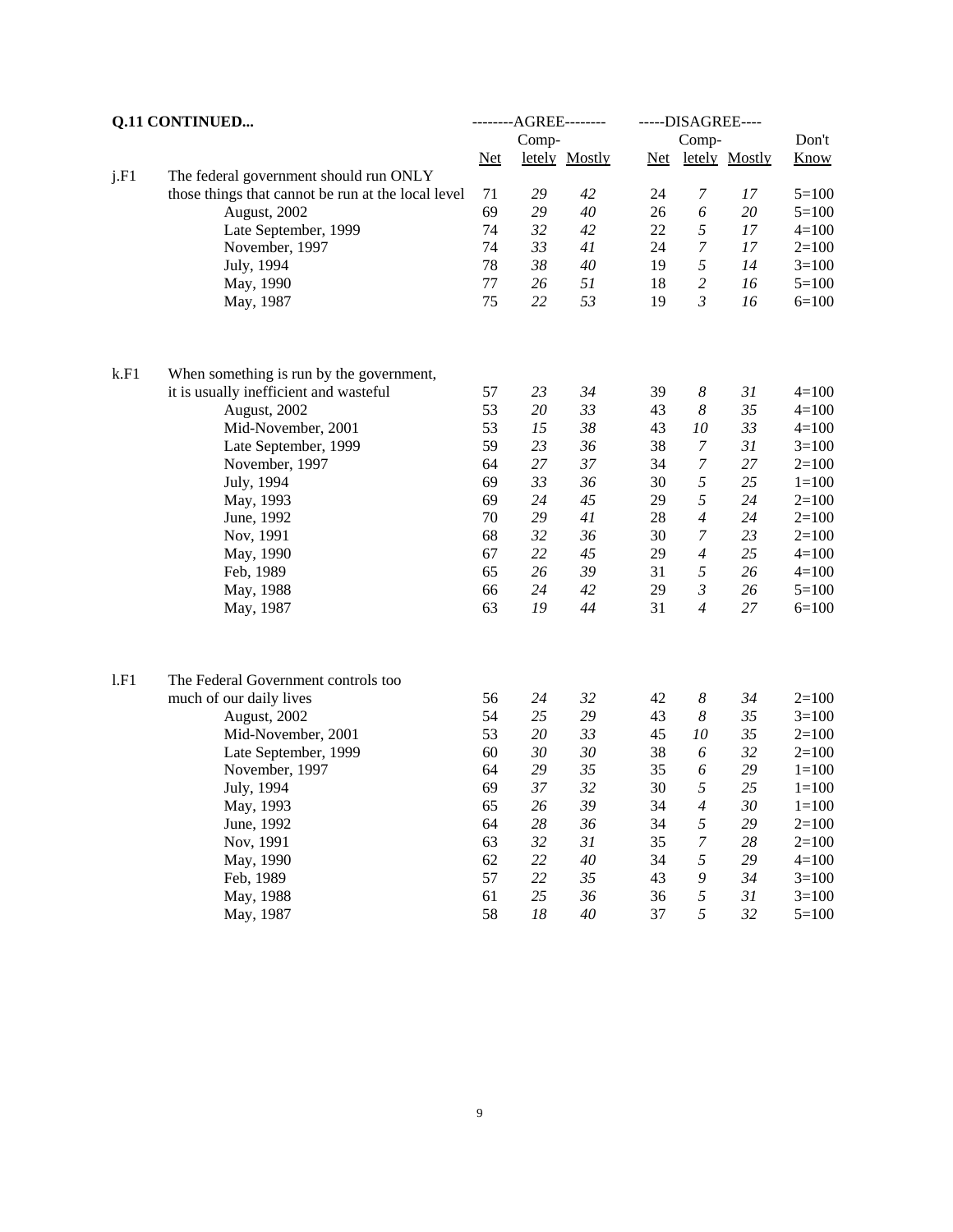**Q.11 CONTINUED...**

| | | --------AGREE-------- | | | -----DISAGREE---- | | | |
|---|---|---|---|---|---|---|---|---|
| | | | Comp- | | | Comp- | | Don't |
| | | Net | letely | Mostly | Net | letely | Mostly | Know |
| j.F1 | The federal government should run ONLY those things that cannot be run at the local level | 71 | *29* | *42* | 24 | *7* | *17* | 5=100 |
| | August, 2002 | 69 | *29* | *40* | 26 | *6* | *20* | 5=100 |
| | Late September, 1999 | 74 | *32* | *42* | 22 | *5* | *17* | 4=100 |
| | November, 1997 | 74 | *33* | *41* | 24 | *7* | *17* | 2=100 |
| | July, 1994 | 78 | *38* | *40* | 19 | *5* | *14* | 3=100 |
| | May, 1990 | 77 | *26* | *51* | 18 | *2* | *16* | 5=100 |
| | May, 1987 | 75 | *22* | *53* | 19 | *3* | *16* | 6=100 |
| | | | | | | | | |
| k.F1 | When something is run by the government, it is usually inefficient and wasteful | 57 | *23* | *34* | 39 | *8* | *31* | 4=100 |
| | August, 2002 | 53 | *20* | *33* | 43 | *8* | *35* | 4=100 |
| | Mid-November, 2001 | 53 | *15* | *38* | 43 | *10* | *33* | 4=100 |
| | Late September, 1999 | 59 | *23* | *36* | 38 | *7* | *31* | 3=100 |
| | November, 1997 | 64 | *27* | *37* | 34 | *7* | *27* | 2=100 |
| | July, 1994 | 69 | *33* | *36* | 30 | *5* | *25* | 1=100 |
| | May, 1993 | 69 | *24* | *45* | 29 | *5* | *24* | 2=100 |
| | June, 1992 | 70 | *29* | *41* | 28 | *4* | *24* | 2=100 |
| | Nov, 1991 | 68 | *32* | *36* | 30 | *7* | *23* | 2=100 |
| | May, 1990 | 67 | *22* | *45* | 29 | *4* | *25* | 4=100 |
| | Feb, 1989 | 65 | *26* | *39* | 31 | *5* | *26* | 4=100 |
| | May, 1988 | 66 | *24* | *42* | 29 | *3* | *26* | 5=100 |
| | May, 1987 | 63 | *19* | *44* | 31 | *4* | *27* | 6=100 |
| | | | | | | | | |
| l.F1 | The Federal Government controls too much of our daily lives | 56 | *24* | *32* | 42 | *8* | *34* | 2=100 |
| | August, 2002 | 54 | *25* | *29* | 43 | *8* | *35* | 3=100 |
| | Mid-November, 2001 | 53 | *20* | *33* | 45 | *10* | *35* | 2=100 |
| | Late September, 1999 | 60 | *30* | *30* | 38 | *6* | *32* | 2=100 |
| | November, 1997 | 64 | *29* | *35* | 35 | *6* | *29* | 1=100 |
| | July, 1994 | 69 | *37* | *32* | 30 | *5* | *25* | 1=100 |
| | May, 1993 | 65 | *26* | *39* | 34 | *4* | *30* | 1=100 |
| | June, 1992 | 64 | *28* | *36* | 34 | *5* | *29* | 2=100 |
| | Nov, 1991 | 63 | *32* | *31* | 35 | *7* | *28* | 2=100 |
| | May, 1990 | 62 | *22* | *40* | 34 | *5* | *29* | 4=100 |
| | Feb, 1989 | 57 | *22* | *35* | 43 | *9* | *34* | 3=100 |
| | May, 1988 | 61 | *25* | *36* | 36 | *5* | *31* | 3=100 |
| | May, 1987 | 58 | *18* | *40* | 37 | *5* | *32* | 5=100 |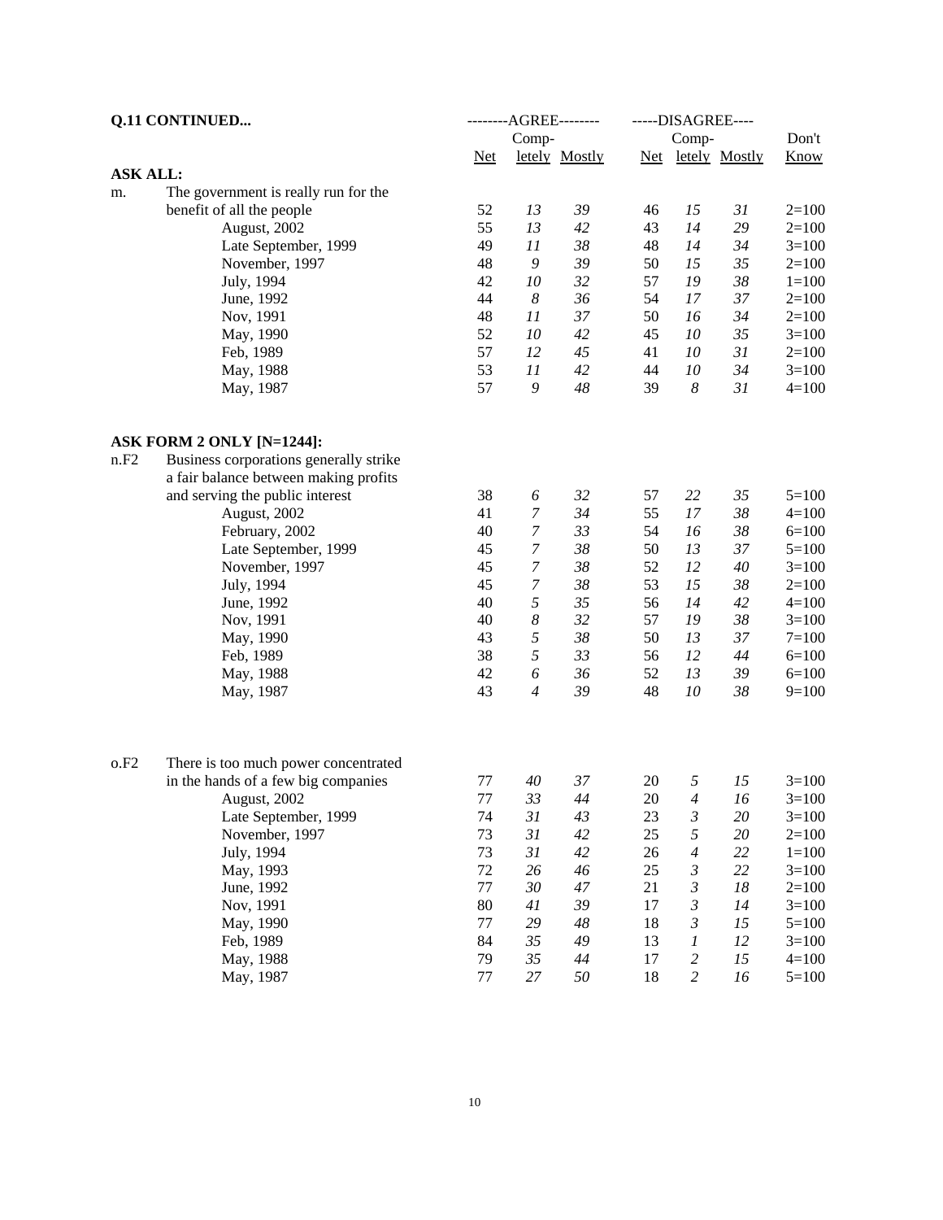**Q.11 CONTINUED...**

| | | --------AGREE-------- | | | -----DISAGREE---- | | | |
|---|---|---|---|---|---|---|---|---|
| | | | Comp- | | | Comp- | | Don't |
| | | Net | letely | Mostly | Net | letely | Mostly | Know |
| **ASK ALL:** | | | | | | | | |
| m. | The government is really run for the benefit of all the people | 52 | *13* | *39* | 46 | *15* | *31* | 2=100 |
| | August, 2002 | 55 | *13* | *42* | 43 | *14* | *29* | 2=100 |
| | Late September, 1999 | 49 | *11* | *38* | 48 | *14* | *34* | 3=100 |
| | November, 1997 | 48 | *9* | *39* | 50 | *15* | *35* | 2=100 |
| | July, 1994 | 42 | *10* | *32* | 57 | *19* | *38* | 1=100 |
| | June, 1992 | 44 | *8* | *36* | 54 | *17* | *37* | 2=100 |
| | Nov, 1991 | 48 | *11* | *37* | 50 | *16* | *34* | 2=100 |
| | May, 1990 | 52 | *10* | *42* | 45 | *10* | *35* | 3=100 |
| | Feb, 1989 | 57 | *12* | *45* | 41 | *10* | *31* | 2=100 |
| | May, 1988 | 53 | *11* | *42* | 44 | *10* | *34* | 3=100 |
| | May, 1987 | 57 | *9* | *48* | 39 | *8* | *31* | 4=100 |
| **ASK FORM 2 ONLY [N=1244]:** | | | | | | | | |
| n.F2 | Business corporations generally strike a fair balance between making profits and serving the public interest | 38 | *6* | *32* | 57 | *22* | *35* | 5=100 |
| | August, 2002 | 41 | *7* | *34* | 55 | *17* | *38* | 4=100 |
| | February, 2002 | 40 | *7* | *33* | 54 | *16* | *38* | 6=100 |
| | Late September, 1999 | 45 | *7* | *38* | 50 | *13* | *37* | 5=100 |
| | November, 1997 | 45 | *7* | *38* | 52 | *12* | *40* | 3=100 |
| | July, 1994 | 45 | *7* | *38* | 53 | *15* | *38* | 2=100 |
| | June, 1992 | 40 | *5* | *35* | 56 | *14* | *42* | 4=100 |
| | Nov, 1991 | 40 | *8* | *32* | 57 | *19* | *38* | 3=100 |
| | May, 1990 | 43 | *5* | *38* | 50 | *13* | *37* | 7=100 |
| | Feb, 1989 | 38 | *5* | *33* | 56 | *12* | *44* | 6=100 |
| | May, 1988 | 42 | *6* | *36* | 52 | *13* | *39* | 6=100 |
| | May, 1987 | 43 | *4* | *39* | 48 | *10* | *38* | 9=100 |
| o.F2 | There is too much power concentrated in the hands of a few big companies | 77 | *40* | *37* | 20 | *5* | *15* | 3=100 |
| | August, 2002 | 77 | *33* | *44* | 20 | *4* | *16* | 3=100 |
| | Late September, 1999 | 74 | *31* | *43* | 23 | *3* | *20* | 3=100 |
| | November, 1997 | 73 | *31* | *42* | 25 | *5* | *20* | 2=100 |
| | July, 1994 | 73 | *31* | *42* | 26 | *4* | *22* | 1=100 |
| | May, 1993 | 72 | *26* | *46* | 25 | *3* | *22* | 3=100 |
| | June, 1992 | 77 | *30* | *47* | 21 | *3* | *18* | 2=100 |
| | Nov, 1991 | 80 | *41* | *39* | 17 | *3* | *14* | 3=100 |
| | May, 1990 | 77 | *29* | *48* | 18 | *3* | *15* | 5=100 |
| | Feb, 1989 | 84 | *35* | *49* | 13 | *1* | *12* | 3=100 |
| | May, 1988 | 79 | *35* | *44* | 17 | *2* | *15* | 4=100 |
| | May, 1987 | 77 | *27* | *50* | 18 | *2* | *16* | 5=100 |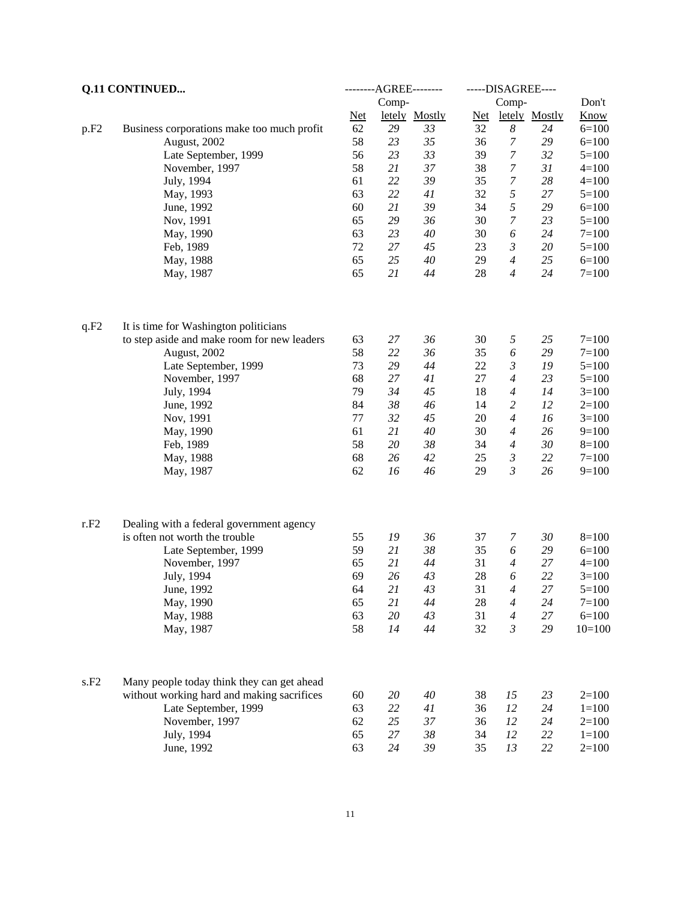**Q.11 CONTINUED...**

| | | AGREE | | | DISAGREE | | | |
|---|---|---|---|---|---|---|---|---|
| | | Net | Completely | Mostly | Net | Completely | Mostly | Don't Know |
| p.F2 | Business corporations make too much profit | 62 | *29* | *33* | 32 | *8* | *24* | 6=100 |
| | August, 2002 | 58 | *23* | *35* | 36 | *7* | *29* | 6=100 |
| | Late September, 1999 | 56 | *23* | *33* | 39 | *7* | *32* | 5=100 |
| | November, 1997 | 58 | *21* | *37* | 38 | *7* | *31* | 4=100 |
| | July, 1994 | 61 | *22* | *39* | 35 | *7* | *28* | 4=100 |
| | May, 1993 | 63 | *22* | *41* | 32 | *5* | *27* | 5=100 |
| | June, 1992 | 60 | *21* | *39* | 34 | *5* | *29* | 6=100 |
| | Nov, 1991 | 65 | *29* | *36* | 30 | *7* | *23* | 5=100 |
| | May, 1990 | 63 | *23* | *40* | 30 | *6* | *24* | 7=100 |
| | Feb, 1989 | 72 | *27* | *45* | 23 | *3* | *20* | 5=100 |
| | May, 1988 | 65 | *25* | *40* | 29 | *4* | *25* | 6=100 |
| | May, 1987 | 65 | *21* | *44* | 28 | *4* | *24* | 7=100 |
| | | | | | | | | |
| q.F2 | It is time for Washington politicians to step aside and make room for new leaders | 63 | *27* | *36* | 30 | *5* | *25* | 7=100 |
| | August, 2002 | 58 | *22* | *36* | 35 | *6* | *29* | 7=100 |
| | Late September, 1999 | 73 | *29* | *44* | 22 | *3* | *19* | 5=100 |
| | November, 1997 | 68 | *27* | *41* | 27 | *4* | *23* | 5=100 |
| | July, 1994 | 79 | *34* | *45* | 18 | *4* | *14* | 3=100 |
| | June, 1992 | 84 | *38* | *46* | 14 | *2* | *12* | 2=100 |
| | Nov, 1991 | 77 | *32* | *45* | 20 | *4* | *16* | 3=100 |
| | May, 1990 | 61 | *21* | *40* | 30 | *4* | *26* | 9=100 |
| | Feb, 1989 | 58 | *20* | *38* | 34 | *4* | *30* | 8=100 |
| | May, 1988 | 68 | *26* | *42* | 25 | *3* | *22* | 7=100 |
| | May, 1987 | 62 | *16* | *46* | 29 | *3* | *26* | 9=100 |
| | | | | | | | | |
| r.F2 | Dealing with a federal government agency is often not worth the trouble | 55 | *19* | *36* | 37 | *7* | *30* | 8=100 |
| | Late September, 1999 | 59 | *21* | *38* | 35 | *6* | *29* | 6=100 |
| | November, 1997 | 65 | *21* | *44* | 31 | *4* | *27* | 4=100 |
| | July, 1994 | 69 | *26* | *43* | 28 | *6* | *22* | 3=100 |
| | June, 1992 | 64 | *21* | *43* | 31 | *4* | *27* | 5=100 |
| | May, 1990 | 65 | *21* | *44* | 28 | *4* | *24* | 7=100 |
| | May, 1988 | 63 | *20* | *43* | 31 | *4* | *27* | 6=100 |
| | May, 1987 | 58 | *14* | *44* | 32 | *3* | *29* | 10=100 |
| | | | | | | | | |
| s.F2 | Many people today think they can get ahead without working hard and making sacrifices | 60 | *20* | *40* | 38 | *15* | *23* | 2=100 |
| | Late September, 1999 | 63 | *22* | *41* | 36 | *12* | *24* | 1=100 |
| | November, 1997 | 62 | *25* | *37* | 36 | *12* | *24* | 2=100 |
| | July, 1994 | 65 | *27* | *38* | 34 | *12* | *22* | 1=100 |
| | June, 1992 | 63 | *24* | *39* | 35 | *13* | *22* | 2=100 |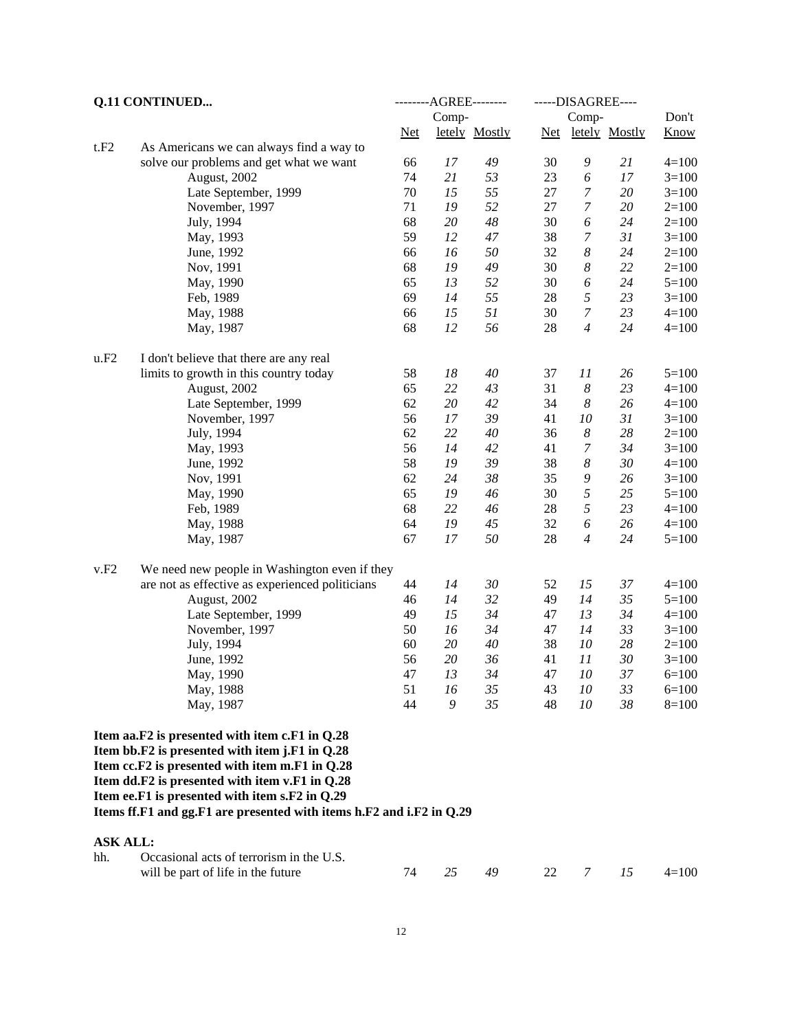**Q.11 CONTINUED...**

| | | --------AGREE-------- | | | -----DISAGREE---- | | | |
|---|---|---|---|---|---|---|---|---|
| | | | Comp- | | | Comp- | | Don't |
| | | Net | letely | Mostly | Net | letely | Mostly | Know |
| t.F2 | As Americans we can always find a way to solve our problems and get what we want | 66 | *17* | *49* | 30 | *9* | *21* | 4=100 |
| | August, 2002 | 74 | *21* | *53* | 23 | *6* | *17* | 3=100 |
| | Late September, 1999 | 70 | *15* | *55* | 27 | *7* | *20* | 3=100 |
| | November, 1997 | 71 | *19* | *52* | 27 | *7* | *20* | 2=100 |
| | July, 1994 | 68 | *20* | *48* | 30 | *6* | *24* | 2=100 |
| | May, 1993 | 59 | *12* | *47* | 38 | *7* | *31* | 3=100 |
| | June, 1992 | 66 | *16* | *50* | 32 | *8* | *24* | 2=100 |
| | Nov, 1991 | 68 | *19* | *49* | 30 | *8* | *22* | 2=100 |
| | May, 1990 | 65 | *13* | *52* | 30 | *6* | *24* | 5=100 |
| | Feb, 1989 | 69 | *14* | *55* | 28 | *5* | *23* | 3=100 |
| | May, 1988 | 66 | *15* | *51* | 30 | *7* | *23* | 4=100 |
| | May, 1987 | 68 | *12* | *56* | 28 | *4* | *24* | 4=100 |
| u.F2 | I don't believe that there are any real limits to growth in this country today | 58 | *18* | *40* | 37 | *11* | *26* | 5=100 |
| | August, 2002 | 65 | *22* | *43* | 31 | *8* | *23* | 4=100 |
| | Late September, 1999 | 62 | *20* | *42* | 34 | *8* | *26* | 4=100 |
| | November, 1997 | 56 | *17* | *39* | 41 | *10* | *31* | 3=100 |
| | July, 1994 | 62 | *22* | *40* | 36 | *8* | *28* | 2=100 |
| | May, 1993 | 56 | *14* | *42* | 41 | *7* | *34* | 3=100 |
| | June, 1992 | 58 | *19* | *39* | 38 | *8* | *30* | 4=100 |
| | Nov, 1991 | 62 | *24* | *38* | 35 | *9* | *26* | 3=100 |
| | May, 1990 | 65 | *19* | *46* | 30 | *5* | *25* | 5=100 |
| | Feb, 1989 | 68 | *22* | *46* | 28 | *5* | *23* | 4=100 |
| | May, 1988 | 64 | *19* | *45* | 32 | *6* | *26* | 4=100 |
| | May, 1987 | 67 | *17* | *50* | 28 | *4* | *24* | 5=100 |
| v.F2 | We need new people in Washington even if they are not as effective as experienced politicians | 44 | *14* | *30* | 52 | *15* | *37* | 4=100 |
| | August, 2002 | 46 | *14* | *32* | 49 | *14* | *35* | 5=100 |
| | Late September, 1999 | 49 | *15* | *34* | 47 | *13* | *34* | 4=100 |
| | November, 1997 | 50 | *16* | *34* | 47 | *14* | *33* | 3=100 |
| | July, 1994 | 60 | *20* | *40* | 38 | *10* | *28* | 2=100 |
| | June, 1992 | 56 | *20* | *36* | 41 | *11* | *30* | 3=100 |
| | May, 1990 | 47 | *13* | *34* | 47 | *10* | *37* | 6=100 |
| | May, 1988 | 51 | *16* | *35* | 43 | *10* | *33* | 6=100 |
| | May, 1987 | 44 | *9* | *35* | 48 | *10* | *38* | 8=100 |

**Item aa.F2 is presented with item c.F1 in Q.28**
**Item bb.F2 is presented with item j.F1 in Q.28**
**Item cc.F2 is presented with item m.F1 in Q.28**
**Item dd.F2 is presented with item v.F1 in Q.28**
**Item ee.F1 is presented with item s.F2 in Q.29**
**Items ff.F1 and gg.F1 are presented with items h.F2 and i.F2 in Q.29**

**ASK ALL:**

| | | Net | Completely | Mostly | Net | Completely | Mostly | Don't Know |
|---|---|---|---|---|---|---|---|---|
| hh. | Occasional acts of terrorism in the U.S. will be part of life in the future | 74 | *25* | *49* | 22 | *7* | *15* | 4=100 |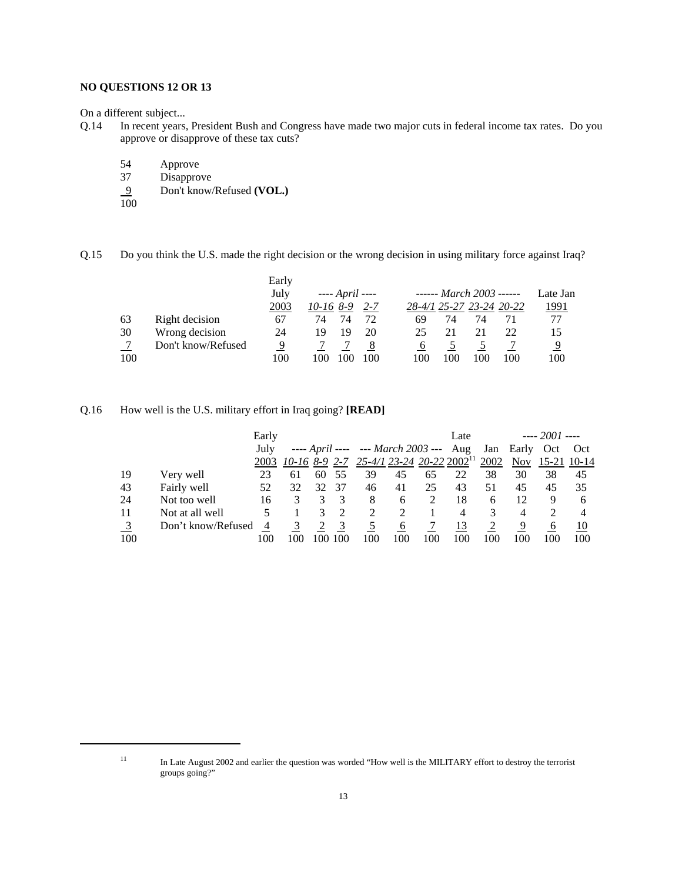**NO QUESTIONS 12 OR 13**

On a different subject...

Q.14 In recent years, President Bush and Congress have made two major cuts in federal income tax rates. Do you approve or disapprove of these tax cuts?

| | |
|---|---|
| 54 | Approve |
| 37 | Disapprove |
| 9 | Don't know/Refused **(VOL.)** |
| 100 | |

Q.15 Do you think the U.S. made the right decision or the wrong decision in using military force against Iraq?

| | | Early July 2003 | ---- *April* ---- 10-16 | 8-9 | 2-7 | ------ *March 2003* ------ 28-4/1 | 25-27 | 23-24 | 20-22 | Late Jan 1991 |
|---|---|---|---|---|---|---|---|---|---|---|
| 63 | Right decision | 67 | 74 | 74 | 72 | 69 | 74 | 74 | 71 | 77 |
| 30 | Wrong decision | 24 | 19 | 19 | 20 | 25 | 21 | 21 | 22 | 15 |
| 7 | Don't know/Refused | 9 | 7 | 7 | 8 | 6 | 5 | 5 | 7 | 9 |
| 100 | | 100 | 100 | 100 | 100 | 100 | 100 | 100 | 100 | 100 |

Q.16 How well is the U.S. military effort in Iraq going? **[READ]**

| | | Early July 2003 | ---- *April* ---- 10-16 | 8-9 | 2-7 | --- *March 2003* --- 25-4/1 | 23-24 | 20-22 | Late Aug 2002[11] | Jan 2002 | ---- *2001* ---- Early Nov | Oct 15-21 | Oct 10-14 |
|---|---|---|---|---|---|---|---|---|---|---|---|---|---|
| 19 | Very well | 23 | 61 | 60 | 55 | 39 | 45 | 65 | 22 | 38 | 30 | 38 | 45 |
| 43 | Fairly well | 52 | 32 | 32 | 37 | 46 | 41 | 25 | 43 | 51 | 45 | 45 | 35 |
| 24 | Not too well | 16 | 3 | 3 | 3 | 8 | 6 | 2 | 18 | 6 | 12 | 9 | 6 |
| 11 | Not at all well | 5 | 1 | 3 | 2 | 2 | 2 | 1 | 4 | 3 | 4 | 2 | 4 |
| 3 | Don't know/Refused | 4 | 3 | 2 | 3 | 5 | 6 | 7 | 13 | 2 | 9 | 6 | 10 |
| 100 | | 100 | 100 | 100 | 100 | 100 | 100 | 100 | 100 | 100 | 100 | 100 | 100 |

[11] In Late August 2002 and earlier the question was worded "How well is the MILITARY effort to destroy the terrorist groups going?"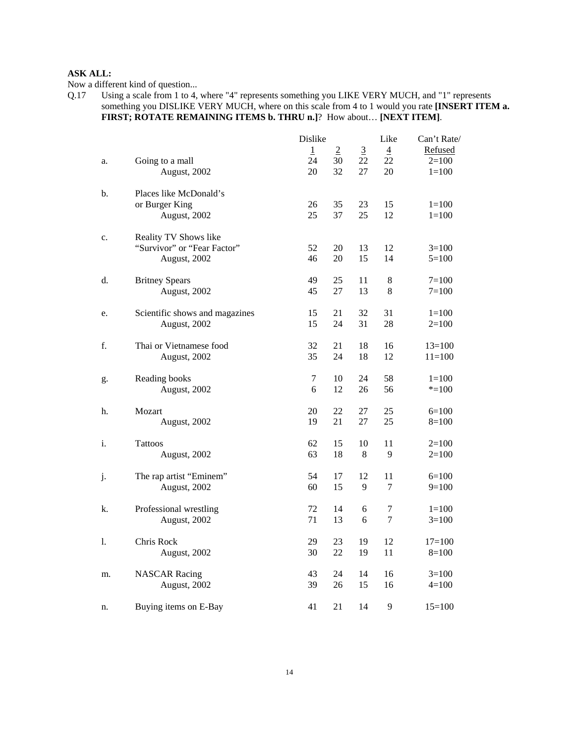**ASK ALL:**

Now a different kind of question...

Q.17 Using a scale from 1 to 4, where "4" represents something you LIKE VERY MUCH, and "1" represents something you DISLIKE VERY MUCH, where on this scale from 4 to 1 would you rate **[INSERT ITEM a. FIRST; ROTATE REMAINING ITEMS b. THRU n.]**? How about… **[NEXT ITEM]**.

| | | Dislike 1 | 2 | 3 | Like 4 | Can't Rate/ Refused |
|---|---|---|---|---|---|---|
| a. | Going to a mall | 24 | 30 | 22 | 22 | 2=100 |
| | August, 2002 | 20 | 32 | 27 | 20 | 1=100 |
| b. | Places like McDonald's or Burger King | 26 | 35 | 23 | 15 | 1=100 |
| | August, 2002 | 25 | 37 | 25 | 12 | 1=100 |
| c. | Reality TV Shows like "Survivor" or "Fear Factor" | 52 | 20 | 13 | 12 | 3=100 |
| | August, 2002 | 46 | 20 | 15 | 14 | 5=100 |
| d. | Britney Spears | 49 | 25 | 11 | 8 | 7=100 |
| | August, 2002 | 45 | 27 | 13 | 8 | 7=100 |
| e. | Scientific shows and magazines | 15 | 21 | 32 | 31 | 1=100 |
| | August, 2002 | 15 | 24 | 31 | 28 | 2=100 |
| f. | Thai or Vietnamese food | 32 | 21 | 18 | 16 | 13=100 |
| | August, 2002 | 35 | 24 | 18 | 12 | 11=100 |
| g. | Reading books | 7 | 10 | 24 | 58 | 1=100 |
| | August, 2002 | 6 | 12 | 26 | 56 | *=100 |
| h. | Mozart | 20 | 22 | 27 | 25 | 6=100 |
| | August, 2002 | 19 | 21 | 27 | 25 | 8=100 |
| i. | Tattoos | 62 | 15 | 10 | 11 | 2=100 |
| | August, 2002 | 63 | 18 | 8 | 9 | 2=100 |
| j. | The rap artist "Eminem" | 54 | 17 | 12 | 11 | 6=100 |
| | August, 2002 | 60 | 15 | 9 | 7 | 9=100 |
| k. | Professional wrestling | 72 | 14 | 6 | 7 | 1=100 |
| | August, 2002 | 71 | 13 | 6 | 7 | 3=100 |
| l. | Chris Rock | 29 | 23 | 19 | 12 | 17=100 |
| | August, 2002 | 30 | 22 | 19 | 11 | 8=100 |
| m. | NASCAR Racing | 43 | 24 | 14 | 16 | 3=100 |
| | August, 2002 | 39 | 26 | 15 | 16 | 4=100 |
| n. | Buying items on E-Bay | 41 | 21 | 14 | 9 | 15=100 |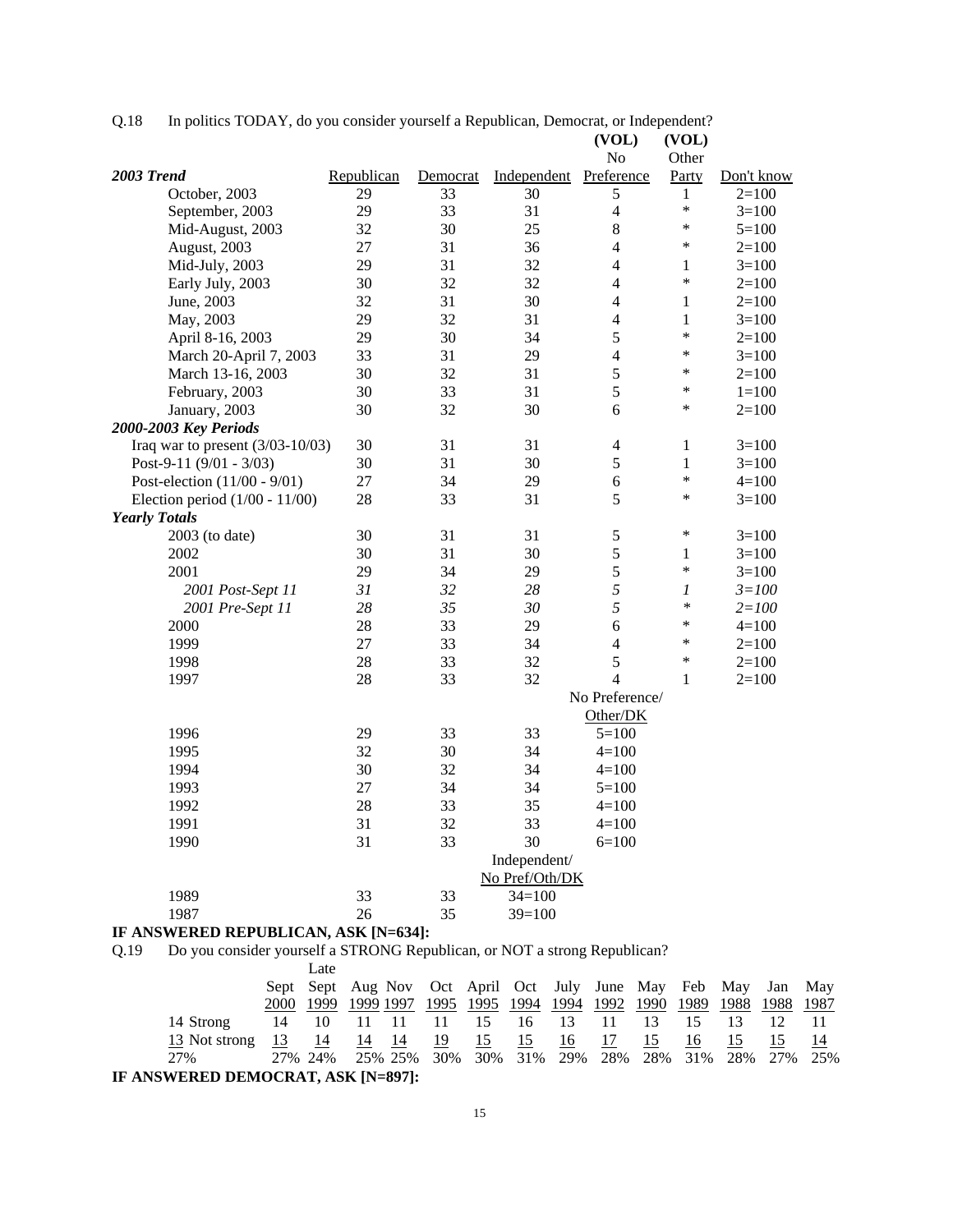Q.18 In politics TODAY, do you consider yourself a Republican, Democrat, or Independent?

| | Republican | Democrat | Independent | (VOL) No Preference | (VOL) Other Party | Don't know |
|---|---|---|---|---|---|---|
| ***2003 Trend*** | | | | | | |
| October, 2003 | 29 | 33 | 30 | 5 | 1 | 2=100 |
| September, 2003 | 29 | 33 | 31 | 4 | * | 3=100 |
| Mid-August, 2003 | 32 | 30 | 25 | 8 | * | 5=100 |
| August, 2003 | 27 | 31 | 36 | 4 | * | 2=100 |
| Mid-July, 2003 | 29 | 31 | 32 | 4 | 1 | 3=100 |
| Early July, 2003 | 30 | 32 | 32 | 4 | * | 2=100 |
| June, 2003 | 32 | 31 | 30 | 4 | 1 | 2=100 |
| May, 2003 | 29 | 32 | 31 | 4 | 1 | 3=100 |
| April 8-16, 2003 | 29 | 30 | 34 | 5 | * | 2=100 |
| March 20-April 7, 2003 | 33 | 31 | 29 | 4 | * | 3=100 |
| March 13-16, 2003 | 30 | 32 | 31 | 5 | * | 2=100 |
| February, 2003 | 30 | 33 | 31 | 5 | * | 1=100 |
| January, 2003 | 30 | 32 | 30 | 6 | * | 2=100 |
| ***2000-2003 Key Periods*** | | | | | | |
| Iraq war to present (3/03-10/03) | 30 | 31 | 31 | 4 | 1 | 3=100 |
| Post-9-11 (9/01 - 3/03) | 30 | 31 | 30 | 5 | 1 | 3=100 |
| Post-election (11/00 - 9/01) | 27 | 34 | 29 | 6 | * | 4=100 |
| Election period (1/00 - 11/00) | 28 | 33 | 31 | 5 | * | 3=100 |
| ***Yearly Totals*** | | | | | | |
| 2003 (to date) | 30 | 31 | 31 | 5 | * | 3=100 |
| 2002 | 30 | 31 | 30 | 5 | 1 | 3=100 |
| 2001 | 29 | 34 | 29 | 5 | * | 3=100 |
| *2001 Post-Sept 11* | *31* | *32* | *28* | *5* | *1* | *3=100* |
| *2001 Pre-Sept 11* | *28* | *35* | *30* | *5* | * | *2=100* |
| 2000 | 28 | 33 | 29 | 6 | * | 4=100 |
| 1999 | 27 | 33 | 34 | 4 | * | 2=100 |
| 1998 | 28 | 33 | 32 | 5 | * | 2=100 |
| 1997 | 28 | 33 | 32 | 4 | 1 | 2=100 |
| | | | | No Preference/ Other/DK | | |
| 1996 | 29 | 33 | 33 | 5=100 | | |
| 1995 | 32 | 30 | 34 | 4=100 | | |
| 1994 | 30 | 32 | 34 | 4=100 | | |
| 1993 | 27 | 34 | 34 | 5=100 | | |
| 1992 | 28 | 33 | 35 | 4=100 | | |
| 1991 | 31 | 32 | 33 | 4=100 | | |
| 1990 | 31 | 33 | 30 | 6=100 | | |
| | | | Independent/ No Pref/Oth/DK | | | |
| 1989 | 33 | 33 | 34=100 | | | |
| 1987 | 26 | 35 | 39=100 | | | |

**IF ANSWERED REPUBLICAN, ASK [N=634]:**

Q.19 Do you consider yourself a STRONG Republican, or NOT a strong Republican?

| | | Sept 2000 | Late Sept 1999 | Aug 1999 | Nov 1997 | Oct 1995 | April 1995 | Oct 1994 | July 1994 | June 1992 | May 1990 | Feb 1989 | May 1988 | Jan 1988 | May 1987 |
|---|---|---|---|---|---|---|---|---|---|---|---|---|---|---|---|
| 14 | Strong | 14 | 10 | 11 | 11 | 11 | 15 | 16 | 13 | 11 | 13 | 15 | 13 | 12 | 11 |
| 13 | Not strong | 13 | 14 | 14 | 14 | 19 | 15 | 15 | 16 | 17 | 15 | 16 | 15 | 15 | 14 |
| 27% | | 27% | 24% | 25% | 25% | 30% | 30% | 31% | 29% | 28% | 28% | 31% | 28% | 27% | 25% |

**IF ANSWERED DEMOCRAT, ASK [N=897]:**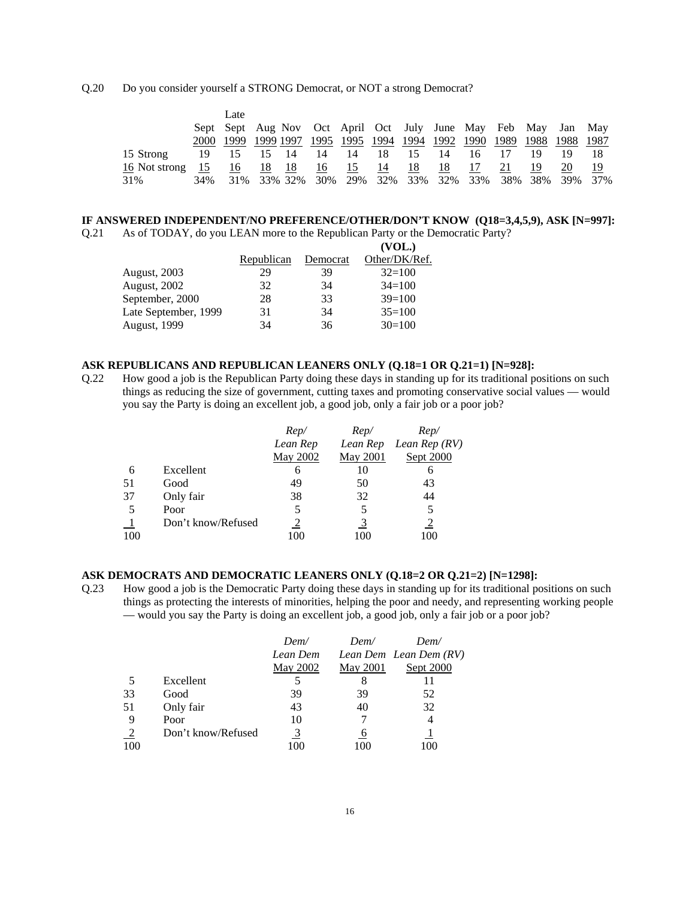Q.20 Do you consider yourself a STRONG Democrat, or NOT a strong Democrat?

| | Sept 2000 | Late Sept 1999 | Aug 1999 | Nov 1997 | Oct 1995 | April 1995 | Oct 1994 | July 1994 | June 1992 | May 1990 | Feb 1989 | May 1988 | Jan 1988 | May 1987 |
|---|---|---|---|---|---|---|---|---|---|---|---|---|---|---|
| 15 Strong | 19 | 15 | 15 | 14 | 14 | 14 | 18 | 15 | 14 | 16 | 17 | 19 | 19 | 18 |
| 16 Not strong | 15 | 16 | 18 | 18 | 16 | 15 | 14 | 18 | 18 | 17 | 21 | 19 | 20 | 19 |
| 31% | 34% | 31% | 33% | 32% | 30% | 29% | 32% | 33% | 32% | 33% | 38% | 38% | 39% | 37% |

**IF ANSWERED INDEPENDENT/NO PREFERENCE/OTHER/DON'T KNOW (Q18=3,4,5,9), ASK [N=997]:**

Q.21 As of TODAY, do you LEAN more to the Republican Party or the Democratic Party?

| | Republican | Democrat | **(VOL.)** Other/DK/Ref. |
|---|---|---|---|
| August, 2003 | 29 | 39 | 32=100 |
| August, 2002 | 32 | 34 | 34=100 |
| September, 2000 | 28 | 33 | 39=100 |
| Late September, 1999 | 31 | 34 | 35=100 |
| August, 1999 | 34 | 36 | 30=100 |

**ASK REPUBLICANS AND REPUBLICAN LEANERS ONLY (Q.18=1 OR Q.21=1) [N=928]:**

Q.22 How good a job is the Republican Party doing these days in standing up for its traditional positions on such things as reducing the size of government, cutting taxes and promoting conservative social values — would you say the Party is doing an excellent job, a good job, only a fair job or a poor job?

| | | *Rep/ Lean Rep* May 2002 | *Rep/ Lean Rep* May 2001 | *Rep/ Lean Rep (RV)* Sept 2000 |
|---|---|---|---|---|
| 6 | Excellent | 6 | 10 | 6 |
| 51 | Good | 49 | 50 | 43 |
| 37 | Only fair | 38 | 32 | 44 |
| 5 | Poor | 5 | 5 | 5 |
| 1 | Don't know/Refused | 2 | 3 | 2 |
| 100 | | 100 | 100 | 100 |

**ASK DEMOCRATS AND DEMOCRATIC LEANERS ONLY (Q.18=2 OR Q.21=2) [N=1298]:**

Q.23 How good a job is the Democratic Party doing these days in standing up for its traditional positions on such things as protecting the interests of minorities, helping the poor and needy, and representing working people — would you say the Party is doing an excellent job, a good job, only a fair job or a poor job?

| | | *Dem/ Lean Dem* May 2002 | *Dem/ Lean Dem* May 2001 | *Dem/ Lean Dem (RV)* Sept 2000 |
|---|---|---|---|---|
| 5 | Excellent | 5 | 8 | 11 |
| 33 | Good | 39 | 39 | 52 |
| 51 | Only fair | 43 | 40 | 32 |
| 9 | Poor | 10 | 7 | 4 |
| 2 | Don't know/Refused | 3 | 6 | 1 |
| 100 | | 100 | 100 | 100 |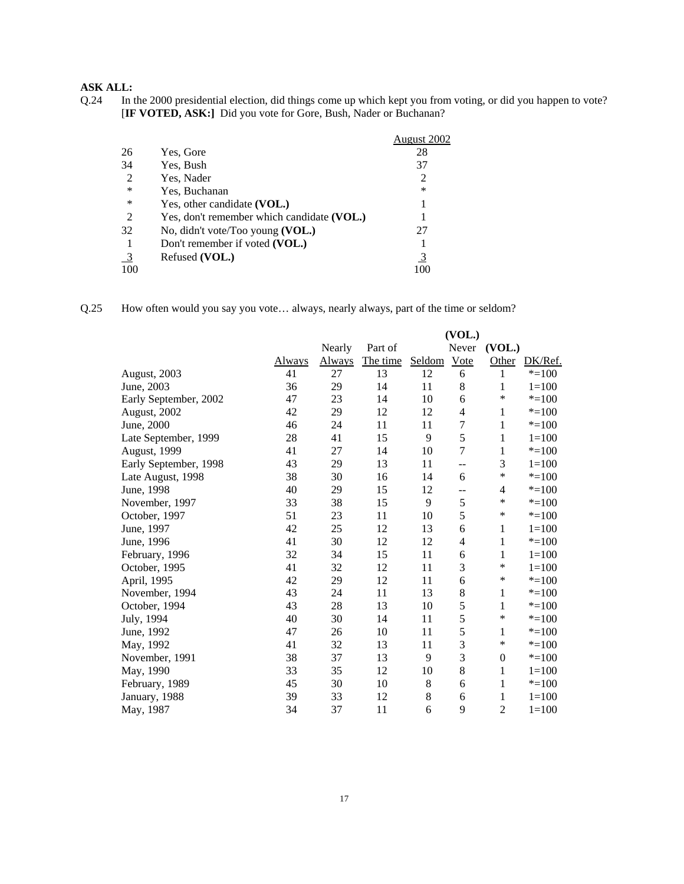**ASK ALL:**

Q.24 In the 2000 presidential election, did things come up which kept you from voting, or did you happen to vote? [**IF VOTED, ASK:]** Did you vote for Gore, Bush, Nader or Buchanan?

| | | August 2002 |
|---|---|---|
| 26 | Yes, Gore | 28 |
| 34 | Yes, Bush | 37 |
| 2 | Yes, Nader | 2 |
| * | Yes, Buchanan | * |
| * | Yes, other candidate **(VOL.)** | 1 |
| 2 | Yes, don't remember which candidate **(VOL.)** | 1 |
| 32 | No, didn't vote/Too young **(VOL.)** | 27 |
| 1 | Don't remember if voted **(VOL.)** | 1 |
| 3 | Refused **(VOL.)** | 3 |
| 100 | | 100 |

Q.25 How often would you say you vote… always, nearly always, part of the time or seldom?

| | Always | Nearly Always | Part of The time | Seldom | (VOL.) Never Vote | (VOL.) Other | DK/Ref. |
|---|---|---|---|---|---|---|---|
| August, 2003 | 41 | 27 | 13 | 12 | 6 | 1 | *=100 |
| June, 2003 | 36 | 29 | 14 | 11 | 8 | 1 | 1=100 |
| Early September, 2002 | 47 | 23 | 14 | 10 | 6 | * | *=100 |
| August, 2002 | 42 | 29 | 12 | 12 | 4 | 1 | *=100 |
| June, 2000 | 46 | 24 | 11 | 11 | 7 | 1 | *=100 |
| Late September, 1999 | 28 | 41 | 15 | 9 | 5 | 1 | 1=100 |
| August, 1999 | 41 | 27 | 14 | 10 | 7 | 1 | *=100 |
| Early September, 1998 | 43 | 29 | 13 | 11 | -- | 3 | 1=100 |
| Late August, 1998 | 38 | 30 | 16 | 14 | 6 | * | *=100 |
| June, 1998 | 40 | 29 | 15 | 12 | -- | 4 | *=100 |
| November, 1997 | 33 | 38 | 15 | 9 | 5 | * | *=100 |
| October, 1997 | 51 | 23 | 11 | 10 | 5 | * | *=100 |
| June, 1997 | 42 | 25 | 12 | 13 | 6 | 1 | 1=100 |
| June, 1996 | 41 | 30 | 12 | 12 | 4 | 1 | *=100 |
| February, 1996 | 32 | 34 | 15 | 11 | 6 | 1 | 1=100 |
| October, 1995 | 41 | 32 | 12 | 11 | 3 | * | 1=100 |
| April, 1995 | 42 | 29 | 12 | 11 | 6 | * | *=100 |
| November, 1994 | 43 | 24 | 11 | 13 | 8 | 1 | *=100 |
| October, 1994 | 43 | 28 | 13 | 10 | 5 | 1 | *=100 |
| July, 1994 | 40 | 30 | 14 | 11 | 5 | * | *=100 |
| June, 1992 | 47 | 26 | 10 | 11 | 5 | 1 | *=100 |
| May, 1992 | 41 | 32 | 13 | 11 | 3 | * | *=100 |
| November, 1991 | 38 | 37 | 13 | 9 | 3 | 0 | *=100 |
| May, 1990 | 33 | 35 | 12 | 10 | 8 | 1 | 1=100 |
| February, 1989 | 45 | 30 | 10 | 8 | 6 | 1 | *=100 |
| January, 1988 | 39 | 33 | 12 | 8 | 6 | 1 | 1=100 |
| May, 1987 | 34 | 37 | 11 | 6 | 9 | 2 | 1=100 |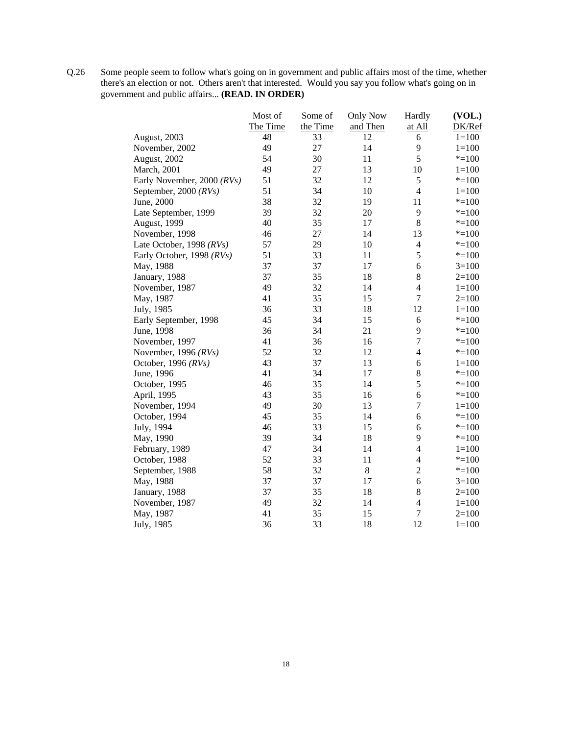Q.26 Some people seem to follow what's going on in government and public affairs most of the time, whether there's an election or not. Others aren't that interested. Would you say you follow what's going on in government and public affairs... **(READ. IN ORDER)**

| | Most of The Time | Some of the Time | Only Now and Then | Hardly at All | **(VOL.)** DK/Ref |
|---|---|---|---|---|---|
| August, 2003 | 48 | 33 | 12 | 6 | 1=100 |
| November, 2002 | 49 | 27 | 14 | 9 | 1=100 |
| August, 2002 | 54 | 30 | 11 | 5 | *=100 |
| March, 2001 | 49 | 27 | 13 | 10 | 1=100 |
| Early November, 2000 *(RVs)* | 51 | 32 | 12 | 5 | *=100 |
| September, 2000 *(RVs)* | 51 | 34 | 10 | 4 | 1=100 |
| June, 2000 | 38 | 32 | 19 | 11 | *=100 |
| Late September, 1999 | 39 | 32 | 20 | 9 | *=100 |
| August, 1999 | 40 | 35 | 17 | 8 | *=100 |
| November, 1998 | 46 | 27 | 14 | 13 | *=100 |
| Late October, 1998 *(RVs)* | 57 | 29 | 10 | 4 | *=100 |
| Early October, 1998 *(RVs)* | 51 | 33 | 11 | 5 | *=100 |
| May, 1988 | 37 | 37 | 17 | 6 | 3=100 |
| January, 1988 | 37 | 35 | 18 | 8 | 2=100 |
| November, 1987 | 49 | 32 | 14 | 4 | 1=100 |
| May, 1987 | 41 | 35 | 15 | 7 | 2=100 |
| July, 1985 | 36 | 33 | 18 | 12 | 1=100 |
| Early September, 1998 | 45 | 34 | 15 | 6 | *=100 |
| June, 1998 | 36 | 34 | 21 | 9 | *=100 |
| November, 1997 | 41 | 36 | 16 | 7 | *=100 |
| November, 1996 *(RVs)* | 52 | 32 | 12 | 4 | *=100 |
| October, 1996 *(RVs)* | 43 | 37 | 13 | 6 | 1=100 |
| June, 1996 | 41 | 34 | 17 | 8 | *=100 |
| October, 1995 | 46 | 35 | 14 | 5 | *=100 |
| April, 1995 | 43 | 35 | 16 | 6 | *=100 |
| November, 1994 | 49 | 30 | 13 | 7 | 1=100 |
| October, 1994 | 45 | 35 | 14 | 6 | *=100 |
| July, 1994 | 46 | 33 | 15 | 6 | *=100 |
| May, 1990 | 39 | 34 | 18 | 9 | *=100 |
| February, 1989 | 47 | 34 | 14 | 4 | 1=100 |
| October, 1988 | 52 | 33 | 11 | 4 | *=100 |
| September, 1988 | 58 | 32 | 8 | 2 | *=100 |
| May, 1988 | 37 | 37 | 17 | 6 | 3=100 |
| January, 1988 | 37 | 35 | 18 | 8 | 2=100 |
| November, 1987 | 49 | 32 | 14 | 4 | 1=100 |
| May, 1987 | 41 | 35 | 15 | 7 | 2=100 |
| July, 1985 | 36 | 33 | 18 | 12 | 1=100 |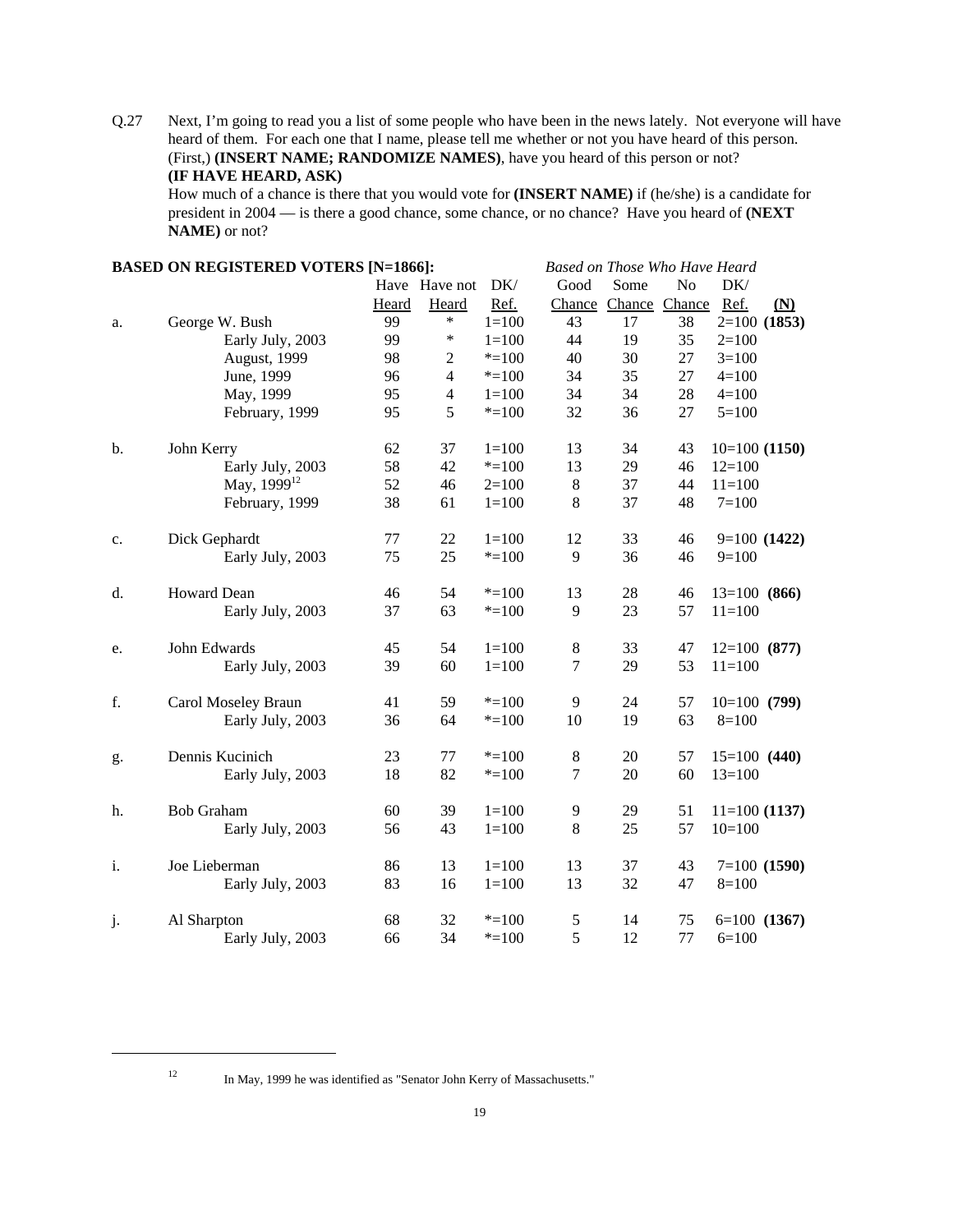Q.27 Next, I'm going to read you a list of some people who have been in the news lately. Not everyone will have heard of them. For each one that I name, please tell me whether or not you have heard of this person. (First,) **(INSERT NAME; RANDOMIZE NAMES)**, have you heard of this person or not?
**(IF HAVE HEARD, ASK)**
How much of a chance is there that you would vote for **(INSERT NAME)** if (he/she) is a candidate for president in 2004 — is there a good chance, some chance, or no chance? Have you heard of **(NEXT NAME)** or not?

**BASED ON REGISTERED VOTERS [N=1866]:**

| | | Have Heard | Have not Heard | DK/ Ref. | Good Chance | Some Chance | No Chance | DK/ Ref. | (N) |
|---|---|---|---|---|---|---|---|---|---|
| | | | | | *Based on Those Who Have Heard* | | | | |
| a. | George W. Bush | 99 | * | 1=100 | 43 | 17 | 38 | 2=100 | **(1853)** |
| | Early July, 2003 | 99 | * | 1=100 | 44 | 19 | 35 | 2=100 | |
| | August, 1999 | 98 | 2 | *=100 | 40 | 30 | 27 | 3=100 | |
| | June, 1999 | 96 | 4 | *=100 | 34 | 35 | 27 | 4=100 | |
| | May, 1999 | 95 | 4 | 1=100 | 34 | 34 | 28 | 4=100 | |
| | February, 1999 | 95 | 5 | *=100 | 32 | 36 | 27 | 5=100 | |
| b. | John Kerry | 62 | 37 | 1=100 | 13 | 34 | 43 | 10=100 | **(1150)** |
| | Early July, 2003 | 58 | 42 | *=100 | 13 | 29 | 46 | 12=100 | |
| | May, 1999[12] | 52 | 46 | 2=100 | 8 | 37 | 44 | 11=100 | |
| | February, 1999 | 38 | 61 | 1=100 | 8 | 37 | 48 | 7=100 | |
| c. | Dick Gephardt | 77 | 22 | 1=100 | 12 | 33 | 46 | 9=100 | **(1422)** |
| | Early July, 2003 | 75 | 25 | *=100 | 9 | 36 | 46 | 9=100 | |
| d. | Howard Dean | 46 | 54 | *=100 | 13 | 28 | 46 | 13=100 | **(866)** |
| | Early July, 2003 | 37 | 63 | *=100 | 9 | 23 | 57 | 11=100 | |
| e. | John Edwards | 45 | 54 | 1=100 | 8 | 33 | 47 | 12=100 | **(877)** |
| | Early July, 2003 | 39 | 60 | 1=100 | 7 | 29 | 53 | 11=100 | |
| f. | Carol Moseley Braun | 41 | 59 | *=100 | 9 | 24 | 57 | 10=100 | **(799)** |
| | Early July, 2003 | 36 | 64 | *=100 | 10 | 19 | 63 | 8=100 | |
| g. | Dennis Kucinich | 23 | 77 | *=100 | 8 | 20 | 57 | 15=100 | **(440)** |
| | Early July, 2003 | 18 | 82 | *=100 | 7 | 20 | 60 | 13=100 | |
| h. | Bob Graham | 60 | 39 | 1=100 | 9 | 29 | 51 | 11=100 | **(1137)** |
| | Early July, 2003 | 56 | 43 | 1=100 | 8 | 25 | 57 | 10=100 | |
| i. | Joe Lieberman | 86 | 13 | 1=100 | 13 | 37 | 43 | 7=100 | **(1590)** |
| | Early July, 2003 | 83 | 16 | 1=100 | 13 | 32 | 47 | 8=100 | |
| j. | Al Sharpton | 68 | 32 | *=100 | 5 | 14 | 75 | 6=100 | **(1367)** |
| | Early July, 2003 | 66 | 34 | *=100 | 5 | 12 | 77 | 6=100 | |

[12] In May, 1999 he was identified as "Senator John Kerry of Massachusetts."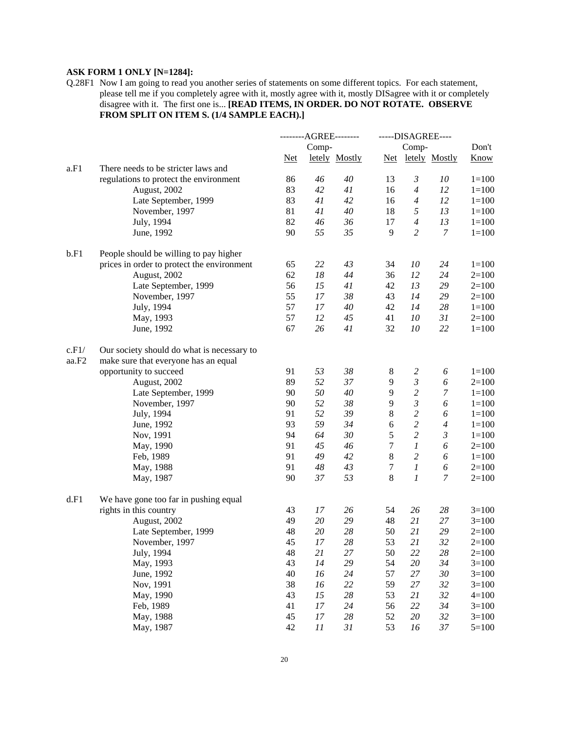**ASK FORM 1 ONLY [N=1284]:**

Q.28F1 Now I am going to read you another series of statements on some different topics. For each statement, please tell me if you completely agree with it, mostly agree with it, mostly DISagree with it or completely disagree with it. The first one is... **[READ ITEMS, IN ORDER. DO NOT ROTATE. OBSERVE FROM SPLIT ON ITEM S. (1/4 SAMPLE EACH).]**

| | | --------AGREE-------- | | | -----DISAGREE---- | | | |
|---|---|---|---|---|---|---|---|---|
| | | Net | Completely | Mostly | Net | Completely | Mostly | Don't Know |
| a.F1 | There needs to be stricter laws and regulations to protect the environment | 86 | *46* | *40* | 13 | *3* | *10* | 1=100 |
| | August, 2002 | 83 | *42* | *41* | 16 | *4* | *12* | 1=100 |
| | Late September, 1999 | 83 | *41* | *42* | 16 | *4* | *12* | 1=100 |
| | November, 1997 | 81 | *41* | *40* | 18 | *5* | *13* | 1=100 |
| | July, 1994 | 82 | *46* | *36* | 17 | *4* | *13* | 1=100 |
| | June, 1992 | 90 | *55* | *35* | 9 | *2* | *7* | 1=100 |
| b.F1 | People should be willing to pay higher prices in order to protect the environment | 65 | *22* | *43* | 34 | *10* | *24* | 1=100 |
| | August, 2002 | 62 | *18* | *44* | 36 | *12* | *24* | 2=100 |
| | Late September, 1999 | 56 | *15* | *41* | 42 | *13* | *29* | 2=100 |
| | November, 1997 | 55 | *17* | *38* | 43 | *14* | *29* | 2=100 |
| | July, 1994 | 57 | *17* | *40* | 42 | *14* | *28* | 1=100 |
| | May, 1993 | 57 | *12* | *45* | 41 | *10* | *31* | 2=100 |
| | June, 1992 | 67 | *26* | *41* | 32 | *10* | *22* | 1=100 |
| c.F1/ aa.F2 | Our society should do what is necessary to make sure that everyone has an equal opportunity to succeed | 91 | *53* | *38* | 8 | *2* | *6* | 1=100 |
| | August, 2002 | 89 | *52* | *37* | 9 | *3* | *6* | 2=100 |
| | Late September, 1999 | 90 | *50* | *40* | 9 | *2* | *7* | 1=100 |
| | November, 1997 | 90 | *52* | *38* | 9 | *3* | *6* | 1=100 |
| | July, 1994 | 91 | *52* | *39* | 8 | *2* | *6* | 1=100 |
| | June, 1992 | 93 | *59* | *34* | 6 | *2* | *4* | 1=100 |
| | Nov, 1991 | 94 | *64* | *30* | 5 | *2* | *3* | 1=100 |
| | May, 1990 | 91 | *45* | *46* | 7 | *1* | *6* | 2=100 |
| | Feb, 1989 | 91 | *49* | *42* | 8 | *2* | *6* | 1=100 |
| | May, 1988 | 91 | *48* | *43* | 7 | *1* | *6* | 2=100 |
| | May, 1987 | 90 | *37* | *53* | 8 | *1* | *7* | 2=100 |
| d.F1 | We have gone too far in pushing equal rights in this country | 43 | *17* | *26* | 54 | *26* | *28* | 3=100 |
| | August, 2002 | 49 | *20* | *29* | 48 | *21* | *27* | 3=100 |
| | Late September, 1999 | 48 | *20* | *28* | 50 | *21* | *29* | 2=100 |
| | November, 1997 | 45 | *17* | *28* | 53 | *21* | *32* | 2=100 |
| | July, 1994 | 48 | *21* | *27* | 50 | *22* | *28* | 2=100 |
| | May, 1993 | 43 | *14* | *29* | 54 | *20* | *34* | 3=100 |
| | June, 1992 | 40 | *16* | *24* | 57 | *27* | *30* | 3=100 |
| | Nov, 1991 | 38 | *16* | *22* | 59 | *27* | *32* | 3=100 |
| | May, 1990 | 43 | *15* | *28* | 53 | *21* | *32* | 4=100 |
| | Feb, 1989 | 41 | *17* | *24* | 56 | *22* | *34* | 3=100 |
| | May, 1988 | 45 | *17* | *28* | 52 | *20* | *32* | 3=100 |
| | May, 1987 | 42 | *11* | *31* | 53 | *16* | *37* | 5=100 |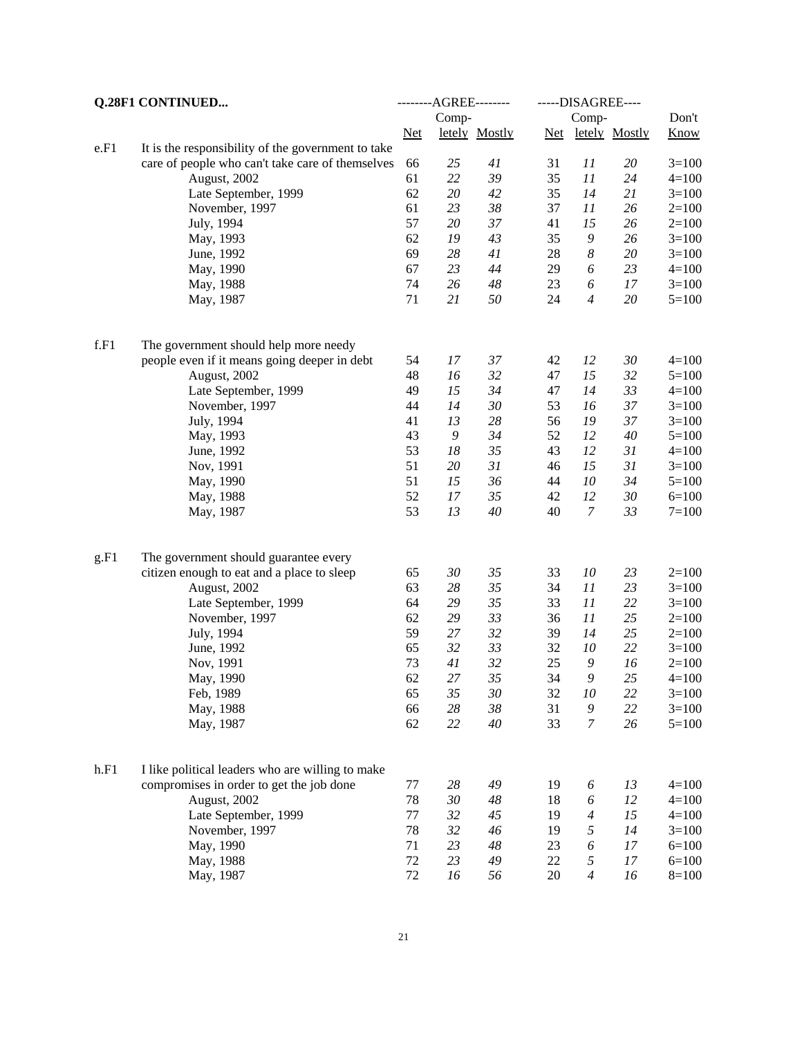**Q.28F1 CONTINUED...**

| | | AGREE | | | DISAGREE | | | |
|---|---|---|---|---|---|---|---|---|
| | | Net | Completely | Mostly | Net | Completely | Mostly | Don't Know |
| e.F1 | It is the responsibility of the government to take care of people who can't take care of themselves | 66 | *25* | *41* | 31 | *11* | *20* | 3=100 |
| | August, 2002 | 61 | *22* | *39* | 35 | *11* | *24* | 4=100 |
| | Late September, 1999 | 62 | *20* | *42* | 35 | *14* | *21* | 3=100 |
| | November, 1997 | 61 | *23* | *38* | 37 | *11* | *26* | 2=100 |
| | July, 1994 | 57 | *20* | *37* | 41 | *15* | *26* | 2=100 |
| | May, 1993 | 62 | *19* | *43* | 35 | *9* | *26* | 3=100 |
| | June, 1992 | 69 | *28* | *41* | 28 | *8* | *20* | 3=100 |
| | May, 1990 | 67 | *23* | *44* | 29 | *6* | *23* | 4=100 |
| | May, 1988 | 74 | *26* | *48* | 23 | *6* | *17* | 3=100 |
| | May, 1987 | 71 | *21* | *50* | 24 | *4* | *20* | 5=100 |
| f.F1 | The government should help more needy people even if it means going deeper in debt | 54 | *17* | *37* | 42 | *12* | *30* | 4=100 |
| | August, 2002 | 48 | *16* | *32* | 47 | *15* | *32* | 5=100 |
| | Late September, 1999 | 49 | *15* | *34* | 47 | *14* | *33* | 4=100 |
| | November, 1997 | 44 | *14* | *30* | 53 | *16* | *37* | 3=100 |
| | July, 1994 | 41 | *13* | *28* | 56 | *19* | *37* | 3=100 |
| | May, 1993 | 43 | *9* | *34* | 52 | *12* | *40* | 5=100 |
| | June, 1992 | 53 | *18* | *35* | 43 | *12* | *31* | 4=100 |
| | Nov, 1991 | 51 | *20* | *31* | 46 | *15* | *31* | 3=100 |
| | May, 1990 | 51 | *15* | *36* | 44 | *10* | *34* | 5=100 |
| | May, 1988 | 52 | *17* | *35* | 42 | *12* | *30* | 6=100 |
| | May, 1987 | 53 | *13* | *40* | 40 | *7* | *33* | 7=100 |
| g.F1 | The government should guarantee every citizen enough to eat and a place to sleep | 65 | *30* | *35* | 33 | *10* | *23* | 2=100 |
| | August, 2002 | 63 | *28* | *35* | 34 | *11* | *23* | 3=100 |
| | Late September, 1999 | 64 | *29* | *35* | 33 | *11* | *22* | 3=100 |
| | November, 1997 | 62 | *29* | *33* | 36 | *11* | *25* | 2=100 |
| | July, 1994 | 59 | *27* | *32* | 39 | *14* | *25* | 2=100 |
| | June, 1992 | 65 | *32* | *33* | 32 | *10* | *22* | 3=100 |
| | Nov, 1991 | 73 | *41* | *32* | 25 | *9* | *16* | 2=100 |
| | May, 1990 | 62 | *27* | *35* | 34 | *9* | *25* | 4=100 |
| | Feb, 1989 | 65 | *35* | *30* | 32 | *10* | *22* | 3=100 |
| | May, 1988 | 66 | *28* | *38* | 31 | *9* | *22* | 3=100 |
| | May, 1987 | 62 | *22* | *40* | 33 | *7* | *26* | 5=100 |
| h.F1 | I like political leaders who are willing to make compromises in order to get the job done | 77 | *28* | *49* | 19 | *6* | *13* | 4=100 |
| | August, 2002 | 78 | *30* | *48* | 18 | *6* | *12* | 4=100 |
| | Late September, 1999 | 77 | *32* | *45* | 19 | *4* | *15* | 4=100 |
| | November, 1997 | 78 | *32* | *46* | 19 | *5* | *14* | 3=100 |
| | May, 1990 | 71 | *23* | *48* | 23 | *6* | *17* | 6=100 |
| | May, 1988 | 72 | *23* | *49* | 22 | *5* | *17* | 6=100 |
| | May, 1987 | 72 | *16* | *56* | 20 | *4* | *16* | 8=100 |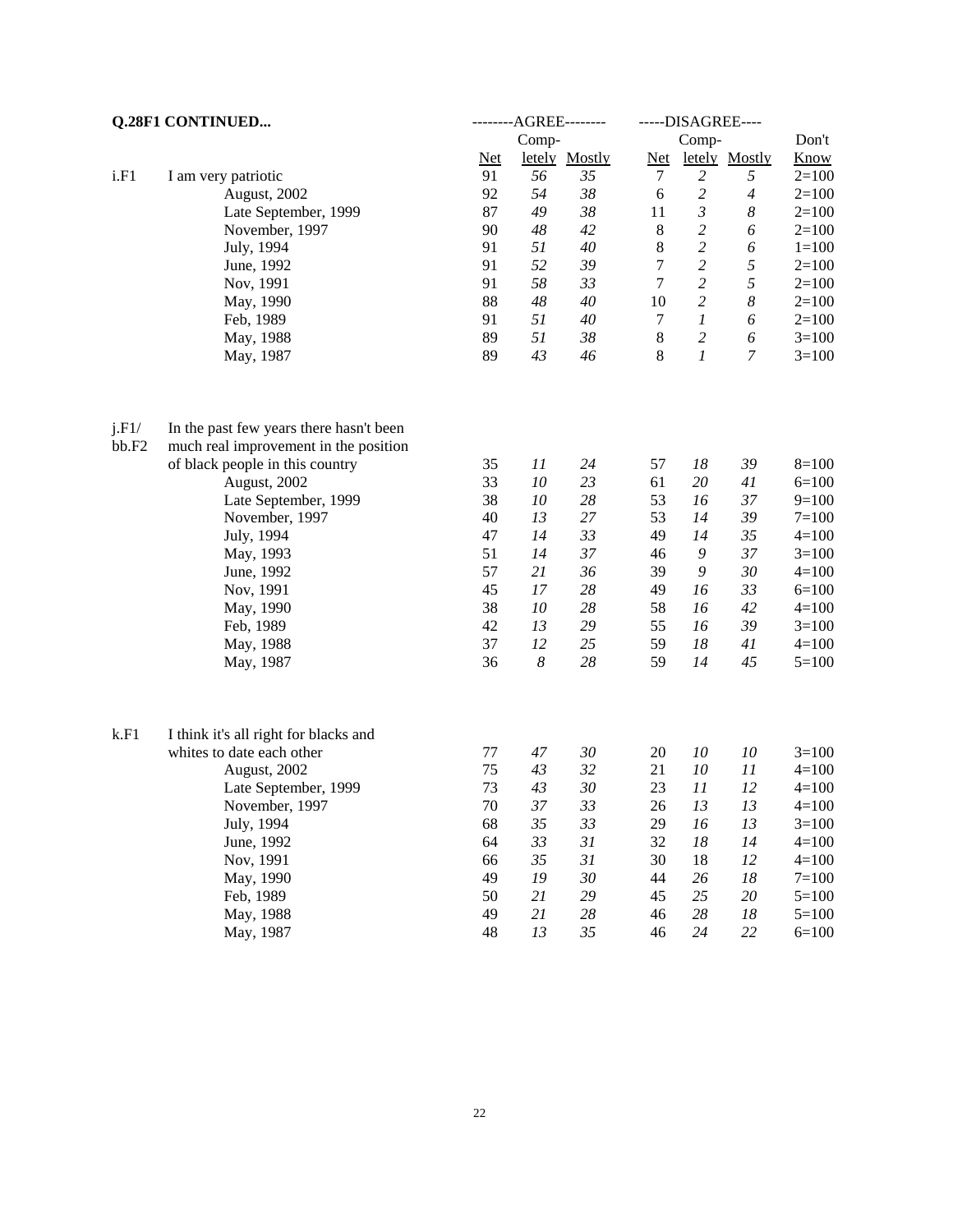**Q.28F1 CONTINUED...**

| | | AGREE | | | DISAGREE | | | |
|---|---|---|---|---|---|---|---|---|
| | | Net | Completely | Mostly | Net | Completely | Mostly | Don't Know |
| i.F1 | I am very patriotic | 91 | *56* | *35* | 7 | *2* | *5* | 2=100 |
| | August, 2002 | 92 | *54* | *38* | 6 | *2* | *4* | 2=100 |
| | Late September, 1999 | 87 | *49* | *38* | 11 | *3* | *8* | 2=100 |
| | November, 1997 | 90 | *48* | *42* | 8 | *2* | *6* | 2=100 |
| | July, 1994 | 91 | *51* | *40* | 8 | *2* | *6* | 1=100 |
| | June, 1992 | 91 | *52* | *39* | 7 | *2* | *5* | 2=100 |
| | Nov, 1991 | 91 | *58* | *33* | 7 | *2* | *5* | 2=100 |
| | May, 1990 | 88 | *48* | *40* | 10 | *2* | *8* | 2=100 |
| | Feb, 1989 | 91 | *51* | *40* | 7 | *1* | *6* | 2=100 |
| | May, 1988 | 89 | *51* | *38* | 8 | *2* | *6* | 3=100 |
| | May, 1987 | 89 | *43* | *46* | 8 | *1* | *7* | 3=100 |
| j.F1/ bb.F2 | In the past few years there hasn't been much real improvement in the position of black people in this country | 35 | *11* | *24* | 57 | *18* | *39* | 8=100 |
| | August, 2002 | 33 | *10* | *23* | 61 | *20* | *41* | 6=100 |
| | Late September, 1999 | 38 | *10* | *28* | 53 | *16* | *37* | 9=100 |
| | November, 1997 | 40 | *13* | *27* | 53 | *14* | *39* | 7=100 |
| | July, 1994 | 47 | *14* | *33* | 49 | *14* | *35* | 4=100 |
| | May, 1993 | 51 | *14* | *37* | 46 | *9* | *37* | 3=100 |
| | June, 1992 | 57 | *21* | *36* | 39 | *9* | *30* | 4=100 |
| | Nov, 1991 | 45 | *17* | *28* | 49 | *16* | *33* | 6=100 |
| | May, 1990 | 38 | *10* | *28* | 58 | *16* | *42* | 4=100 |
| | Feb, 1989 | 42 | *13* | *29* | 55 | *16* | *39* | 3=100 |
| | May, 1988 | 37 | *12* | *25* | 59 | *18* | *41* | 4=100 |
| | May, 1987 | 36 | *8* | *28* | 59 | *14* | *45* | 5=100 |
| k.F1 | I think it's all right for blacks and whites to date each other | 77 | *47* | *30* | 20 | *10* | *10* | 3=100 |
| | August, 2002 | 75 | *43* | *32* | 21 | *10* | *11* | 4=100 |
| | Late September, 1999 | 73 | *43* | *30* | 23 | *11* | *12* | 4=100 |
| | November, 1997 | 70 | *37* | *33* | 26 | *13* | *13* | 4=100 |
| | July, 1994 | 68 | *35* | *33* | 29 | *16* | *13* | 3=100 |
| | June, 1992 | 64 | *33* | *31* | 32 | *18* | *14* | 4=100 |
| | Nov, 1991 | 66 | *35* | *31* | 30 | 18 | *12* | 4=100 |
| | May, 1990 | 49 | *19* | *30* | 44 | *26* | *18* | 7=100 |
| | Feb, 1989 | 50 | *21* | *29* | 45 | *25* | *20* | 5=100 |
| | May, 1988 | 49 | *21* | *28* | 46 | *28* | *18* | 5=100 |
| | May, 1987 | 48 | *13* | *35* | 46 | *24* | *22* | 6=100 |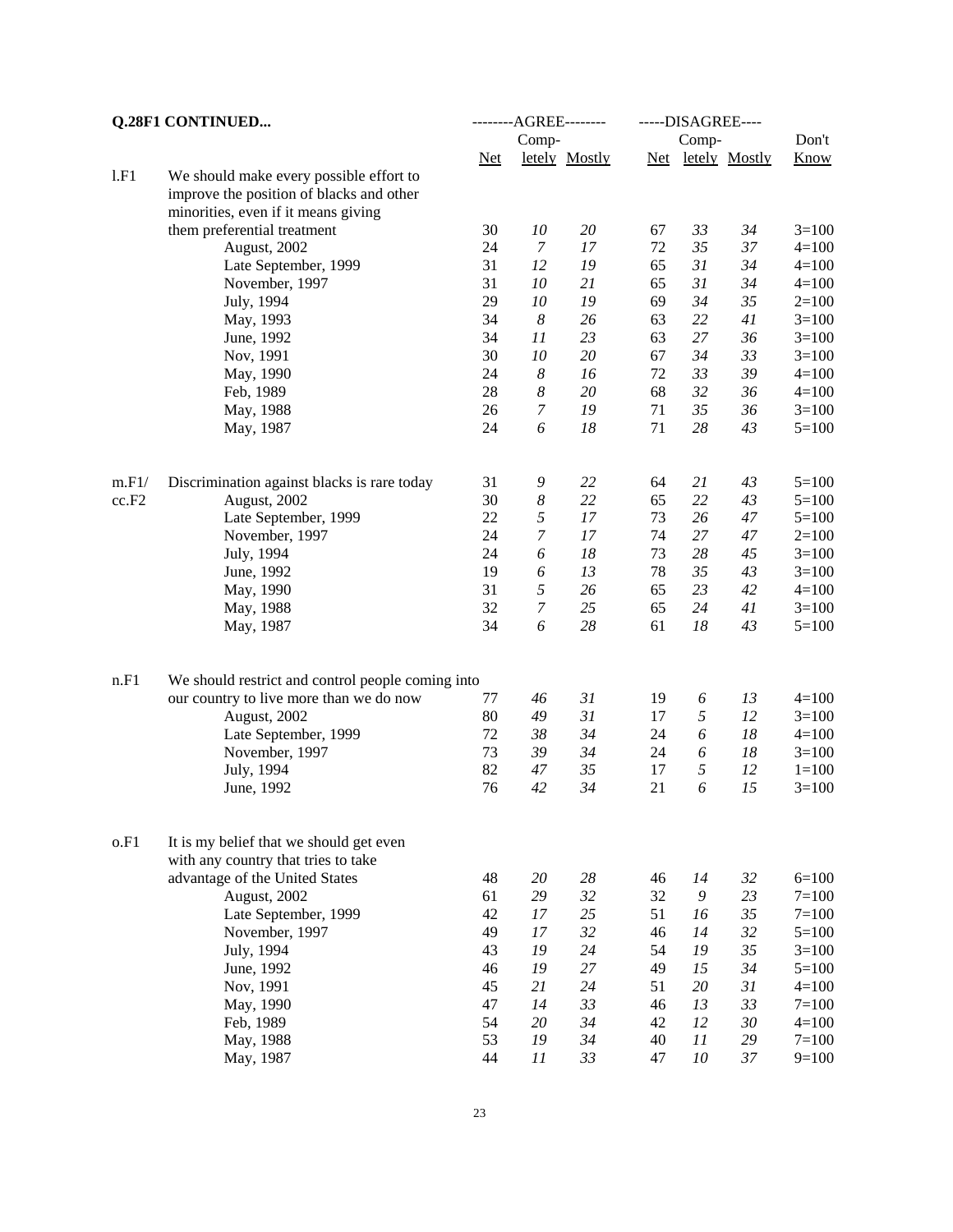**Q.28F1 CONTINUED...**

| | | AGREE | | | DISAGREE | | | |
|---|---|---|---|---|---|---|---|---|
| | | Net | Completely | Mostly | Net | Completely | Mostly | Don't Know |
| l.F1 | We should make every possible effort to improve the position of blacks and other minorities, even if it means giving them preferential treatment | 30 | *10* | *20* | 67 | *33* | *34* | 3=100 |
| | August, 2002 | 24 | *7* | *17* | 72 | *35* | *37* | 4=100 |
| | Late September, 1999 | 31 | *12* | *19* | 65 | *31* | *34* | 4=100 |
| | November, 1997 | 31 | *10* | *21* | 65 | *31* | *34* | 4=100 |
| | July, 1994 | 29 | *10* | *19* | 69 | *34* | *35* | 2=100 |
| | May, 1993 | 34 | *8* | *26* | 63 | *22* | *41* | 3=100 |
| | June, 1992 | 34 | *11* | *23* | 63 | *27* | *36* | 3=100 |
| | Nov, 1991 | 30 | *10* | *20* | 67 | *34* | *33* | 3=100 |
| | May, 1990 | 24 | *8* | *16* | 72 | *33* | *39* | 4=100 |
| | Feb, 1989 | 28 | *8* | *20* | 68 | *32* | *36* | 4=100 |
| | May, 1988 | 26 | *7* | *19* | 71 | *35* | *36* | 3=100 |
| | May, 1987 | 24 | *6* | *18* | 71 | *28* | *43* | 5=100 |
| m.F1/ cc.F2 | Discrimination against blacks is rare today | 31 | *9* | *22* | 64 | *21* | *43* | 5=100 |
| | August, 2002 | 30 | *8* | *22* | 65 | *22* | *43* | 5=100 |
| | Late September, 1999 | 22 | *5* | *17* | 73 | *26* | *47* | 5=100 |
| | November, 1997 | 24 | *7* | *17* | 74 | *27* | *47* | 2=100 |
| | July, 1994 | 24 | *6* | *18* | 73 | *28* | *45* | 3=100 |
| | June, 1992 | 19 | *6* | *13* | 78 | *35* | *43* | 3=100 |
| | May, 1990 | 31 | *5* | *26* | 65 | *23* | *42* | 4=100 |
| | May, 1988 | 32 | *7* | *25* | 65 | *24* | *41* | 3=100 |
| | May, 1987 | 34 | *6* | *28* | 61 | *18* | *43* | 5=100 |
| n.F1 | We should restrict and control people coming into our country to live more than we do now | 77 | *46* | *31* | 19 | *6* | *13* | 4=100 |
| | August, 2002 | 80 | *49* | *31* | 17 | *5* | *12* | 3=100 |
| | Late September, 1999 | 72 | *38* | *34* | 24 | *6* | *18* | 4=100 |
| | November, 1997 | 73 | *39* | *34* | 24 | *6* | *18* | 3=100 |
| | July, 1994 | 82 | *47* | *35* | 17 | *5* | *12* | 1=100 |
| | June, 1992 | 76 | *42* | *34* | 21 | *6* | *15* | 3=100 |
| o.F1 | It is my belief that we should get even with any country that tries to take advantage of the United States | 48 | *20* | *28* | 46 | *14* | *32* | 6=100 |
| | August, 2002 | 61 | *29* | *32* | 32 | *9* | *23* | 7=100 |
| | Late September, 1999 | 42 | *17* | *25* | 51 | *16* | *35* | 7=100 |
| | November, 1997 | 49 | *17* | *32* | 46 | *14* | *32* | 5=100 |
| | July, 1994 | 43 | *19* | *24* | 54 | *19* | *35* | 3=100 |
| | June, 1992 | 46 | *19* | *27* | 49 | *15* | *34* | 5=100 |
| | Nov, 1991 | 45 | *21* | *24* | 51 | *20* | *31* | 4=100 |
| | May, 1990 | 47 | *14* | *33* | 46 | *13* | *33* | 7=100 |
| | Feb, 1989 | 54 | *20* | *34* | 42 | *12* | *30* | 4=100 |
| | May, 1988 | 53 | *19* | *34* | 40 | *11* | *29* | 7=100 |
| | May, 1987 | 44 | *11* | *33* | 47 | *10* | *37* | 9=100 |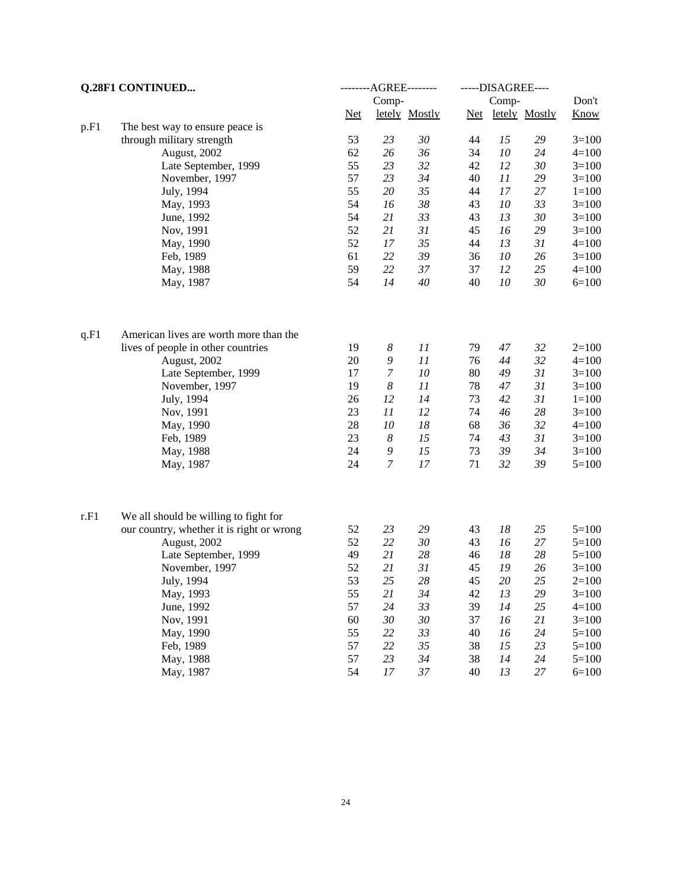**Q.28F1 CONTINUED...**

| | | AGREE | | | DISAGREE | | | |
|---|---|---|---|---|---|---|---|---|
| | | Net | Completely | Mostly | Net | Completely | Mostly | Don't Know |
| p.F1 | The best way to ensure peace is through military strength | 53 | *23* | *30* | 44 | *15* | *29* | 3=100 |
| | August, 2002 | 62 | *26* | *36* | 34 | *10* | *24* | 4=100 |
| | Late September, 1999 | 55 | *23* | *32* | 42 | *12* | *30* | 3=100 |
| | November, 1997 | 57 | *23* | *34* | 40 | *11* | *29* | 3=100 |
| | July, 1994 | 55 | *20* | *35* | 44 | *17* | *27* | 1=100 |
| | May, 1993 | 54 | *16* | *38* | 43 | *10* | *33* | 3=100 |
| | June, 1992 | 54 | *21* | *33* | 43 | *13* | *30* | 3=100 |
| | Nov, 1991 | 52 | *21* | *31* | 45 | *16* | *29* | 3=100 |
| | May, 1990 | 52 | *17* | *35* | 44 | *13* | *31* | 4=100 |
| | Feb, 1989 | 61 | *22* | *39* | 36 | *10* | *26* | 3=100 |
| | May, 1988 | 59 | *22* | *37* | 37 | *12* | *25* | 4=100 |
| | May, 1987 | 54 | *14* | *40* | 40 | *10* | *30* | 6=100 |
| q.F1 | American lives are worth more than the lives of people in other countries | 19 | *8* | *11* | 79 | *47* | *32* | 2=100 |
| | August, 2002 | 20 | *9* | *11* | 76 | *44* | *32* | 4=100 |
| | Late September, 1999 | 17 | *7* | *10* | 80 | *49* | *31* | 3=100 |
| | November, 1997 | 19 | *8* | *11* | 78 | *47* | *31* | 3=100 |
| | July, 1994 | 26 | *12* | *14* | 73 | *42* | *31* | 1=100 |
| | Nov, 1991 | 23 | *11* | *12* | 74 | *46* | *28* | 3=100 |
| | May, 1990 | 28 | *10* | *18* | 68 | *36* | *32* | 4=100 |
| | Feb, 1989 | 23 | *8* | *15* | 74 | *43* | *31* | 3=100 |
| | May, 1988 | 24 | *9* | *15* | 73 | *39* | *34* | 3=100 |
| | May, 1987 | 24 | *7* | *17* | 71 | *32* | *39* | 5=100 |
| r.F1 | We all should be willing to fight for our country, whether it is right or wrong | 52 | *23* | *29* | 43 | *18* | *25* | 5=100 |
| | August, 2002 | 52 | *22* | *30* | 43 | *16* | *27* | 5=100 |
| | Late September, 1999 | 49 | *21* | *28* | 46 | *18* | *28* | 5=100 |
| | November, 1997 | 52 | *21* | *31* | 45 | *19* | *26* | 3=100 |
| | July, 1994 | 53 | *25* | *28* | 45 | *20* | *25* | 2=100 |
| | May, 1993 | 55 | *21* | *34* | 42 | *13* | *29* | 3=100 |
| | June, 1992 | 57 | *24* | *33* | 39 | *14* | *25* | 4=100 |
| | Nov, 1991 | 60 | *30* | *30* | 37 | *16* | *21* | 3=100 |
| | May, 1990 | 55 | *22* | *33* | 40 | *16* | *24* | 5=100 |
| | Feb, 1989 | 57 | *22* | *35* | 38 | *15* | *23* | 5=100 |
| | May, 1988 | 57 | *23* | *34* | 38 | *14* | *24* | 5=100 |
| | May, 1987 | 54 | *17* | *37* | 40 | *13* | *27* | 6=100 |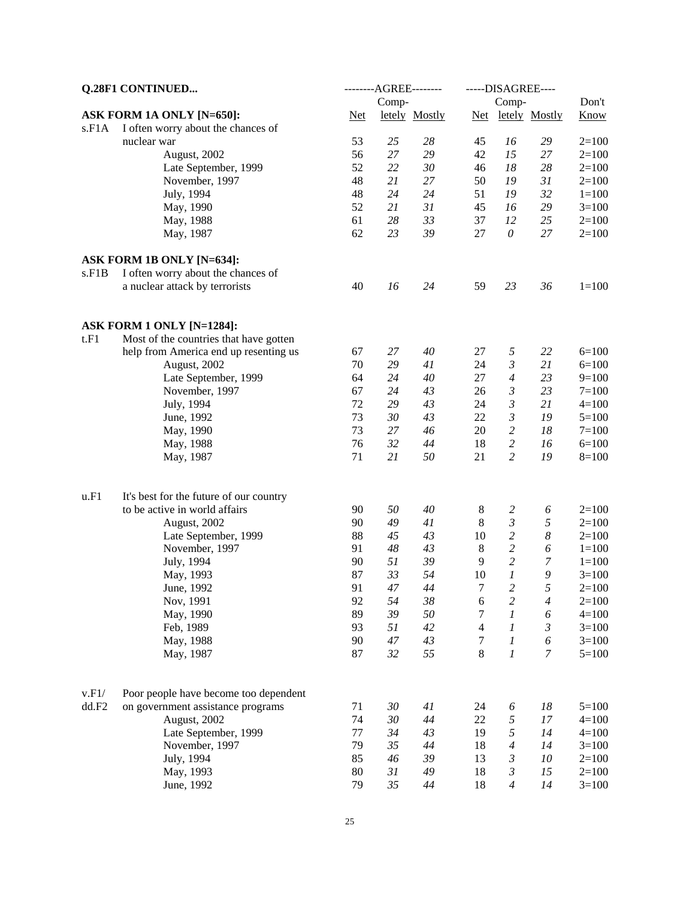**Q.28F1 CONTINUED...**

| | | --------AGREE-------- | | | -----DISAGREE---- | | | |
|---|---|---|---|---|---|---|---|---|
| | | | Comp- | | | Comp- | | Don't |
| | | Net | letely | Mostly | Net | letely | Mostly | Know |
| | **ASK FORM 1A ONLY [N=650]:** | | | | | | | |
| s.F1A | I often worry about the chances of nuclear war | 53 | *25* | *28* | 45 | *16* | *29* | 2=100 |
| | August, 2002 | 56 | *27* | *29* | 42 | *15* | *27* | 2=100 |
| | Late September, 1999 | 52 | *22* | *30* | 46 | *18* | *28* | 2=100 |
| | November, 1997 | 48 | *21* | *27* | 50 | *19* | *31* | 2=100 |
| | July, 1994 | 48 | *24* | *24* | 51 | *19* | *32* | 1=100 |
| | May, 1990 | 52 | *21* | *31* | 45 | *16* | *29* | 3=100 |
| | May, 1988 | 61 | *28* | *33* | 37 | *12* | *25* | 2=100 |
| | May, 1987 | 62 | *23* | *39* | 27 | *0* | *27* | 2=100 |
| | **ASK FORM 1B ONLY [N=634]:** | | | | | | | |
| s.F1B | I often worry about the chances of a nuclear attack by terrorists | 40 | *16* | *24* | 59 | *23* | *36* | 1=100 |
| | **ASK FORM 1 ONLY [N=1284]:** | | | | | | | |
| t.F1 | Most of the countries that have gotten help from America end up resenting us | 67 | *27* | *40* | 27 | *5* | *22* | 6=100 |
| | August, 2002 | 70 | *29* | *41* | 24 | *3* | *21* | 6=100 |
| | Late September, 1999 | 64 | *24* | *40* | 27 | *4* | *23* | 9=100 |
| | November, 1997 | 67 | *24* | *43* | 26 | *3* | *23* | 7=100 |
| | July, 1994 | 72 | *29* | *43* | 24 | *3* | *21* | 4=100 |
| | June, 1992 | 73 | *30* | *43* | 22 | *3* | *19* | 5=100 |
| | May, 1990 | 73 | *27* | *46* | 20 | *2* | *18* | 7=100 |
| | May, 1988 | 76 | *32* | *44* | 18 | *2* | *16* | 6=100 |
| | May, 1987 | 71 | *21* | *50* | 21 | *2* | *19* | 8=100 |
| u.F1 | It's best for the future of our country to be active in world affairs | 90 | *50* | *40* | 8 | *2* | *6* | 2=100 |
| | August, 2002 | 90 | *49* | *41* | 8 | *3* | *5* | 2=100 |
| | Late September, 1999 | 88 | *45* | *43* | 10 | *2* | *8* | 2=100 |
| | November, 1997 | 91 | *48* | *43* | 8 | *2* | *6* | 1=100 |
| | July, 1994 | 90 | *51* | *39* | 9 | *2* | *7* | 1=100 |
| | May, 1993 | 87 | *33* | *54* | 10 | *1* | *9* | 3=100 |
| | June, 1992 | 91 | *47* | *44* | 7 | *2* | *5* | 2=100 |
| | Nov, 1991 | 92 | *54* | *38* | 6 | *2* | *4* | 2=100 |
| | May, 1990 | 89 | *39* | *50* | 7 | *1* | *6* | 4=100 |
| | Feb, 1989 | 93 | *51* | *42* | 4 | *1* | *3* | 3=100 |
| | May, 1988 | 90 | *47* | *43* | 7 | *1* | *6* | 3=100 |
| | May, 1987 | 87 | *32* | *55* | 8 | *1* | *7* | 5=100 |
| v.F1/ dd.F2 | Poor people have become too dependent on government assistance programs | 71 | *30* | *41* | 24 | *6* | *18* | 5=100 |
| | August, 2002 | 74 | *30* | *44* | 22 | *5* | *17* | 4=100 |
| | Late September, 1999 | 77 | *34* | *43* | 19 | *5* | *14* | 4=100 |
| | November, 1997 | 79 | *35* | *44* | 18 | *4* | *14* | 3=100 |
| | July, 1994 | 85 | *46* | *39* | 13 | *3* | *10* | 2=100 |
| | May, 1993 | 80 | *31* | *49* | 18 | *3* | *15* | 2=100 |
| | June, 1992 | 79 | *35* | *44* | 18 | *4* | *14* | 3=100 |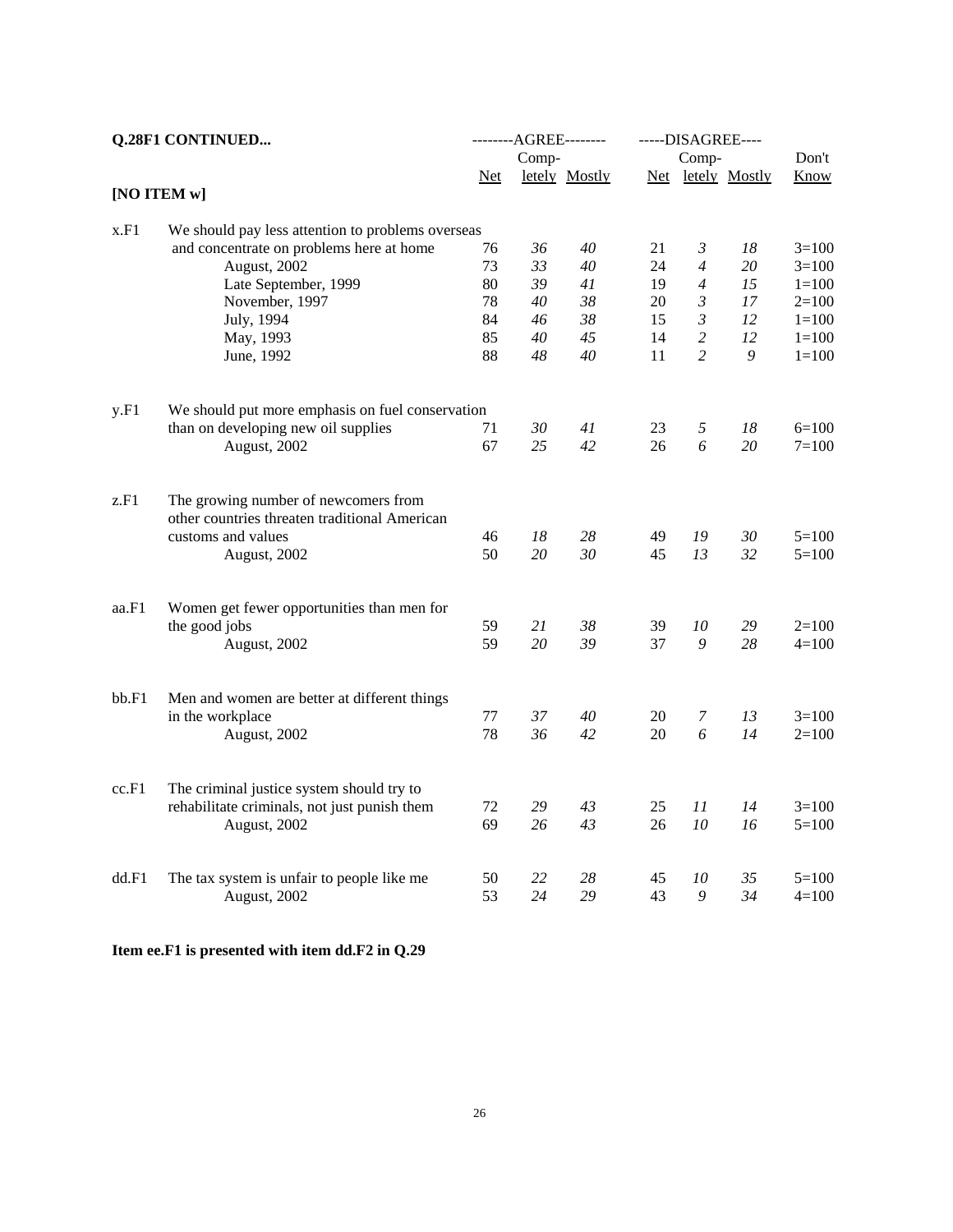**Q.28F1 CONTINUED...**

**[NO ITEM w]**

| | | AGREE | | | DISAGREE | | | |
|---|---|---|---|---|---|---|---|---|
| | | Net | Completely | Mostly | Net | Completely | Mostly | Don't Know |
| x.F1 | We should pay less attention to problems overseas and concentrate on problems here at home | 76 | *36* | *40* | 21 | *3* | *18* | 3=100 |
| | August, 2002 | 73 | *33* | *40* | 24 | *4* | *20* | 3=100 |
| | Late September, 1999 | 80 | *39* | *41* | 19 | *4* | *15* | 1=100 |
| | November, 1997 | 78 | *40* | *38* | 20 | *3* | *17* | 2=100 |
| | July, 1994 | 84 | *46* | *38* | 15 | *3* | *12* | 1=100 |
| | May, 1993 | 85 | *40* | *45* | 14 | *2* | *12* | 1=100 |
| | June, 1992 | 88 | *48* | *40* | 11 | *2* | *9* | 1=100 |
| y.F1 | We should put more emphasis on fuel conservation than on developing new oil supplies | 71 | *30* | *41* | 23 | *5* | *18* | 6=100 |
| | August, 2002 | 67 | *25* | *42* | 26 | *6* | *20* | 7=100 |
| z.F1 | The growing number of newcomers from other countries threaten traditional American customs and values | 46 | *18* | *28* | 49 | *19* | *30* | 5=100 |
| | August, 2002 | 50 | *20* | *30* | 45 | *13* | *32* | 5=100 |
| aa.F1 | Women get fewer opportunities than men for the good jobs | 59 | *21* | *38* | 39 | *10* | *29* | 2=100 |
| | August, 2002 | 59 | *20* | *39* | 37 | *9* | *28* | 4=100 |
| bb.F1 | Men and women are better at different things in the workplace | 77 | *37* | *40* | 20 | *7* | *13* | 3=100 |
| | August, 2002 | 78 | *36* | *42* | 20 | *6* | *14* | 2=100 |
| cc.F1 | The criminal justice system should try to rehabilitate criminals, not just punish them | 72 | *29* | *43* | 25 | *11* | *14* | 3=100 |
| | August, 2002 | 69 | *26* | *43* | 26 | *10* | *16* | 5=100 |
| dd.F1 | The tax system is unfair to people like me | 50 | *22* | *28* | 45 | *10* | *35* | 5=100 |
| | August, 2002 | 53 | *24* | *29* | 43 | *9* | *34* | 4=100 |

**Item ee.F1 is presented with item dd.F2 in Q.29**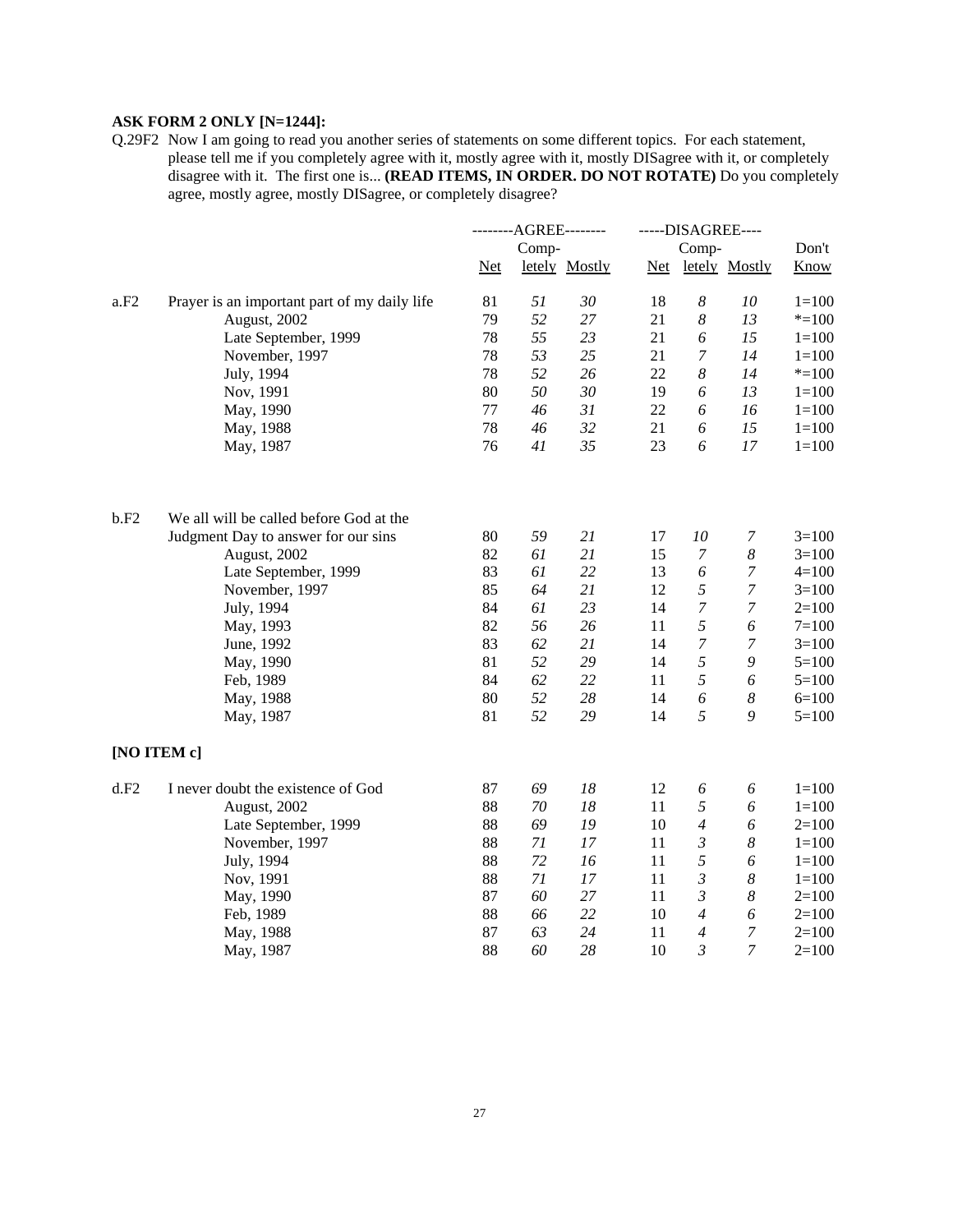**ASK FORM 2 ONLY [N=1244]:**

Q.29F2 Now I am going to read you another series of statements on some different topics. For each statement, please tell me if you completely agree with it, mostly agree with it, mostly DISagree with it, or completely disagree with it. The first one is... **(READ ITEMS, IN ORDER. DO NOT ROTATE)** Do you completely agree, mostly agree, mostly DISagree, or completely disagree?

| | | --------AGREE-------- | | | -----DISAGREE---- | | | |
|---|---|---|---|---|---|---|---|---|
| | | Net | Completely | Mostly | Net | Completely | Mostly | Don't Know |
| a.F2 | Prayer is an important part of my daily life | 81 | *51* | *30* | 18 | *8* | *10* | 1=100 |
| | August, 2002 | 79 | *52* | *27* | 21 | *8* | *13* | *=100 |
| | Late September, 1999 | 78 | *55* | *23* | 21 | *6* | *15* | 1=100 |
| | November, 1997 | 78 | *53* | *25* | 21 | *7* | *14* | 1=100 |
| | July, 1994 | 78 | *52* | *26* | 22 | *8* | *14* | *=100 |
| | Nov, 1991 | 80 | *50* | *30* | 19 | *6* | *13* | 1=100 |
| | May, 1990 | 77 | *46* | *31* | 22 | *6* | *16* | 1=100 |
| | May, 1988 | 78 | *46* | *32* | 21 | *6* | *15* | 1=100 |
| | May, 1987 | 76 | *41* | *35* | 23 | *6* | *17* | 1=100 |
| b.F2 | We all will be called before God at the Judgment Day to answer for our sins | 80 | *59* | *21* | 17 | *10* | *7* | 3=100 |
| | August, 2002 | 82 | *61* | *21* | 15 | *7* | *8* | 3=100 |
| | Late September, 1999 | 83 | *61* | *22* | 13 | *6* | *7* | 4=100 |
| | November, 1997 | 85 | *64* | *21* | 12 | *5* | *7* | 3=100 |
| | July, 1994 | 84 | *61* | *23* | 14 | *7* | *7* | 2=100 |
| | May, 1993 | 82 | *56* | *26* | 11 | *5* | *6* | 7=100 |
| | June, 1992 | 83 | *62* | *21* | 14 | *7* | *7* | 3=100 |
| | May, 1990 | 81 | *52* | *29* | 14 | *5* | *9* | 5=100 |
| | Feb, 1989 | 84 | *62* | *22* | 11 | *5* | *6* | 5=100 |
| | May, 1988 | 80 | *52* | *28* | 14 | *6* | *8* | 6=100 |
| | May, 1987 | 81 | *52* | *29* | 14 | *5* | *9* | 5=100 |

**[NO ITEM c]**

| | | Net | Completely | Mostly | Net | Completely | Mostly | Don't Know |
|---|---|---|---|---|---|---|---|---|
| d.F2 | I never doubt the existence of God | 87 | *69* | *18* | 12 | *6* | *6* | 1=100 |
| | August, 2002 | 88 | *70* | *18* | 11 | *5* | *6* | 1=100 |
| | Late September, 1999 | 88 | *69* | *19* | 10 | *4* | *6* | 2=100 |
| | November, 1997 | 88 | *71* | *17* | 11 | *3* | *8* | 1=100 |
| | July, 1994 | 88 | *72* | *16* | 11 | *5* | *6* | 1=100 |
| | Nov, 1991 | 88 | *71* | *17* | 11 | *3* | *8* | 1=100 |
| | May, 1990 | 87 | *60* | *27* | 11 | *3* | *8* | 2=100 |
| | Feb, 1989 | 88 | *66* | *22* | 10 | *4* | *6* | 2=100 |
| | May, 1988 | 87 | *63* | *24* | 11 | *4* | *7* | 2=100 |
| | May, 1987 | 88 | *60* | *28* | 10 | *3* | *7* | 2=100 |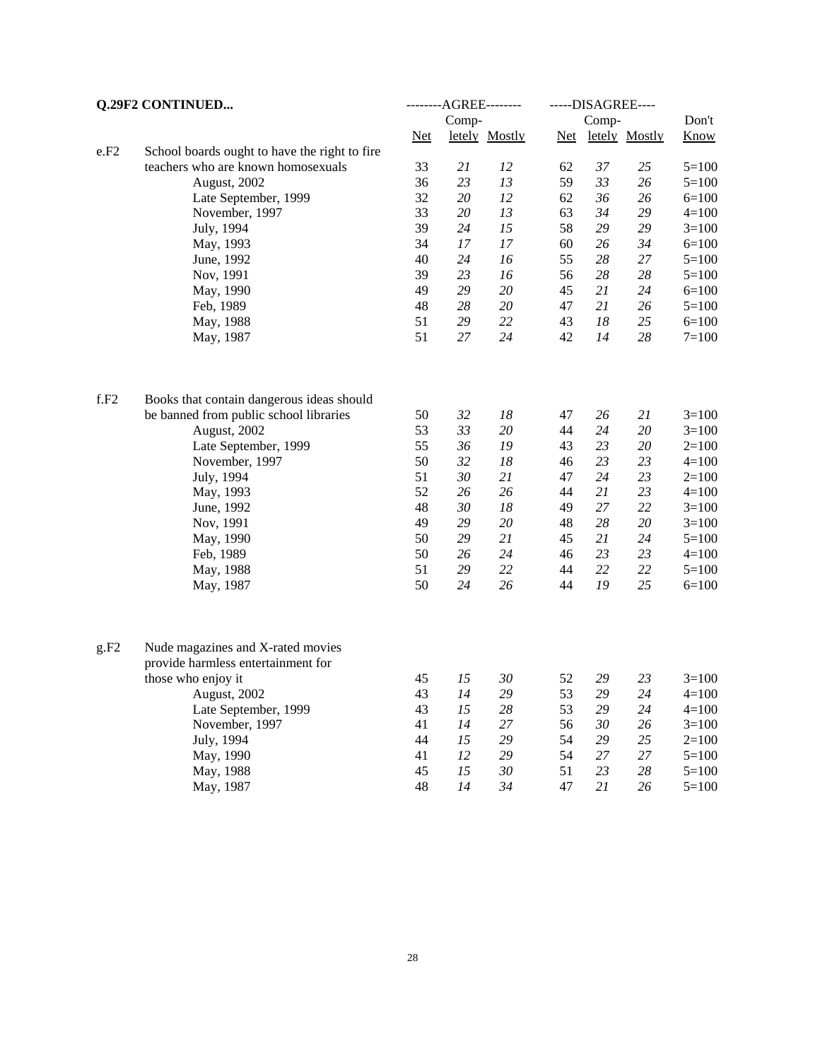**Q.29F2 CONTINUED...**

| | | AGREE | | | DISAGREE | | | |
|---|---|---|---|---|---|---|---|---|
| | | Net | Completely | Mostly | Net | Completely | Mostly | Don't Know |
| e.F2 | School boards ought to have the right to fire teachers who are known homosexuals | 33 | *21* | *12* | 62 | *37* | *25* | 5=100 |
| | August, 2002 | 36 | *23* | *13* | 59 | *33* | *26* | 5=100 |
| | Late September, 1999 | 32 | *20* | *12* | 62 | *36* | *26* | 6=100 |
| | November, 1997 | 33 | *20* | *13* | 63 | *34* | *29* | 4=100 |
| | July, 1994 | 39 | *24* | *15* | 58 | *29* | *29* | 3=100 |
| | May, 1993 | 34 | *17* | *17* | 60 | *26* | *34* | 6=100 |
| | June, 1992 | 40 | *24* | *16* | 55 | *28* | *27* | 5=100 |
| | Nov, 1991 | 39 | *23* | *16* | 56 | *28* | *28* | 5=100 |
| | May, 1990 | 49 | *29* | *20* | 45 | *21* | *24* | 6=100 |
| | Feb, 1989 | 48 | *28* | *20* | 47 | *21* | *26* | 5=100 |
| | May, 1988 | 51 | *29* | *22* | 43 | *18* | *25* | 6=100 |
| | May, 1987 | 51 | *27* | *24* | 42 | *14* | *28* | 7=100 |
| f.F2 | Books that contain dangerous ideas should be banned from public school libraries | 50 | *32* | *18* | 47 | *26* | *21* | 3=100 |
| | August, 2002 | 53 | *33* | *20* | 44 | *24* | *20* | 3=100 |
| | Late September, 1999 | 55 | *36* | *19* | 43 | *23* | *20* | 2=100 |
| | November, 1997 | 50 | *32* | *18* | 46 | *23* | *23* | 4=100 |
| | July, 1994 | 51 | *30* | *21* | 47 | *24* | *23* | 2=100 |
| | May, 1993 | 52 | *26* | *26* | 44 | *21* | *23* | 4=100 |
| | June, 1992 | 48 | *30* | *18* | 49 | *27* | *22* | 3=100 |
| | Nov, 1991 | 49 | *29* | *20* | 48 | *28* | *20* | 3=100 |
| | May, 1990 | 50 | *29* | *21* | 45 | *21* | *24* | 5=100 |
| | Feb, 1989 | 50 | *26* | *24* | 46 | *23* | *23* | 4=100 |
| | May, 1988 | 51 | *29* | *22* | 44 | *22* | *22* | 5=100 |
| | May, 1987 | 50 | *24* | *26* | 44 | *19* | *25* | 6=100 |
| g.F2 | Nude magazines and X-rated movies provide harmless entertainment for those who enjoy it | 45 | *15* | *30* | 52 | *29* | *23* | 3=100 |
| | August, 2002 | 43 | *14* | *29* | 53 | *29* | *24* | 4=100 |
| | Late September, 1999 | 43 | *15* | *28* | 53 | *29* | *24* | 4=100 |
| | November, 1997 | 41 | *14* | *27* | 56 | *30* | *26* | 3=100 |
| | July, 1994 | 44 | *15* | *29* | 54 | *29* | *25* | 2=100 |
| | May, 1990 | 41 | *12* | *29* | 54 | *27* | *27* | 5=100 |
| | May, 1988 | 45 | *15* | *30* | 51 | *23* | *28* | 5=100 |
| | May, 1987 | 48 | *14* | *34* | 47 | *21* | *26* | 5=100 |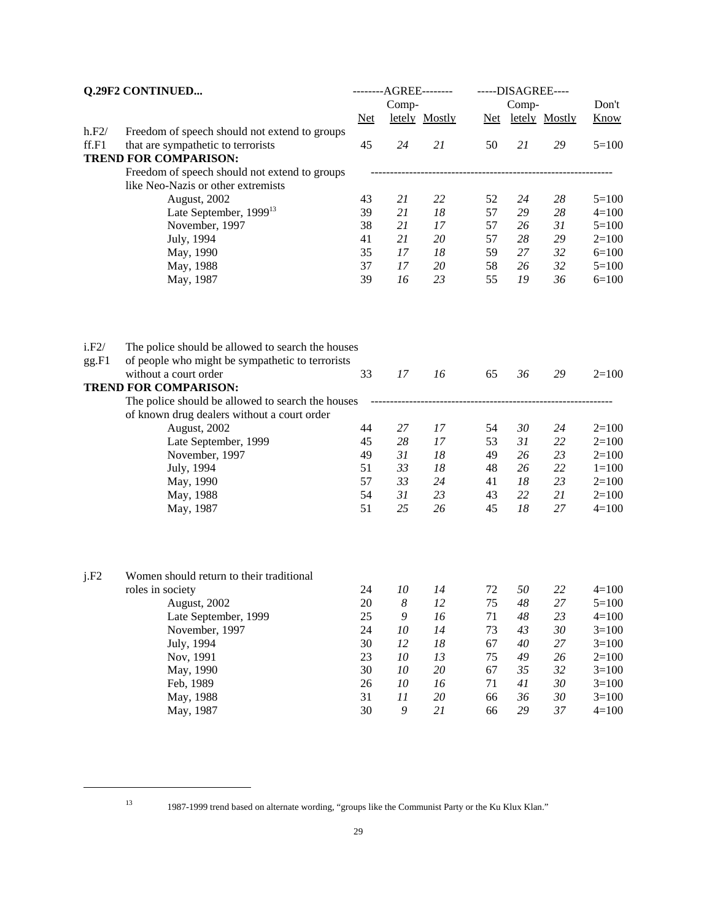| Q.29F2 CONTINUED... | | AGREE | | | DISAGREE | | | |
|---|---|---|---|---|---|---|---|---|
| | | Net | Completely | Mostly | Net | Completely | Mostly | Don't Know |
| h.F2/ ff.F1 | Freedom of speech should not extend to groups that are sympathetic to terrorists | 45 | *24* | *21* | 50 | *21* | *29* | 5=100 |
| **TREND FOR COMPARISON:** | | | | | | | | |
| | Freedom of speech should not extend to groups like Neo-Nazis or other extremists | | | | | | | |
| | August, 2002 | 43 | *21* | *22* | 52 | *24* | *28* | 5=100 |
| | Late September, 1999[13] | 39 | *21* | *18* | 57 | *29* | *28* | 4=100 |
| | November, 1997 | 38 | *21* | *17* | 57 | *26* | *31* | 5=100 |
| | July, 1994 | 41 | *21* | *20* | 57 | *28* | *29* | 2=100 |
| | May, 1990 | 35 | *17* | *18* | 59 | *27* | *32* | 6=100 |
| | May, 1988 | 37 | *17* | *20* | 58 | *26* | *32* | 5=100 |
| | May, 1987 | 39 | *16* | *23* | 55 | *19* | *36* | 6=100 |
| i.F2/ gg.F1 | The police should be allowed to search the houses of people who might be sympathetic to terrorists without a court order | 33 | *17* | *16* | 65 | *36* | *29* | 2=100 |
| **TREND FOR COMPARISON:** | | | | | | | | |
| | The police should be allowed to search the houses of known drug dealers without a court order | | | | | | | |
| | August, 2002 | 44 | *27* | *17* | 54 | *30* | *24* | 2=100 |
| | Late September, 1999 | 45 | *28* | *17* | 53 | *31* | *22* | 2=100 |
| | November, 1997 | 49 | *31* | *18* | 49 | *26* | *23* | 2=100 |
| | July, 1994 | 51 | *33* | *18* | 48 | *26* | *22* | 1=100 |
| | May, 1990 | 57 | *33* | *24* | 41 | *18* | *23* | 2=100 |
| | May, 1988 | 54 | *31* | *23* | 43 | *22* | *21* | 2=100 |
| | May, 1987 | 51 | *25* | *26* | 45 | *18* | *27* | 4=100 |
| j.F2 | Women should return to their traditional roles in society | 24 | *10* | *14* | 72 | *50* | *22* | 4=100 |
| | August, 2002 | 20 | *8* | *12* | 75 | *48* | *27* | 5=100 |
| | Late September, 1999 | 25 | *9* | *16* | 71 | *48* | *23* | 4=100 |
| | November, 1997 | 24 | *10* | *14* | 73 | *43* | *30* | 3=100 |
| | July, 1994 | 30 | *12* | *18* | 67 | *40* | *27* | 3=100 |
| | Nov, 1991 | 23 | *10* | *13* | 75 | *49* | *26* | 2=100 |
| | May, 1990 | 30 | *10* | *20* | 67 | *35* | *32* | 3=100 |
| | Feb, 1989 | 26 | *10* | *16* | 71 | *41* | *30* | 3=100 |
| | May, 1988 | 31 | *11* | *20* | 66 | *36* | *30* | 3=100 |
| | May, 1987 | 30 | *9* | *21* | 66 | *29* | *37* | 4=100 |

[13] 1987-1999 trend based on alternate wording, "groups like the Communist Party or the Ku Klux Klan."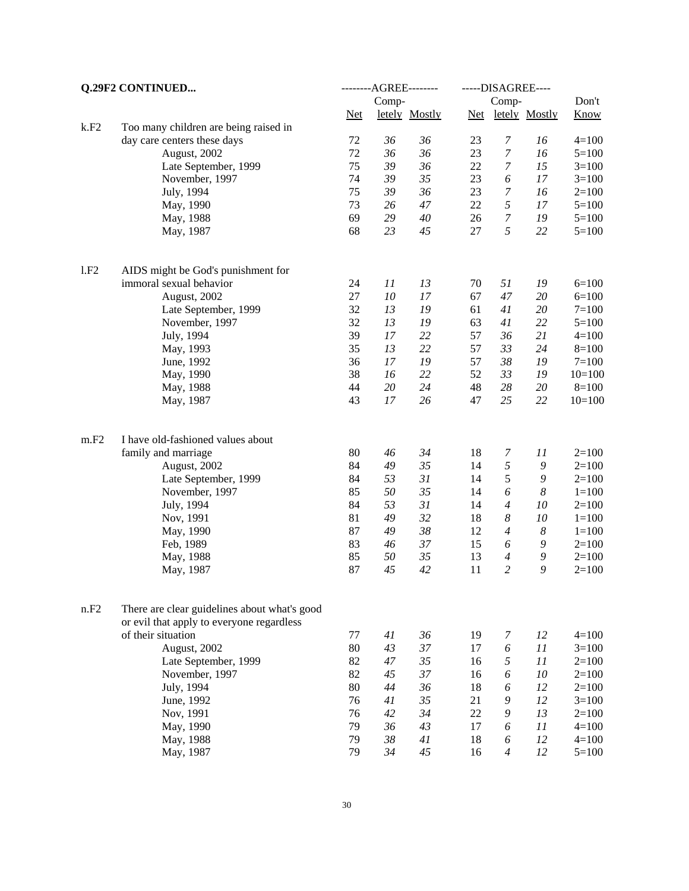**Q.29F2 CONTINUED...**

| | | AGREE | | | DISAGREE | | | |
|---|---|---|---|---|---|---|---|---|
| | | Net | Completely | Mostly | Net | Completely | Mostly | Don't Know |
| k.F2 | Too many children are being raised in day care centers these days | 72 | *36* | *36* | 23 | *7* | *16* | 4=100 |
| | August, 2002 | 72 | *36* | *36* | 23 | *7* | *16* | 5=100 |
| | Late September, 1999 | 75 | *39* | *36* | 22 | *7* | *15* | 3=100 |
| | November, 1997 | 74 | *39* | *35* | 23 | *6* | *17* | 3=100 |
| | July, 1994 | 75 | *39* | *36* | 23 | *7* | *16* | 2=100 |
| | May, 1990 | 73 | *26* | *47* | 22 | *5* | *17* | 5=100 |
| | May, 1988 | 69 | *29* | *40* | 26 | *7* | *19* | 5=100 |
| | May, 1987 | 68 | *23* | *45* | 27 | *5* | *22* | 5=100 |
| l.F2 | AIDS might be God's punishment for immoral sexual behavior | 24 | *11* | *13* | 70 | *51* | *19* | 6=100 |
| | August, 2002 | 27 | *10* | *17* | 67 | *47* | *20* | 6=100 |
| | Late September, 1999 | 32 | *13* | *19* | 61 | *41* | *20* | 7=100 |
| | November, 1997 | 32 | *13* | *19* | 63 | *41* | *22* | 5=100 |
| | July, 1994 | 39 | *17* | *22* | 57 | *36* | *21* | 4=100 |
| | May, 1993 | 35 | *13* | *22* | 57 | *33* | *24* | 8=100 |
| | June, 1992 | 36 | *17* | *19* | 57 | *38* | *19* | 7=100 |
| | May, 1990 | 38 | *16* | *22* | 52 | *33* | *19* | 10=100 |
| | May, 1988 | 44 | *20* | *24* | 48 | *28* | *20* | 8=100 |
| | May, 1987 | 43 | *17* | *26* | 47 | *25* | *22* | 10=100 |
| m.F2 | I have old-fashioned values about family and marriage | 80 | *46* | *34* | 18 | *7* | *11* | 2=100 |
| | August, 2002 | 84 | *49* | *35* | 14 | *5* | *9* | 2=100 |
| | Late September, 1999 | 84 | *53* | *31* | 14 | 5 | *9* | 2=100 |
| | November, 1997 | 85 | *50* | *35* | 14 | *6* | *8* | 1=100 |
| | July, 1994 | 84 | *53* | *31* | 14 | *4* | *10* | 2=100 |
| | Nov, 1991 | 81 | *49* | *32* | 18 | *8* | *10* | 1=100 |
| | May, 1990 | 87 | *49* | *38* | 12 | *4* | *8* | 1=100 |
| | Feb, 1989 | 83 | *46* | *37* | 15 | *6* | *9* | 2=100 |
| | May, 1988 | 85 | *50* | *35* | 13 | *4* | *9* | 2=100 |
| | May, 1987 | 87 | *45* | *42* | 11 | *2* | *9* | 2=100 |
| n.F2 | There are clear guidelines about what's good or evil that apply to everyone regardless of their situation | 77 | *41* | *36* | 19 | *7* | *12* | 4=100 |
| | August, 2002 | 80 | *43* | *37* | 17 | *6* | *11* | 3=100 |
| | Late September, 1999 | 82 | *47* | *35* | 16 | *5* | *11* | 2=100 |
| | November, 1997 | 82 | *45* | *37* | 16 | *6* | *10* | 2=100 |
| | July, 1994 | 80 | *44* | *36* | 18 | *6* | *12* | 2=100 |
| | June, 1992 | 76 | *41* | *35* | 21 | *9* | *12* | 3=100 |
| | Nov, 1991 | 76 | *42* | *34* | 22 | *9* | *13* | 2=100 |
| | May, 1990 | 79 | *36* | *43* | 17 | *6* | *11* | 4=100 |
| | May, 1988 | 79 | *38* | *41* | 18 | *6* | *12* | 4=100 |
| | May, 1987 | 79 | *34* | *45* | 16 | *4* | *12* | 5=100 |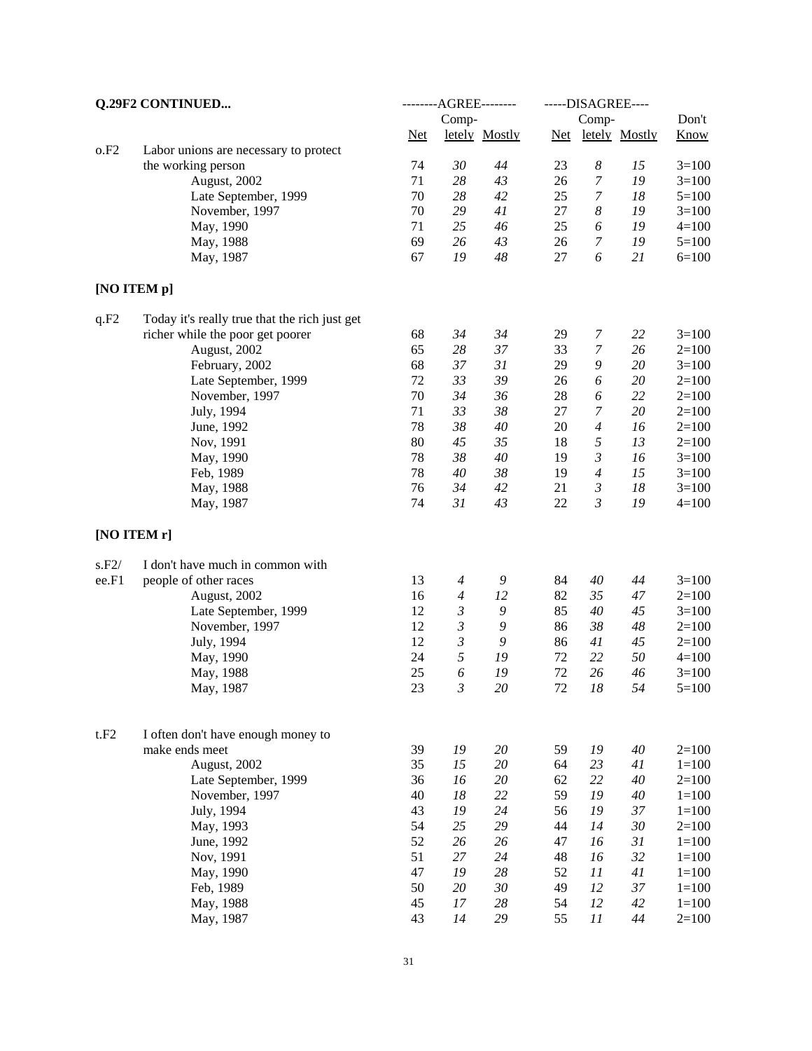**Q.29F2 CONTINUED...**

| | | --------AGREE-------- | | | -----DISAGREE---- | | | |
|---|---|---|---|---|---|---|---|---|
| | | Net | Completely | Mostly | Net | Completely | Mostly | Don't Know |
| o.F2 | Labor unions are necessary to protect the working person | 74 | *30* | *44* | 23 | *8* | *15* | 3=100 |
| | August, 2002 | 71 | *28* | *43* | 26 | *7* | *19* | 3=100 |
| | Late September, 1999 | 70 | *28* | *42* | 25 | *7* | *18* | 5=100 |
| | November, 1997 | 70 | *29* | *41* | 27 | *8* | *19* | 3=100 |
| | May, 1990 | 71 | *25* | *46* | 25 | *6* | *19* | 4=100 |
| | May, 1988 | 69 | *26* | *43* | 26 | *7* | *19* | 5=100 |
| | May, 1987 | 67 | *19* | *48* | 27 | *6* | *21* | 6=100 |
| **[NO ITEM p]** | | | | | | | | |
| q.F2 | Today it's really true that the rich just get richer while the poor get poorer | 68 | *34* | *34* | 29 | *7* | *22* | 3=100 |
| | August, 2002 | 65 | *28* | *37* | 33 | *7* | *26* | 2=100 |
| | February, 2002 | 68 | *37* | *31* | 29 | *9* | *20* | 3=100 |
| | Late September, 1999 | 72 | *33* | *39* | 26 | *6* | *20* | 2=100 |
| | November, 1997 | 70 | *34* | *36* | 28 | *6* | *22* | 2=100 |
| | July, 1994 | 71 | *33* | *38* | 27 | *7* | *20* | 2=100 |
| | June, 1992 | 78 | *38* | *40* | 20 | *4* | *16* | 2=100 |
| | Nov, 1991 | 80 | *45* | *35* | 18 | *5* | *13* | 2=100 |
| | May, 1990 | 78 | *38* | *40* | 19 | *3* | *16* | 3=100 |
| | Feb, 1989 | 78 | *40* | *38* | 19 | *4* | *15* | 3=100 |
| | May, 1988 | 76 | *34* | *42* | 21 | *3* | *18* | 3=100 |
| | May, 1987 | 74 | *31* | *43* | 22 | *3* | *19* | 4=100 |
| **[NO ITEM r]** | | | | | | | | |
| s.F2/ ee.F1 | I don't have much in common with people of other races | 13 | *4* | *9* | 84 | *40* | *44* | 3=100 |
| | August, 2002 | 16 | *4* | *12* | 82 | *35* | *47* | 2=100 |
| | Late September, 1999 | 12 | *3* | *9* | 85 | *40* | *45* | 3=100 |
| | November, 1997 | 12 | *3* | *9* | 86 | *38* | *48* | 2=100 |
| | July, 1994 | 12 | *3* | *9* | 86 | *41* | *45* | 2=100 |
| | May, 1990 | 24 | *5* | *19* | 72 | *22* | *50* | 4=100 |
| | May, 1988 | 25 | *6* | *19* | 72 | *26* | *46* | 3=100 |
| | May, 1987 | 23 | *3* | *20* | 72 | *18* | *54* | 5=100 |
| t.F2 | I often don't have enough money to make ends meet | 39 | *19* | *20* | 59 | *19* | *40* | 2=100 |
| | August, 2002 | 35 | *15* | *20* | 64 | *23* | *41* | 1=100 |
| | Late September, 1999 | 36 | *16* | *20* | 62 | *22* | *40* | 2=100 |
| | November, 1997 | 40 | *18* | *22* | 59 | *19* | *40* | 1=100 |
| | July, 1994 | 43 | *19* | *24* | 56 | *19* | *37* | 1=100 |
| | May, 1993 | 54 | *25* | *29* | 44 | *14* | *30* | 2=100 |
| | June, 1992 | 52 | *26* | *26* | 47 | *16* | *31* | 1=100 |
| | Nov, 1991 | 51 | *27* | *24* | 48 | *16* | *32* | 1=100 |
| | May, 1990 | 47 | *19* | *28* | 52 | *11* | *41* | 1=100 |
| | Feb, 1989 | 50 | *20* | *30* | 49 | *12* | *37* | 1=100 |
| | May, 1988 | 45 | *17* | *28* | 54 | *12* | *42* | 1=100 |
| | May, 1987 | 43 | *14* | *29* | 55 | *11* | *44* | 2=100 |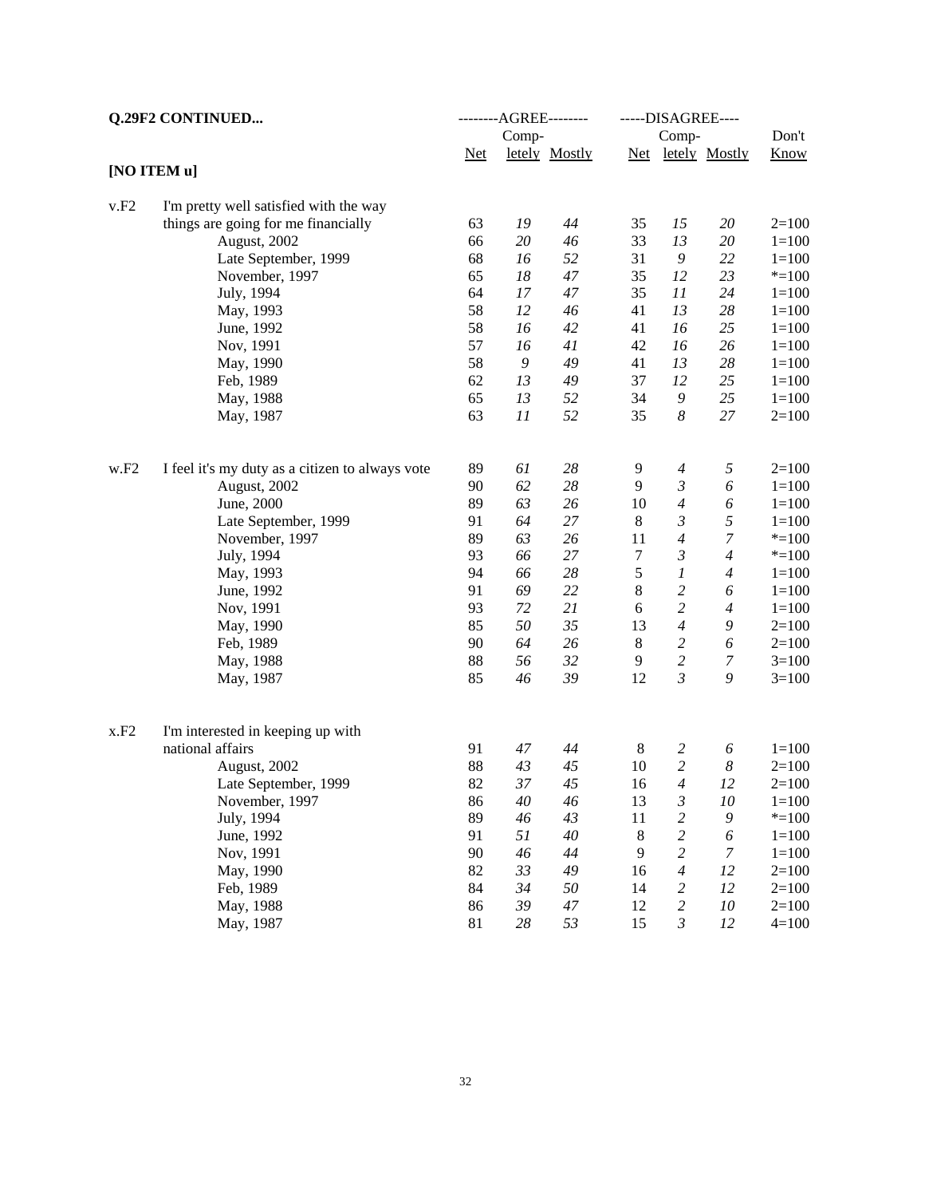**Q.29F2 CONTINUED...**

**[NO ITEM u]**

| | | AGREE | | | DISAGREE | | | |
|---|---|---|---|---|---|---|---|---|
| | | Net | Completely | Mostly | Net | Completely | Mostly | Don't Know |
| v.F2 | I'm pretty well satisfied with the way things are going for me financially | 63 | *19* | *44* | 35 | *15* | *20* | 2=100 |
| | August, 2002 | 66 | *20* | *46* | 33 | *13* | *20* | 1=100 |
| | Late September, 1999 | 68 | *16* | *52* | 31 | *9* | *22* | 1=100 |
| | November, 1997 | 65 | *18* | *47* | 35 | *12* | *23* | *=100 |
| | July, 1994 | 64 | *17* | *47* | 35 | *11* | *24* | 1=100 |
| | May, 1993 | 58 | *12* | *46* | 41 | *13* | *28* | 1=100 |
| | June, 1992 | 58 | *16* | *42* | 41 | *16* | *25* | 1=100 |
| | Nov, 1991 | 57 | *16* | *41* | 42 | *16* | *26* | 1=100 |
| | May, 1990 | 58 | *9* | *49* | 41 | *13* | *28* | 1=100 |
| | Feb, 1989 | 62 | *13* | *49* | 37 | *12* | *25* | 1=100 |
| | May, 1988 | 65 | *13* | *52* | 34 | *9* | *25* | 1=100 |
| | May, 1987 | 63 | *11* | *52* | 35 | *8* | *27* | 2=100 |
| w.F2 | I feel it's my duty as a citizen to always vote | 89 | *61* | *28* | 9 | *4* | *5* | 2=100 |
| | August, 2002 | 90 | *62* | *28* | 9 | *3* | *6* | 1=100 |
| | June, 2000 | 89 | *63* | *26* | 10 | *4* | *6* | 1=100 |
| | Late September, 1999 | 91 | *64* | *27* | 8 | *3* | *5* | 1=100 |
| | November, 1997 | 89 | *63* | *26* | 11 | *4* | *7* | *=100 |
| | July, 1994 | 93 | *66* | *27* | 7 | *3* | *4* | *=100 |
| | May, 1993 | 94 | *66* | *28* | 5 | *1* | *4* | 1=100 |
| | June, 1992 | 91 | *69* | *22* | 8 | *2* | *6* | 1=100 |
| | Nov, 1991 | 93 | *72* | *21* | 6 | *2* | *4* | 1=100 |
| | May, 1990 | 85 | *50* | *35* | 13 | *4* | *9* | 2=100 |
| | Feb, 1989 | 90 | *64* | *26* | 8 | *2* | *6* | 2=100 |
| | May, 1988 | 88 | *56* | *32* | 9 | *2* | *7* | 3=100 |
| | May, 1987 | 85 | *46* | *39* | 12 | *3* | *9* | 3=100 |
| x.F2 | I'm interested in keeping up with national affairs | 91 | *47* | *44* | 8 | *2* | *6* | 1=100 |
| | August, 2002 | 88 | *43* | *45* | 10 | *2* | *8* | 2=100 |
| | Late September, 1999 | 82 | *37* | *45* | 16 | *4* | *12* | 2=100 |
| | November, 1997 | 86 | *40* | *46* | 13 | *3* | *10* | 1=100 |
| | July, 1994 | 89 | *46* | *43* | 11 | *2* | *9* | *=100 |
| | June, 1992 | 91 | *51* | *40* | 8 | *2* | *6* | 1=100 |
| | Nov, 1991 | 90 | *46* | *44* | 9 | *2* | *7* | 1=100 |
| | May, 1990 | 82 | *33* | *49* | 16 | *4* | *12* | 2=100 |
| | Feb, 1989 | 84 | *34* | *50* | 14 | *2* | *12* | 2=100 |
| | May, 1988 | 86 | *39* | *47* | 12 | *2* | *10* | 2=100 |
| | May, 1987 | 81 | *28* | *53* | 15 | *3* | *12* | 4=100 |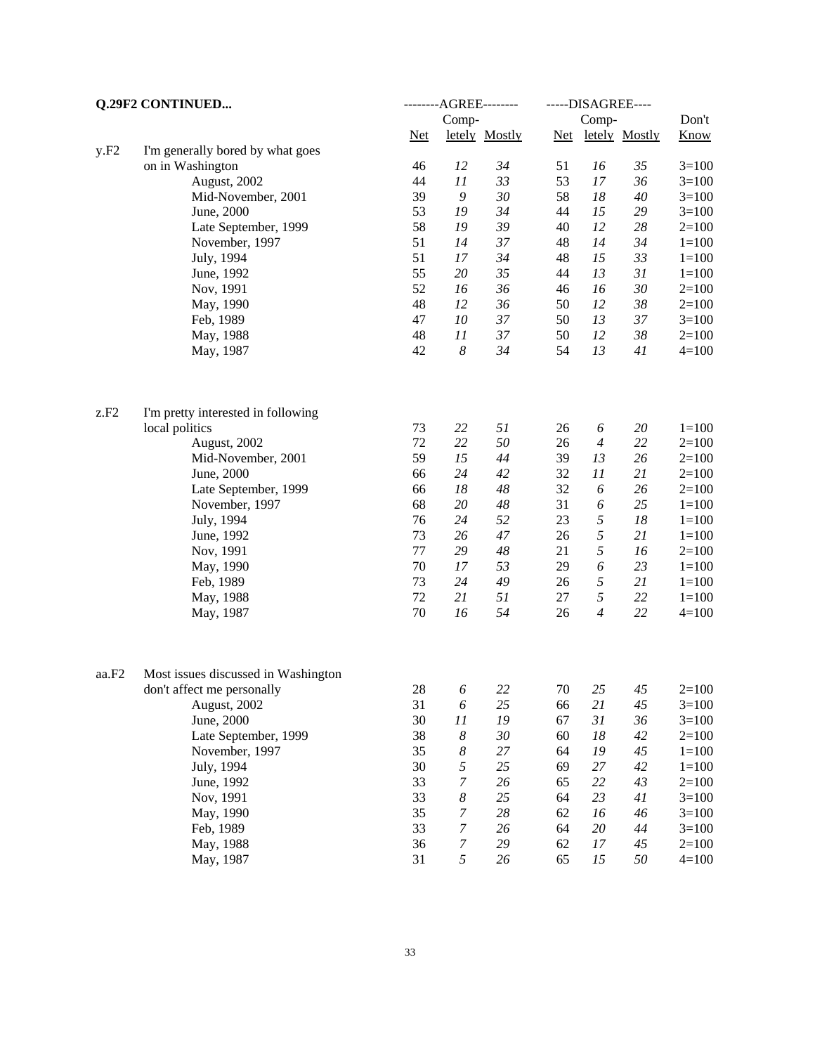**Q.29F2 CONTINUED...**

| | | AGREE | | | DISAGREE | | | |
|---|---|---|---|---|---|---|---|---|
| | | Net | Completely | Mostly | Net | Completely | Mostly | Don't Know |
| y.F2 | I'm generally bored by what goes on in Washington | 46 | *12* | *34* | 51 | *16* | *35* | 3=100 |
| | August, 2002 | 44 | *11* | *33* | 53 | *17* | *36* | 3=100 |
| | Mid-November, 2001 | 39 | *9* | *30* | 58 | *18* | *40* | 3=100 |
| | June, 2000 | 53 | *19* | *34* | 44 | *15* | *29* | 3=100 |
| | Late September, 1999 | 58 | *19* | *39* | 40 | *12* | *28* | 2=100 |
| | November, 1997 | 51 | *14* | *37* | 48 | *14* | *34* | 1=100 |
| | July, 1994 | 51 | *17* | *34* | 48 | *15* | *33* | 1=100 |
| | June, 1992 | 55 | *20* | *35* | 44 | *13* | *31* | 1=100 |
| | Nov, 1991 | 52 | *16* | *36* | 46 | *16* | *30* | 2=100 |
| | May, 1990 | 48 | *12* | *36* | 50 | *12* | *38* | 2=100 |
| | Feb, 1989 | 47 | *10* | *37* | 50 | *13* | *37* | 3=100 |
| | May, 1988 | 48 | *11* | *37* | 50 | *12* | *38* | 2=100 |
| | May, 1987 | 42 | *8* | *34* | 54 | *13* | *41* | 4=100 |
| z.F2 | I'm pretty interested in following local politics | 73 | *22* | *51* | 26 | *6* | *20* | 1=100 |
| | August, 2002 | 72 | *22* | *50* | 26 | *4* | *22* | 2=100 |
| | Mid-November, 2001 | 59 | *15* | *44* | 39 | *13* | *26* | 2=100 |
| | June, 2000 | 66 | *24* | *42* | 32 | *11* | *21* | 2=100 |
| | Late September, 1999 | 66 | *18* | *48* | 32 | *6* | *26* | 2=100 |
| | November, 1997 | 68 | *20* | *48* | 31 | *6* | *25* | 1=100 |
| | July, 1994 | 76 | *24* | *52* | 23 | *5* | *18* | 1=100 |
| | June, 1992 | 73 | *26* | *47* | 26 | *5* | *21* | 1=100 |
| | Nov, 1991 | 77 | *29* | *48* | 21 | *5* | *16* | 2=100 |
| | May, 1990 | 70 | *17* | *53* | 29 | *6* | *23* | 1=100 |
| | Feb, 1989 | 73 | *24* | *49* | 26 | *5* | *21* | 1=100 |
| | May, 1988 | 72 | *21* | *51* | 27 | *5* | *22* | 1=100 |
| | May, 1987 | 70 | *16* | *54* | 26 | *4* | *22* | 4=100 |
| aa.F2 | Most issues discussed in Washington don't affect me personally | 28 | *6* | *22* | 70 | *25* | *45* | 2=100 |
| | August, 2002 | 31 | *6* | *25* | 66 | *21* | *45* | 3=100 |
| | June, 2000 | 30 | *11* | *19* | 67 | *31* | *36* | 3=100 |
| | Late September, 1999 | 38 | *8* | *30* | 60 | *18* | *42* | 2=100 |
| | November, 1997 | 35 | *8* | *27* | 64 | *19* | *45* | 1=100 |
| | July, 1994 | 30 | *5* | *25* | 69 | *27* | *42* | 1=100 |
| | June, 1992 | 33 | *7* | *26* | 65 | *22* | *43* | 2=100 |
| | Nov, 1991 | 33 | *8* | *25* | 64 | *23* | *41* | 3=100 |
| | May, 1990 | 35 | *7* | *28* | 62 | *16* | *46* | 3=100 |
| | Feb, 1989 | 33 | *7* | *26* | 64 | *20* | *44* | 3=100 |
| | May, 1988 | 36 | *7* | *29* | 62 | *17* | *45* | 2=100 |
| | May, 1987 | 31 | *5* | *26* | 65 | *15* | *50* | 4=100 |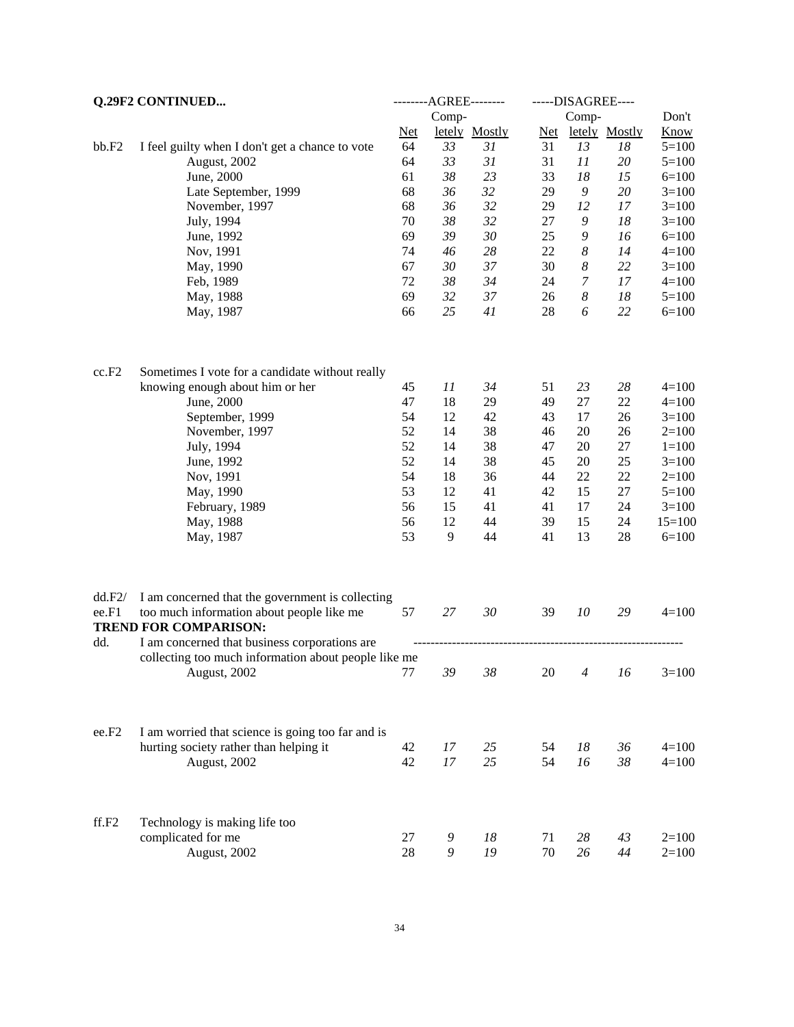**Q.29F2 CONTINUED...**

| | | --------AGREE-------- | | | -----DISAGREE---- | | | |
|---|---|---|---|---|---|---|---|---|
| | | Net | Comp-letely | Mostly | Net | Comp-letely | Mostly | Don't Know |
| bb.F2 | I feel guilty when I don't get a chance to vote | 64 | *33* | *31* | 31 | *13* | *18* | 5=100 |
| | August, 2002 | 64 | *33* | *31* | 31 | *11* | *20* | 5=100 |
| | June, 2000 | 61 | *38* | *23* | 33 | *18* | *15* | 6=100 |
| | Late September, 1999 | 68 | *36* | *32* | 29 | *9* | *20* | 3=100 |
| | November, 1997 | 68 | *36* | *32* | 29 | *12* | *17* | 3=100 |
| | July, 1994 | 70 | *38* | *32* | 27 | *9* | *18* | 3=100 |
| | June, 1992 | 69 | *39* | *30* | 25 | *9* | *16* | 6=100 |
| | Nov, 1991 | 74 | *46* | *28* | 22 | *8* | *14* | 4=100 |
| | May, 1990 | 67 | *30* | *37* | 30 | *8* | *22* | 3=100 |
| | Feb, 1989 | 72 | *38* | *34* | 24 | *7* | *17* | 4=100 |
| | May, 1988 | 69 | *32* | *37* | 26 | *8* | *18* | 5=100 |
| | May, 1987 | 66 | *25* | *41* | 28 | *6* | *22* | 6=100 |
| cc.F2 | Sometimes I vote for a candidate without really knowing enough about him or her | 45 | *11* | *34* | 51 | *23* | *28* | 4=100 |
| | June, 2000 | 47 | 18 | 29 | 49 | 27 | 22 | 4=100 |
| | September, 1999 | 54 | 12 | 42 | 43 | 17 | 26 | 3=100 |
| | November, 1997 | 52 | 14 | 38 | 46 | 20 | 26 | 2=100 |
| | July, 1994 | 52 | 14 | 38 | 47 | 20 | 27 | 1=100 |
| | June, 1992 | 52 | 14 | 38 | 45 | 20 | 25 | 3=100 |
| | Nov, 1991 | 54 | 18 | 36 | 44 | 22 | 22 | 2=100 |
| | May, 1990 | 53 | 12 | 41 | 42 | 15 | 27 | 5=100 |
| | February, 1989 | 56 | 15 | 41 | 41 | 17 | 24 | 3=100 |
| | May, 1988 | 56 | 12 | 44 | 39 | 15 | 24 | 15=100 |
| | May, 1987 | 53 | 9 | 44 | 41 | 13 | 28 | 6=100 |
| dd.F2/ ee.F1 | I am concerned that the government is collecting too much information about people like me | 57 | *27* | *30* | 39 | *10* | *29* | 4=100 |
| | **TREND FOR COMPARISON:** | | | | | | | |
| dd. | I am concerned that business corporations are collecting too much information about people like me | | | | | | | |
| | August, 2002 | 77 | *39* | *38* | 20 | *4* | *16* | 3=100 |
| ee.F2 | I am worried that science is going too far and is hurting society rather than helping it | 42 | *17* | *25* | 54 | *18* | *36* | 4=100 |
| | August, 2002 | 42 | *17* | *25* | 54 | *16* | *38* | 4=100 |
| ff.F2 | Technology is making life too complicated for me | 27 | *9* | *18* | 71 | *28* | *43* | 2=100 |
| | August, 2002 | 28 | *9* | *19* | 70 | *26* | *44* | 2=100 |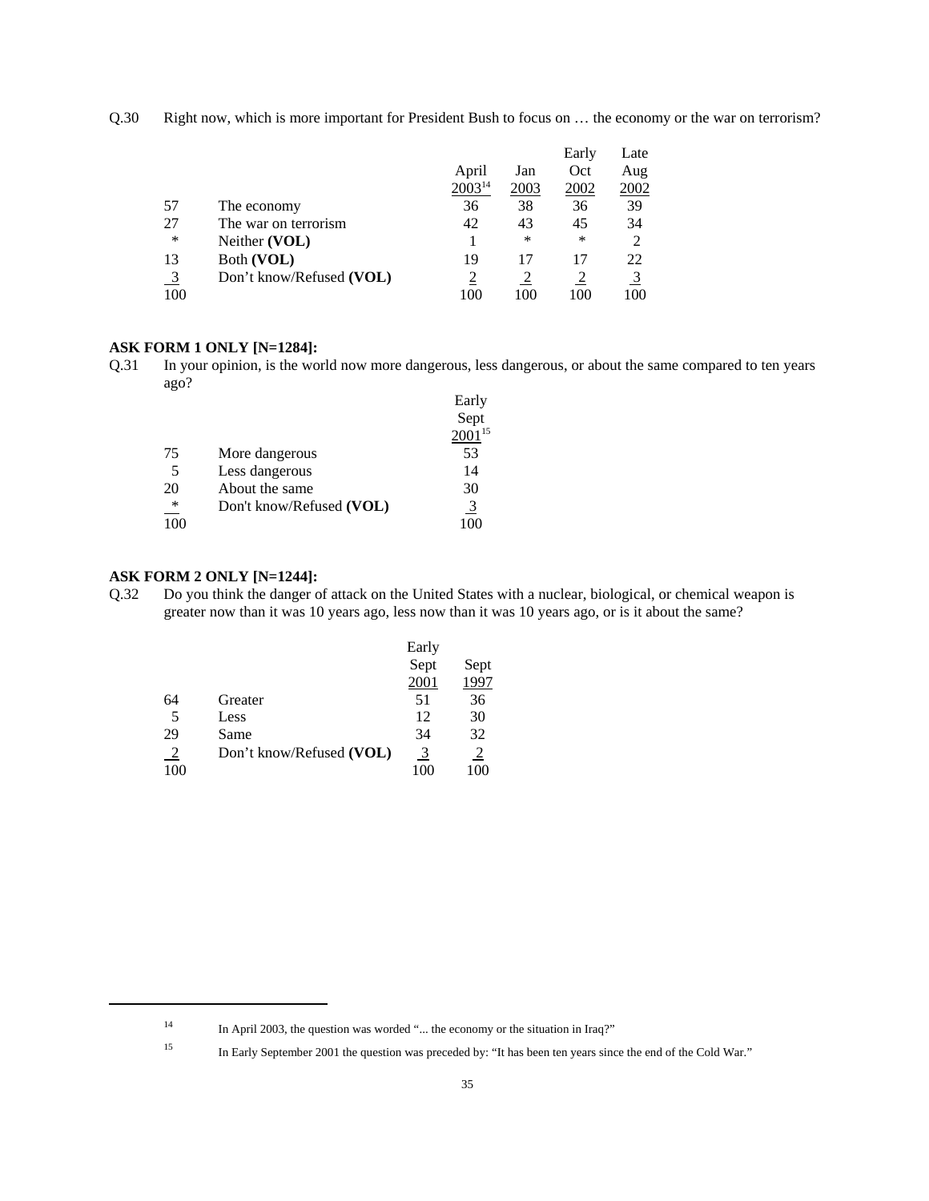Q.30 Right now, which is more important for President Bush to focus on … the economy or the war on terrorism?

| | | April 2003[14] | Jan 2003 | Early Oct 2002 | Late Aug 2002 |
|---|---|---|---|---|---|
| 57 | The economy | 36 | 38 | 36 | 39 |
| 27 | The war on terrorism | 42 | 43 | 45 | 34 |
| * | Neither **(VOL)** | 1 | * | * | 2 |
| 13 | Both **(VOL)** | 19 | 17 | 17 | 22 |
| 3 | Don't know/Refused **(VOL)** | 2 | 2 | 2 | 3 |
| 100 | | 100 | 100 | 100 | 100 |

**ASK FORM 1 ONLY [N=1284]:**

Q.31 In your opinion, is the world now more dangerous, less dangerous, or about the same compared to ten years ago?

| | | Early Sept 2001[15] |
|---|---|---|
| 75 | More dangerous | 53 |
| 5 | Less dangerous | 14 |
| 20 | About the same | 30 |
| * | Don't know/Refused **(VOL)** | 3 |
| 100 | | 100 |

**ASK FORM 2 ONLY [N=1244]:**

Q.32 Do you think the danger of attack on the United States with a nuclear, biological, or chemical weapon is greater now than it was 10 years ago, less now than it was 10 years ago, or is it about the same?

| | | Early Sept 2001 | Sept 1997 |
|---|---|---|---|
| 64 | Greater | 51 | 36 |
| 5 | Less | 12 | 30 |
| 29 | Same | 34 | 32 |
| 2 | Don't know/Refused **(VOL)** | 3 | 2 |
| 100 | | 100 | 100 |

---

[14] In April 2003, the question was worded "... the economy or the situation in Iraq?"

[15] In Early September 2001 the question was preceded by: "It has been ten years since the end of the Cold War."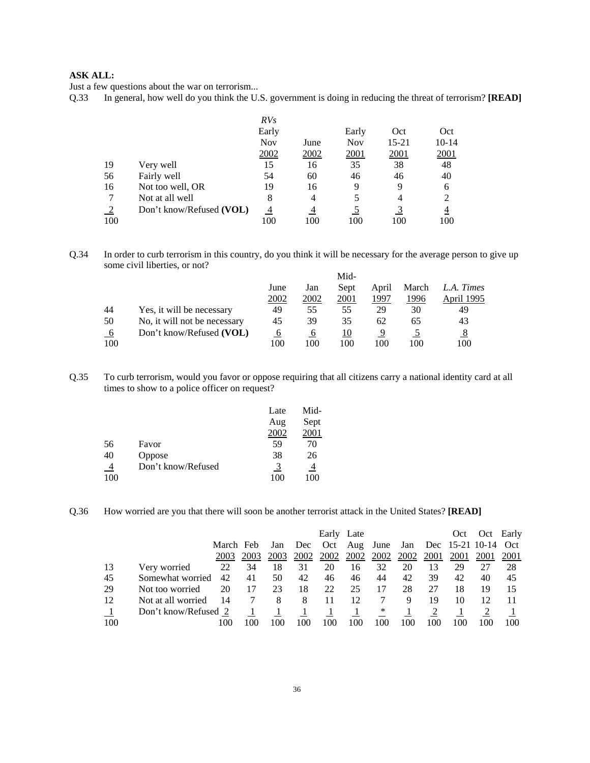**ASK ALL:**

Just a few questions about the war on terrorism...

Q.33 In general, how well do you think the U.S. government is doing in reducing the threat of terrorism? **[READ]**

| | | *RVs* Early Nov 2002 | June 2002 | Early Nov 2001 | Oct 15-21 2001 | Oct 10-14 2001 |
|---|---|---|---|---|---|---|
| 19 | Very well | 15 | 16 | 35 | 38 | 48 |
| 56 | Fairly well | 54 | 60 | 46 | 46 | 40 |
| 16 | Not too well, OR | 19 | 16 | 9 | 9 | 6 |
| 7 | Not at all well | 8 | 4 | 5 | 4 | 2 |
| 2 | Don't know/Refused **(VOL)** | 4 | 4 | 5 | 3 | 4 |
| 100 | | 100 | 100 | 100 | 100 | 100 |

Q.34 In order to curb terrorism in this country, do you think it will be necessary for the average person to give up some civil liberties, or not?

| | | June 2002 | Jan 2002 | Mid-Sept 2001 | April 1997 | March 1996 | *L.A. Times* April 1995 |
|---|---|---|---|---|---|---|---|
| 44 | Yes, it will be necessary | 49 | 55 | 55 | 29 | 30 | 49 |
| 50 | No, it will not be necessary | 45 | 39 | 35 | 62 | 65 | 43 |
| 6 | Don't know/Refused **(VOL)** | 6 | 6 | 10 | 9 | 5 | 8 |
| 100 | | 100 | 100 | 100 | 100 | 100 | 100 |

Q.35 To curb terrorism, would you favor or oppose requiring that all citizens carry a national identity card at all times to show to a police officer on request?

| | | Late Aug 2002 | Mid-Sept 2001 |
|---|---|---|---|
| 56 | Favor | 59 | 70 |
| 40 | Oppose | 38 | 26 |
| 4 | Don't know/Refused | 3 | 4 |
| 100 | | 100 | 100 |

Q.36 How worried are you that there will soon be another terrorist attack in the United States? **[READ]**

| | | March 2003 | Feb 2003 | Jan 2003 | Dec 2002 | Early Oct 2002 | Late Aug 2002 | June 2002 | Jan 2002 | Dec 2001 | Oct 15-21 2001 | Oct 10-14 2001 | Early Oct 2001 |
|---|---|---|---|---|---|---|---|---|---|---|---|---|---|
| 13 | Very worried | 22 | 34 | 18 | 31 | 20 | 16 | 32 | 20 | 13 | 29 | 27 | 28 |
| 45 | Somewhat worried | 42 | 41 | 50 | 42 | 46 | 46 | 44 | 42 | 39 | 42 | 40 | 45 |
| 29 | Not too worried | 20 | 17 | 23 | 18 | 22 | 25 | 17 | 28 | 27 | 18 | 19 | 15 |
| 12 | Not at all worried | 14 | 7 | 8 | 8 | 11 | 12 | 7 | 9 | 19 | 10 | 12 | 11 |
| 1 | Don't know/Refused | 2 | 1 | 1 | 1 | 1 | 1 | * | 1 | 2 | 1 | 2 | 1 |
| 100 | | 100 | 100 | 100 | 100 | 100 | 100 | 100 | 100 | 100 | 100 | 100 | 100 |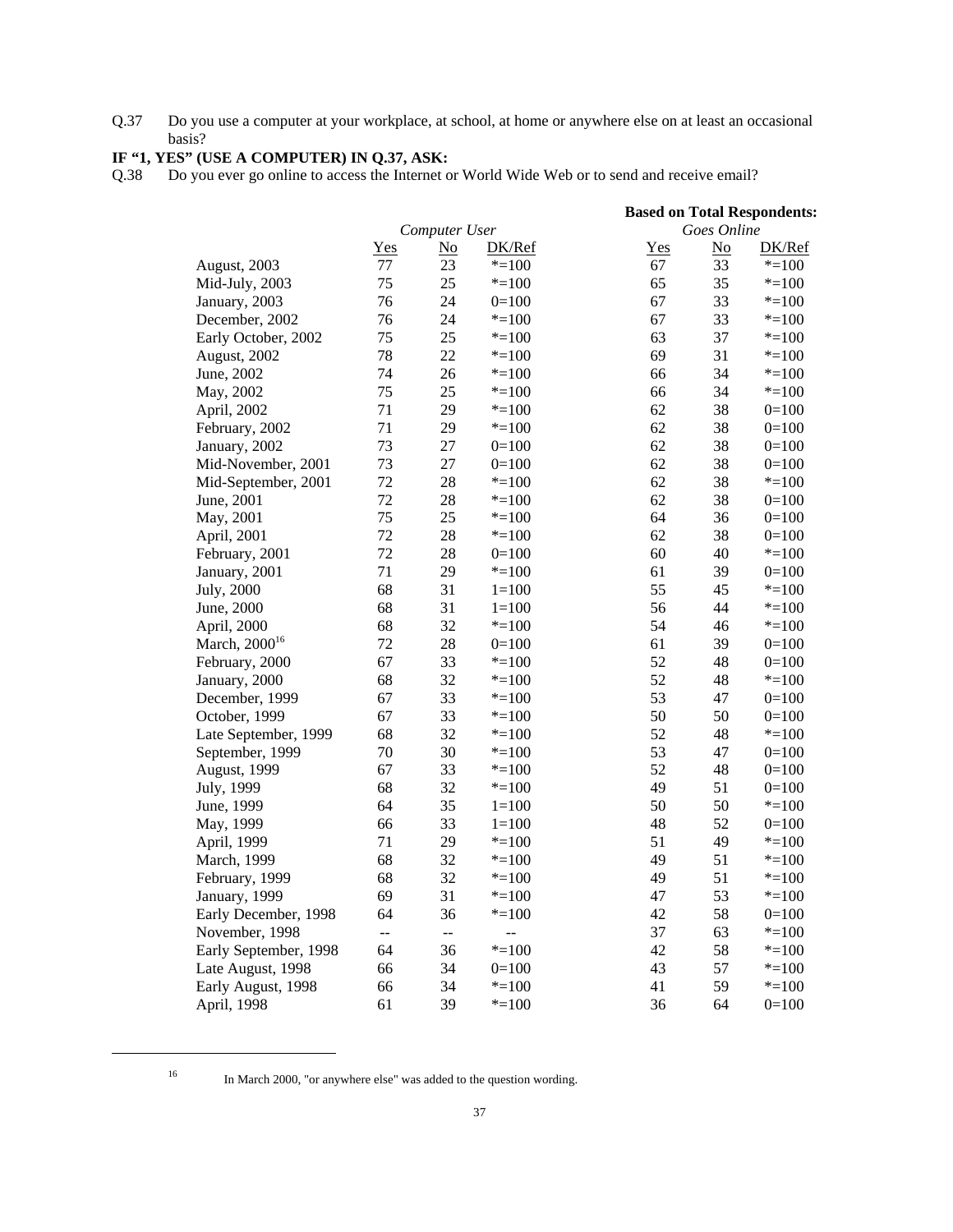Q.37 Do you use a computer at your workplace, at school, at home or anywhere else on at least an occasional basis?

**IF "1, YES" (USE A COMPUTER) IN Q.37, ASK:**

Q.38 Do you ever go online to access the Internet or World Wide Web or to send and receive email?

| | *Computer User* | | | **Based on Total Respondents:** *Goes Online* | | |
|---|---|---|---|---|---|---|
| | Yes | No | DK/Ref | Yes | No | DK/Ref |
| August, 2003 | 77 | 23 | *=100 | 67 | 33 | *=100 |
| Mid-July, 2003 | 75 | 25 | *=100 | 65 | 35 | *=100 |
| January, 2003 | 76 | 24 | 0=100 | 67 | 33 | *=100 |
| December, 2002 | 76 | 24 | *=100 | 67 | 33 | *=100 |
| Early October, 2002 | 75 | 25 | *=100 | 63 | 37 | *=100 |
| August, 2002 | 78 | 22 | *=100 | 69 | 31 | *=100 |
| June, 2002 | 74 | 26 | *=100 | 66 | 34 | *=100 |
| May, 2002 | 75 | 25 | *=100 | 66 | 34 | *=100 |
| April, 2002 | 71 | 29 | *=100 | 62 | 38 | 0=100 |
| February, 2002 | 71 | 29 | *=100 | 62 | 38 | 0=100 |
| January, 2002 | 73 | 27 | 0=100 | 62 | 38 | 0=100 |
| Mid-November, 2001 | 73 | 27 | 0=100 | 62 | 38 | 0=100 |
| Mid-September, 2001 | 72 | 28 | *=100 | 62 | 38 | *=100 |
| June, 2001 | 72 | 28 | *=100 | 62 | 38 | 0=100 |
| May, 2001 | 75 | 25 | *=100 | 64 | 36 | 0=100 |
| April, 2001 | 72 | 28 | *=100 | 62 | 38 | 0=100 |
| February, 2001 | 72 | 28 | 0=100 | 60 | 40 | *=100 |
| January, 2001 | 71 | 29 | *=100 | 61 | 39 | 0=100 |
| July, 2000 | 68 | 31 | 1=100 | 55 | 45 | *=100 |
| June, 2000 | 68 | 31 | 1=100 | 56 | 44 | *=100 |
| April, 2000 | 68 | 32 | *=100 | 54 | 46 | *=100 |
| March, 2000[16] | 72 | 28 | 0=100 | 61 | 39 | 0=100 |
| February, 2000 | 67 | 33 | *=100 | 52 | 48 | 0=100 |
| January, 2000 | 68 | 32 | *=100 | 52 | 48 | *=100 |
| December, 1999 | 67 | 33 | *=100 | 53 | 47 | 0=100 |
| October, 1999 | 67 | 33 | *=100 | 50 | 50 | 0=100 |
| Late September, 1999 | 68 | 32 | *=100 | 52 | 48 | *=100 |
| September, 1999 | 70 | 30 | *=100 | 53 | 47 | 0=100 |
| August, 1999 | 67 | 33 | *=100 | 52 | 48 | 0=100 |
| July, 1999 | 68 | 32 | *=100 | 49 | 51 | 0=100 |
| June, 1999 | 64 | 35 | 1=100 | 50 | 50 | *=100 |
| May, 1999 | 66 | 33 | 1=100 | 48 | 52 | 0=100 |
| April, 1999 | 71 | 29 | *=100 | 51 | 49 | *=100 |
| March, 1999 | 68 | 32 | *=100 | 49 | 51 | *=100 |
| February, 1999 | 68 | 32 | *=100 | 49 | 51 | *=100 |
| January, 1999 | 69 | 31 | *=100 | 47 | 53 | *=100 |
| Early December, 1998 | 64 | 36 | *=100 | 42 | 58 | 0=100 |
| November, 1998 | -- | -- | -- | 37 | 63 | *=100 |
| Early September, 1998 | 64 | 36 | *=100 | 42 | 58 | *=100 |
| Late August, 1998 | 66 | 34 | 0=100 | 43 | 57 | *=100 |
| Early August, 1998 | 66 | 34 | *=100 | 41 | 59 | *=100 |
| April, 1998 | 61 | 39 | *=100 | 36 | 64 | 0=100 |

[16] In March 2000, "or anywhere else" was added to the question wording.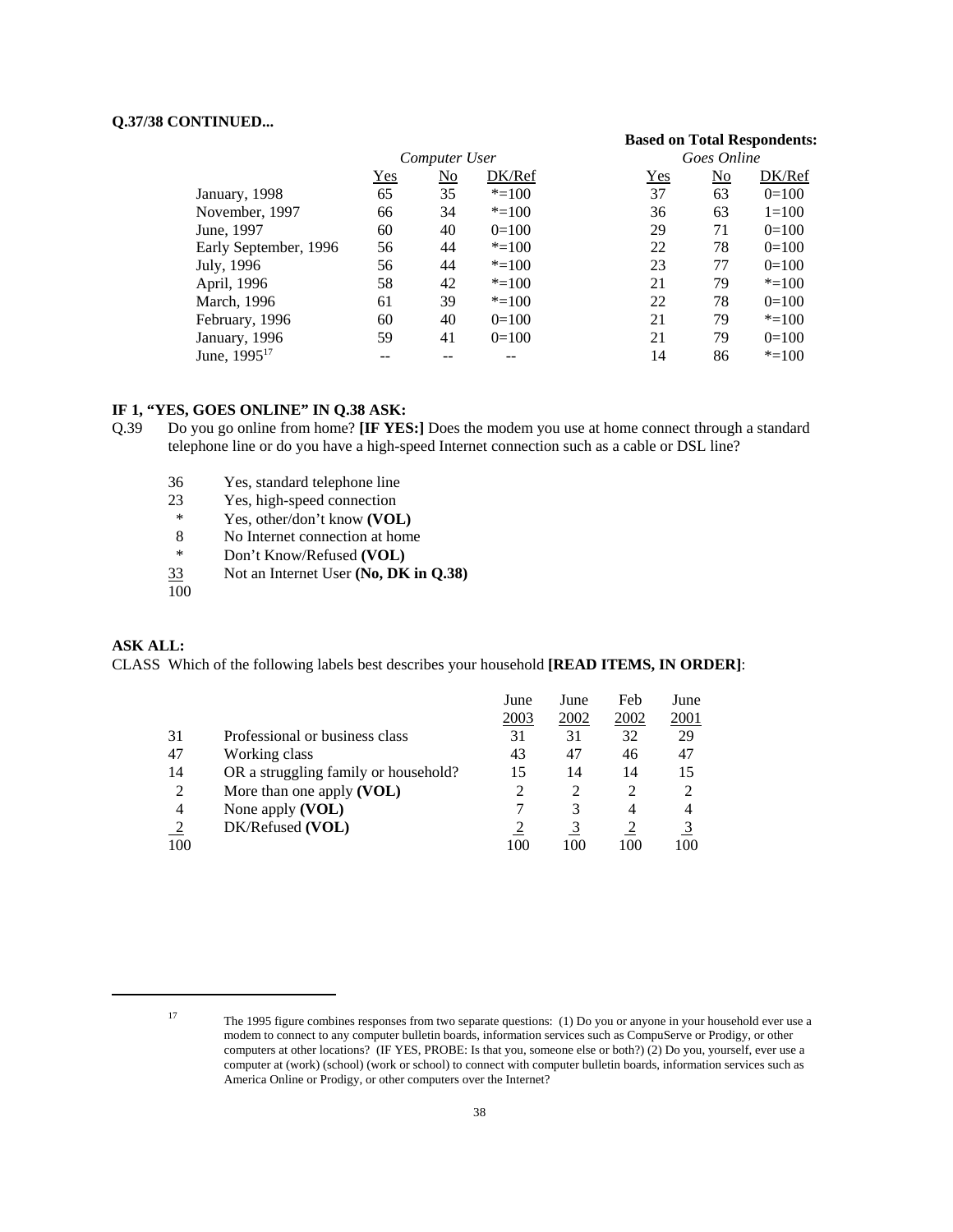**Q.37/38 CONTINUED...**

| | Computer User | | | Based on Total Respondents: Goes Online | | |
|---|---|---|---|---|---|---|
| | Yes | No | DK/Ref | Yes | No | DK/Ref |
| January, 1998 | 65 | 35 | *=100 | 37 | 63 | 0=100 |
| November, 1997 | 66 | 34 | *=100 | 36 | 63 | 1=100 |
| June, 1997 | 60 | 40 | 0=100 | 29 | 71 | 0=100 |
| Early September, 1996 | 56 | 44 | *=100 | 22 | 78 | 0=100 |
| July, 1996 | 56 | 44 | *=100 | 23 | 77 | 0=100 |
| April, 1996 | 58 | 42 | *=100 | 21 | 79 | *=100 |
| March, 1996 | 61 | 39 | *=100 | 22 | 78 | 0=100 |
| February, 1996 | 60 | 40 | 0=100 | 21 | 79 | *=100 |
| January, 1996 | 59 | 41 | 0=100 | 21 | 79 | 0=100 |
| June, 1995[17] | -- | -- | -- | 14 | 86 | *=100 |

**IF 1, "YES, GOES ONLINE" IN Q.38 ASK:**

Q.39 Do you go online from home? **[IF YES:]** Does the modem you use at home connect through a standard telephone line or do you have a high-speed Internet connection such as a cable or DSL line?

| | |
|---|---|
| 36 | Yes, standard telephone line |
| 23 | Yes, high-speed connection |
| * | Yes, other/don't know **(VOL)** |
| 8 | No Internet connection at home |
| * | Don't Know/Refused **(VOL)** |
| 33 | Not an Internet User **(No, DK in Q.38)** |
| 100 | |

**ASK ALL:**

CLASS Which of the following labels best describes your household **[READ ITEMS, IN ORDER]**:

| | | June 2003 | June 2002 | Feb 2002 | June 2001 |
|---|---|---|---|---|---|
| 31 | Professional or business class | 31 | 31 | 32 | 29 |
| 47 | Working class | 43 | 47 | 46 | 47 |
| 14 | OR a struggling family or household? | 15 | 14 | 14 | 15 |
| 2 | More than one apply **(VOL)** | 2 | 2 | 2 | 2 |
| 4 | None apply **(VOL)** | 7 | 3 | 4 | 4 |
| 2 | DK/Refused **(VOL)** | 2 | 3 | 2 | 3 |
| 100 | | 100 | 100 | 100 | 100 |

[17] The 1995 figure combines responses from two separate questions: (1) Do you or anyone in your household ever use a modem to connect to any computer bulletin boards, information services such as CompuServe or Prodigy, or other computers at other locations? (IF YES, PROBE: Is that you, someone else or both?) (2) Do you, yourself, ever use a computer at (work) (school) (work or school) to connect with computer bulletin boards, information services such as America Online or Prodigy, or other computers over the Internet?